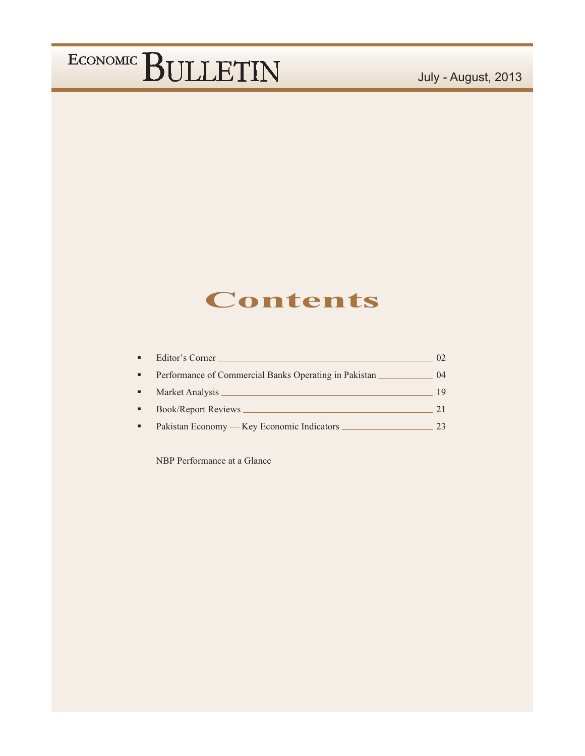# ECONOMIC BULLETIN

July - August, 2013

## Contents

- Editor's Corner ____ 02
- Performance of Commercial Banks Operating in Pakistan ____ 04
- Market Analysis ____ 19
- Book/Report Reviews ____ 21
- Pakistan Economy — Key Economic Indicators ____ 23

NBP Performance at a Glance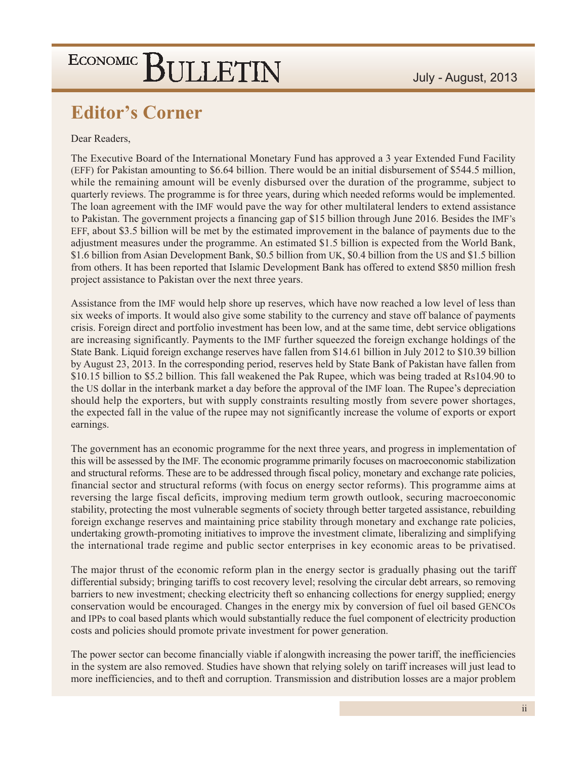# Editor's Corner

Dear Readers,

The Executive Board of the International Monetary Fund has approved a 3 year Extended Fund Facility (EFF) for Pakistan amounting to $6.64 billion. There would be an initial disbursement of $544.5 million, while the remaining amount will be evenly disbursed over the duration of the programme, subject to quarterly reviews. The programme is for three years, during which needed reforms would be implemented. The loan agreement with the IMF would pave the way for other multilateral lenders to extend assistance to Pakistan. The government projects a financing gap of $15 billion through June 2016. Besides the IMF's EFF, about $3.5 billion will be met by the estimated improvement in the balance of payments due to the adjustment measures under the programme. An estimated $1.5 billion is expected from the World Bank, $1.6 billion from Asian Development Bank, $0.5 billion from UK, $0.4 billion from the US and $1.5 billion from others. It has been reported that Islamic Development Bank has offered to extend $850 million fresh project assistance to Pakistan over the next three years.

Assistance from the IMF would help shore up reserves, which have now reached a low level of less than six weeks of imports. It would also give some stability to the currency and stave off balance of payments crisis. Foreign direct and portfolio investment has been low, and at the same time, debt service obligations are increasing significantly. Payments to the IMF further squeezed the foreign exchange holdings of the State Bank. Liquid foreign exchange reserves have fallen from $14.61 billion in July 2012 to $10.39 billion by August 23, 2013. In the corresponding period, reserves held by State Bank of Pakistan have fallen from $10.15 billion to $5.2 billion. This fall weakened the Pak Rupee, which was being traded at Rs104.90 to the US dollar in the interbank market a day before the approval of the IMF loan. The Rupee's depreciation should help the exporters, but with supply constraints resulting mostly from severe power shortages, the expected fall in the value of the rupee may not significantly increase the volume of exports or export earnings.

The government has an economic programme for the next three years, and progress in implementation of this will be assessed by the IMF. The economic programme primarily focuses on macroeconomic stabilization and structural reforms. These are to be addressed through fiscal policy, monetary and exchange rate policies, financial sector and structural reforms (with focus on energy sector reforms). This programme aims at reversing the large fiscal deficits, improving medium term growth outlook, securing macroeconomic stability, protecting the most vulnerable segments of society through better targeted assistance, rebuilding foreign exchange reserves and maintaining price stability through monetary and exchange rate policies, undertaking growth-promoting initiatives to improve the investment climate, liberalizing and simplifying the international trade regime and public sector enterprises in key economic areas to be privatised.

The major thrust of the economic reform plan in the energy sector is gradually phasing out the tariff differential subsidy; bringing tariffs to cost recovery level; resolving the circular debt arrears, so removing barriers to new investment; checking electricity theft so enhancing collections for energy supplied; energy conservation would be encouraged. Changes in the energy mix by conversion of fuel oil based GENCOs and IPPs to coal based plants which would substantially reduce the fuel component of electricity production costs and policies should promote private investment for power generation.

The power sector can become financially viable if alongwith increasing the power tariff, the inefficiencies in the system are also removed. Studies have shown that relying solely on tariff increases will just lead to more inefficiencies, and to theft and corruption. Transmission and distribution losses are a major problem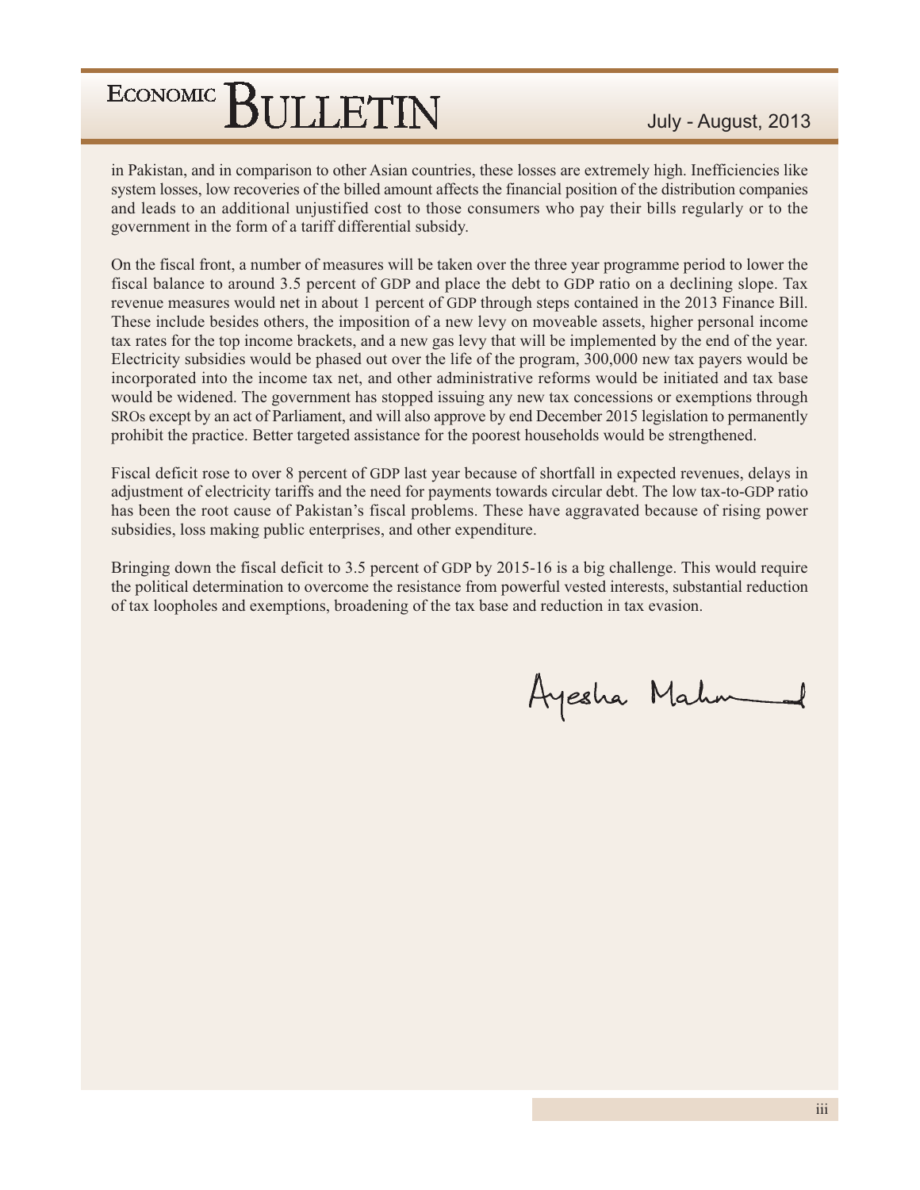in Pakistan, and in comparison to other Asian countries, these losses are extremely high. Inefficiencies like system losses, low recoveries of the billed amount affects the financial position of the distribution companies and leads to an additional unjustified cost to those consumers who pay their bills regularly or to the government in the form of a tariff differential subsidy.

On the fiscal front, a number of measures will be taken over the three year programme period to lower the fiscal balance to around 3.5 percent of GDP and place the debt to GDP ratio on a declining slope. Tax revenue measures would net in about 1 percent of GDP through steps contained in the 2013 Finance Bill. These include besides others, the imposition of a new levy on moveable assets, higher personal income tax rates for the top income brackets, and a new gas levy that will be implemented by the end of the year. Electricity subsidies would be phased out over the life of the program, 300,000 new tax payers would be incorporated into the income tax net, and other administrative reforms would be initiated and tax base would be widened. The government has stopped issuing any new tax concessions or exemptions through SROs except by an act of Parliament, and will also approve by end December 2015 legislation to permanently prohibit the practice. Better targeted assistance for the poorest households would be strengthened.

Fiscal deficit rose to over 8 percent of GDP last year because of shortfall in expected revenues, delays in adjustment of electricity tariffs and the need for payments towards circular debt. The low tax-to-GDP ratio has been the root cause of Pakistan's fiscal problems. These have aggravated because of rising power subsidies, loss making public enterprises, and other expenditure.

Bringing down the fiscal deficit to 3.5 percent of GDP by 2015-16 is a big challenge. This would require the political determination to overcome the resistance from powerful vested interests, substantial reduction of tax loopholes and exemptions, broadening of the tax base and reduction in tax evasion.

Ayesha Mahmud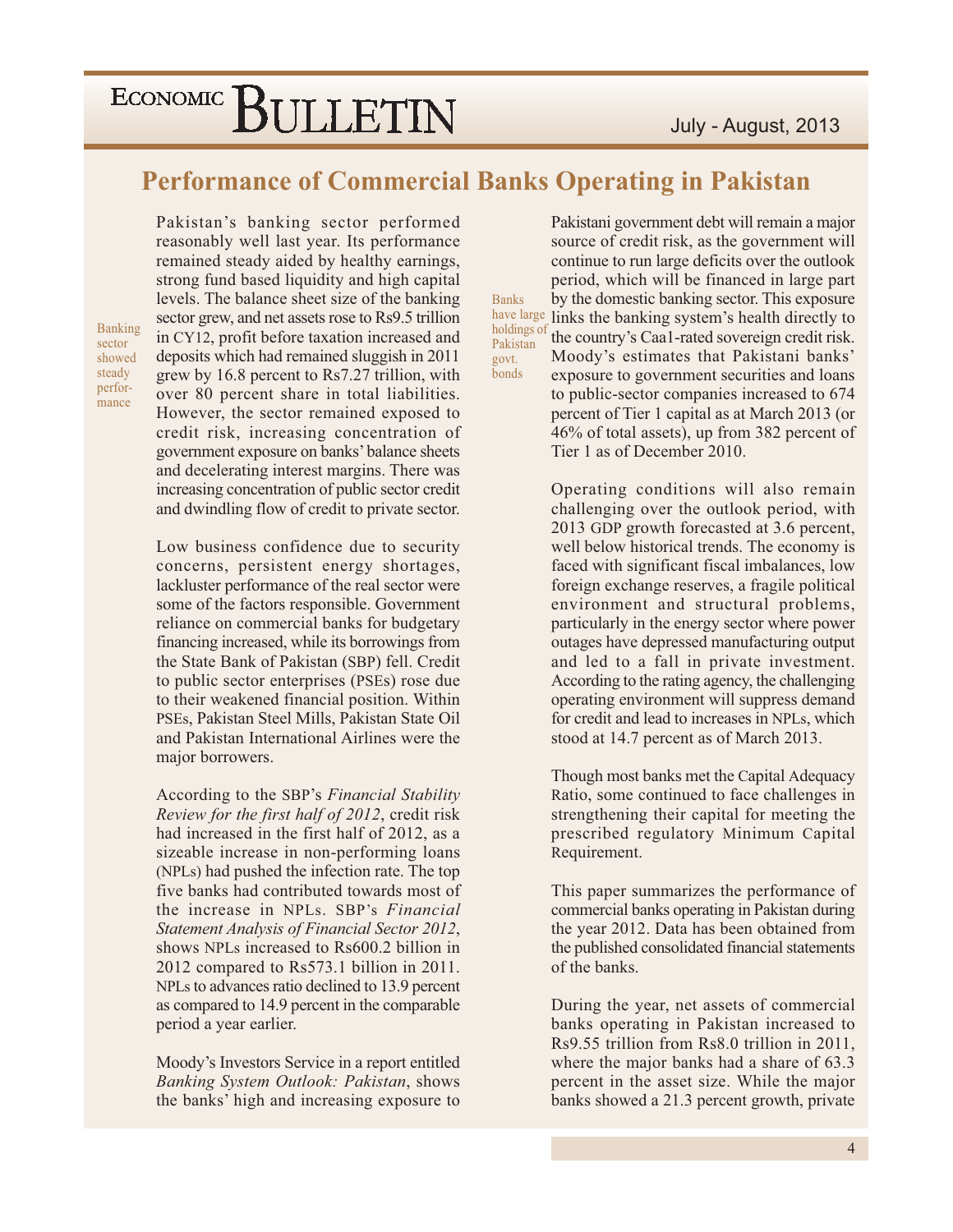# Performance of Commercial Banks Operating in Pakistan

Banking sector showed steady performance

Pakistan's banking sector performed reasonably well last year. Its performance remained steady aided by healthy earnings, strong fund based liquidity and high capital levels. The balance sheet size of the banking sector grew, and net assets rose to Rs9.5 trillion in CY12, profit before taxation increased and deposits which had remained sluggish in 2011 grew by 16.8 percent to Rs7.27 trillion, with over 80 percent share in total liabilities. However, the sector remained exposed to credit risk, increasing concentration of government exposure on banks' balance sheets and decelerating interest margins. There was increasing concentration of public sector credit and dwindling flow of credit to private sector.

Low business confidence due to security concerns, persistent energy shortages, lackluster performance of the real sector were some of the factors responsible. Government reliance on commercial banks for budgetary financing increased, while its borrowings from the State Bank of Pakistan (SBP) fell. Credit to public sector enterprises (PSEs) rose due to their weakened financial position. Within PSEs, Pakistan Steel Mills, Pakistan State Oil and Pakistan International Airlines were the major borrowers.

According to the SBP's *Financial Stability Review for the first half of 2012*, credit risk had increased in the first half of 2012, as a sizeable increase in non-performing loans (NPLs) had pushed the infection rate. The top five banks had contributed towards most of the increase in NPLs. SBP's *Financial Statement Analysis of Financial Sector 2012*, shows NPLs increased to Rs600.2 billion in 2012 compared to Rs573.1 billion in 2011. NPLs to advances ratio declined to 13.9 percent as compared to 14.9 percent in the comparable period a year earlier.

Moody's Investors Service in a report entitled *Banking System Outlook: Pakistan*, shows the banks' high and increasing exposure to Pakistani government debt will remain a major source of credit risk, as the government will continue to run large deficits over the outlook period, which will be financed in large part by the domestic banking sector. This exposure links the banking system's health directly to the country's Caa1-rated sovereign credit risk. Moody's estimates that Pakistani banks' exposure to government securities and loans to public-sector companies increased to 674 percent of Tier 1 capital as at March 2013 (or 46% of total assets), up from 382 percent of Tier 1 as of December 2010.

Banks have large holdings of Pakistan govt. bonds

Operating conditions will also remain challenging over the outlook period, with 2013 GDP growth forecasted at 3.6 percent, well below historical trends. The economy is faced with significant fiscal imbalances, low foreign exchange reserves, a fragile political environment and structural problems, particularly in the energy sector where power outages have depressed manufacturing output and led to a fall in private investment. According to the rating agency, the challenging operating environment will suppress demand for credit and lead to increases in NPLs, which stood at 14.7 percent as of March 2013.

Though most banks met the Capital Adequacy Ratio, some continued to face challenges in strengthening their capital for meeting the prescribed regulatory Minimum Capital Requirement.

This paper summarizes the performance of commercial banks operating in Pakistan during the year 2012. Data has been obtained from the published consolidated financial statements of the banks.

During the year, net assets of commercial banks operating in Pakistan increased to Rs9.55 trillion from Rs8.0 trillion in 2011, where the major banks had a share of 63.3 percent in the asset size. While the major banks showed a 21.3 percent growth, private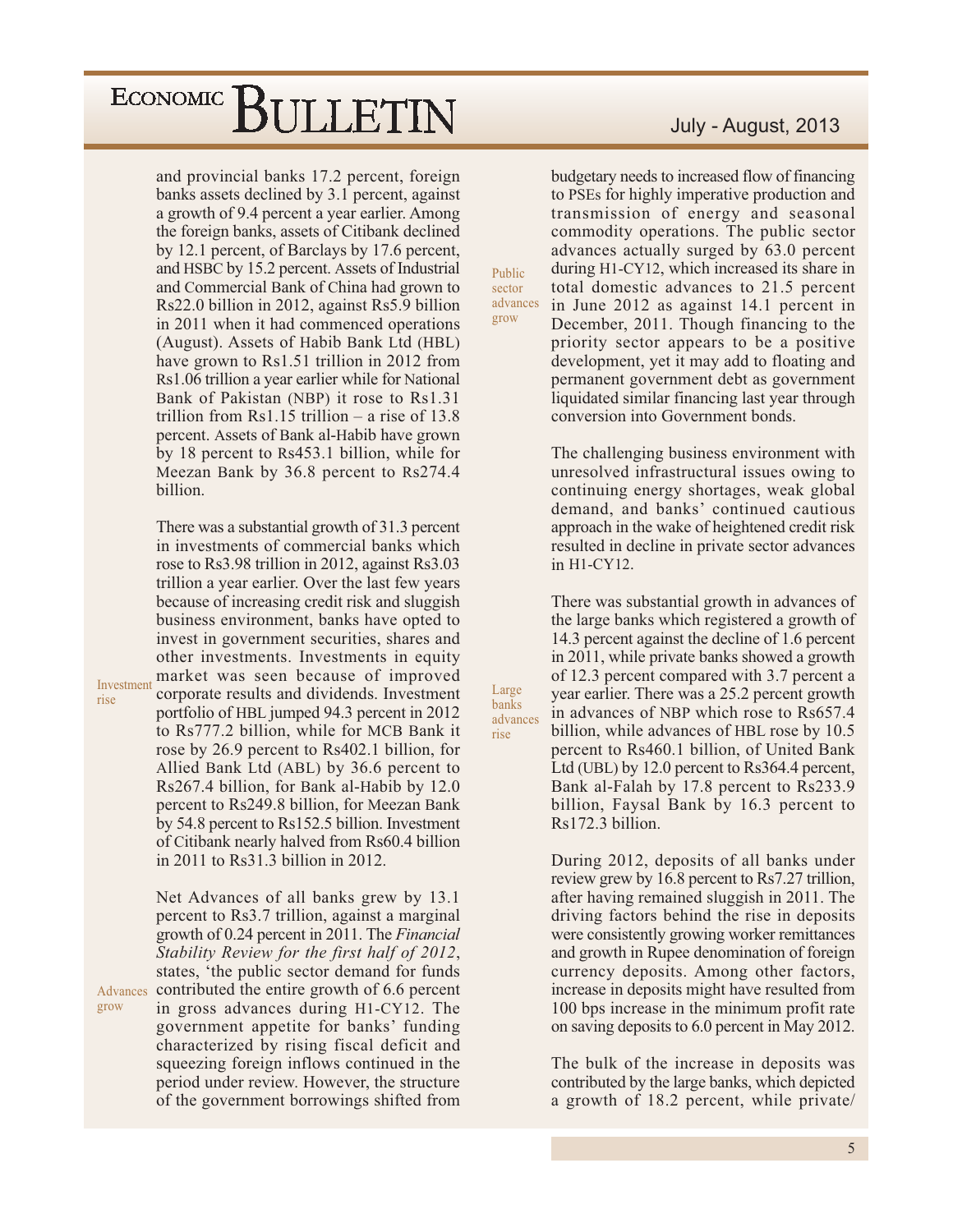and provincial banks 17.2 percent, foreign banks assets declined by 3.1 percent, against a growth of 9.4 percent a year earlier. Among the foreign banks, assets of Citibank declined by 12.1 percent, of Barclays by 17.6 percent, and HSBC by 15.2 percent. Assets of Industrial and Commercial Bank of China had grown to Rs22.0 billion in 2012, against Rs5.9 billion in 2011 when it had commenced operations (August). Assets of Habib Bank Ltd (HBL) have grown to Rs1.51 trillion in 2012 from Rs1.06 trillion a year earlier while for National Bank of Pakistan (NBP) it rose to Rs1.31 trillion from Rs1.15 trillion – a rise of 13.8 percent. Assets of Bank al-Habib have grown by 18 percent to Rs453.1 billion, while for Meezan Bank by 36.8 percent to Rs274.4 billion.

*Investment rise*

There was a substantial growth of 31.3 percent in investments of commercial banks which rose to Rs3.98 trillion in 2012, against Rs3.03 trillion a year earlier. Over the last few years because of increasing credit risk and sluggish business environment, banks have opted to invest in government securities, shares and other investments. Investments in equity market was seen because of improved corporate results and dividends. Investment portfolio of HBL jumped 94.3 percent in 2012 to Rs777.2 billion, while for MCB Bank it rose by 26.9 percent to Rs402.1 billion, for Allied Bank Ltd (ABL) by 36.6 percent to Rs267.4 billion, for Bank al-Habib by 12.0 percent to Rs249.8 billion, for Meezan Bank by 54.8 percent to Rs152.5 billion. Investment of Citibank nearly halved from Rs60.4 billion in 2011 to Rs31.3 billion in 2012.

*Advances grow*

Net Advances of all banks grew by 13.1 percent to Rs3.7 trillion, against a marginal growth of 0.24 percent in 2011. The *Financial Stability Review for the first half of 2012*, states, 'the public sector demand for funds contributed the entire growth of 6.6 percent in gross advances during H1-CY12. The government appetite for banks' funding characterized by rising fiscal deficit and squeezing foreign inflows continued in the period under review. However, the structure of the government borrowings shifted from budgetary needs to increased flow of financing to PSEs for highly imperative production and transmission of energy and seasonal commodity operations. The public sector advances actually surged by 63.0 percent during H1-CY12, which increased its share in total domestic advances to 21.5 percent in June 2012 as against 14.1 percent in December, 2011. Though financing to the priority sector appears to be a positive development, yet it may add to floating and permanent government debt as government liquidated similar financing last year through conversion into Government bonds.

*Public sector advances grow*

The challenging business environment with unresolved infrastructural issues owing to continuing energy shortages, weak global demand, and banks' continued cautious approach in the wake of heightened credit risk resulted in decline in private sector advances in H1-CY12.

*Large banks advances rise*

There was substantial growth in advances of the large banks which registered a growth of 14.3 percent against the decline of 1.6 percent in 2011, while private banks showed a growth of 12.3 percent compared with 3.7 percent a year earlier. There was a 25.2 percent growth in advances of NBP which rose to Rs657.4 billion, while advances of HBL rose by 10.5 percent to Rs460.1 billion, of United Bank Ltd (UBL) by 12.0 percent to Rs364.4 percent, Bank al-Falah by 17.8 percent to Rs233.9 billion, Faysal Bank by 16.3 percent to Rs172.3 billion.

During 2012, deposits of all banks under review grew by 16.8 percent to Rs7.27 trillion, after having remained sluggish in 2011. The driving factors behind the rise in deposits were consistently growing worker remittances and growth in Rupee denomination of foreign currency deposits. Among other factors, increase in deposits might have resulted from 100 bps increase in the minimum profit rate on saving deposits to 6.0 percent in May 2012.

The bulk of the increase in deposits was contributed by the large banks, which depicted a growth of 18.2 percent, while private/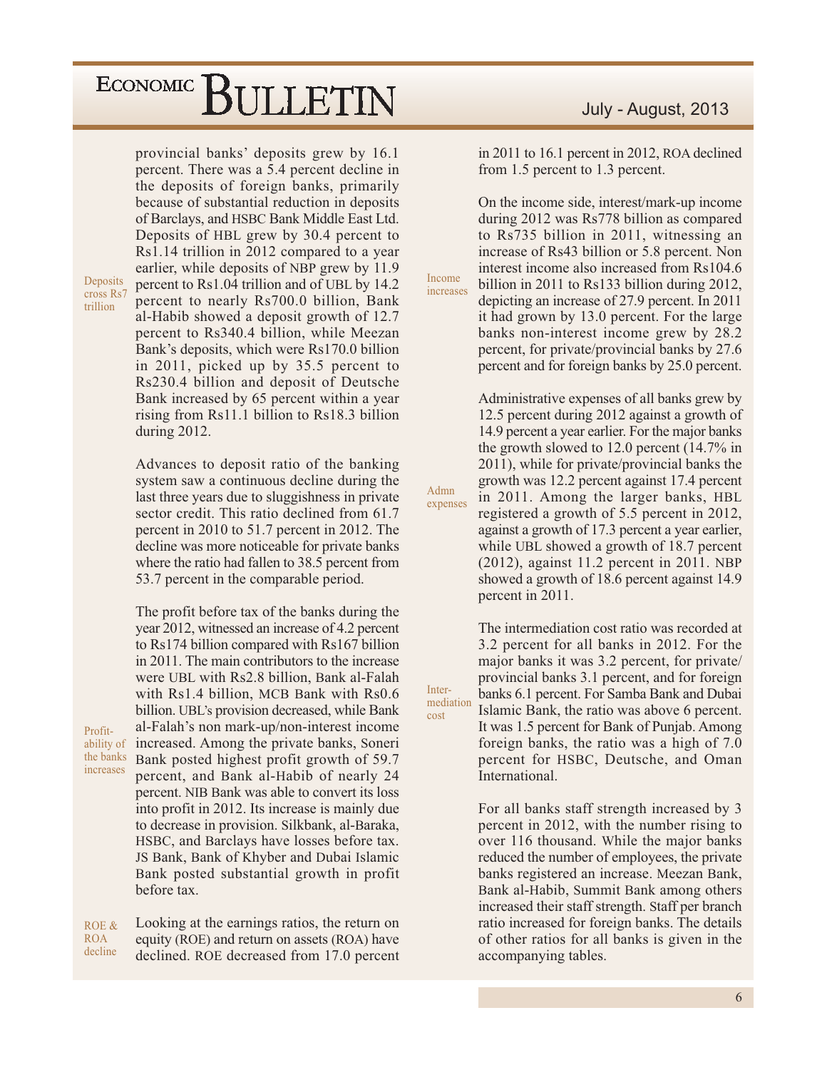provincial banks' deposits grew by 16.1 percent. There was a 5.4 percent decline in the deposits of foreign banks, primarily because of substantial reduction in deposits of Barclays, and HSBC Bank Middle East Ltd. Deposits of HBL grew by 30.4 percent to Rs1.14 trillion in 2012 compared to a year earlier, while deposits of NBP grew by 11.9 percent to Rs1.04 trillion and of UBL by 14.2 percent to nearly Rs700.0 billion, Bank al-Habib showed a deposit growth of 12.7 percent to Rs340.4 billion, while Meezan Bank's deposits, which were Rs170.0 billion in 2011, picked up by 35.5 percent to Rs230.4 billion and deposit of Deutsche Bank increased by 65 percent within a year rising from Rs11.1 billion to Rs18.3 billion during 2012.

*Deposits cross Rs7 trillion*

Advances to deposit ratio of the banking system saw a continuous decline during the last three years due to sluggishness in private sector credit. This ratio declined from 61.7 percent in 2010 to 51.7 percent in 2012. The decline was more noticeable for private banks where the ratio had fallen to 38.5 percent from 53.7 percent in the comparable period.

*Profitability of the banks increases*

The profit before tax of the banks during the year 2012, witnessed an increase of 4.2 percent to Rs174 billion compared with Rs167 billion in 2011. The main contributors to the increase were UBL with Rs2.8 billion, Bank al-Falah with Rs1.4 billion, MCB Bank with Rs0.6 billion. UBL's provision decreased, while Bank al-Falah's non mark-up/non-interest income increased. Among the private banks, Soneri Bank posted highest profit growth of 59.7 percent, and Bank al-Habib of nearly 24 percent. NIB Bank was able to convert its loss into profit in 2012. Its increase is mainly due to decrease in provision. Silkbank, al-Baraka, HSBC, and Barclays have losses before tax. JS Bank, Bank of Khyber and Dubai Islamic Bank posted substantial growth in profit before tax.

*ROE & ROA decline*

Looking at the earnings ratios, the return on equity (ROE) and return on assets (ROA) have declined. ROE decreased from 17.0 percent in 2011 to 16.1 percent in 2012, ROA declined from 1.5 percent to 1.3 percent.

*Income increases*

On the income side, interest/mark-up income during 2012 was Rs778 billion as compared to Rs735 billion in 2011, witnessing an increase of Rs43 billion or 5.8 percent. Non interest income also increased from Rs104.6 billion in 2011 to Rs133 billion during 2012, depicting an increase of 27.9 percent. In 2011 it had grown by 13.0 percent. For the large banks non-interest income grew by 28.2 percent, for private/provincial banks by 27.6 percent and for foreign banks by 25.0 percent.

*Admn expenses*

Administrative expenses of all banks grew by 12.5 percent during 2012 against a growth of 14.9 percent a year earlier. For the major banks the growth slowed to 12.0 percent (14.7% in 2011), while for private/provincial banks the growth was 12.2 percent against 17.4 percent in 2011. Among the larger banks, HBL registered a growth of 5.5 percent in 2012, against a growth of 17.3 percent a year earlier, while UBL showed a growth of 18.7 percent (2012), against 11.2 percent in 2011. NBP showed a growth of 18.6 percent against 14.9 percent in 2011.

*Intermediation cost*

The intermediation cost ratio was recorded at 3.2 percent for all banks in 2012. For the major banks it was 3.2 percent, for private/provincial banks 3.1 percent, and for foreign banks 6.1 percent. For Samba Bank and Dubai Islamic Bank, the ratio was above 6 percent. It was 1.5 percent for Bank of Punjab. Among foreign banks, the ratio was a high of 7.0 percent for HSBC, Deutsche, and Oman International.

For all banks staff strength increased by 3 percent in 2012, with the number rising to over 116 thousand. While the major banks reduced the number of employees, the private banks registered an increase. Meezan Bank, Bank al-Habib, Summit Bank among others increased their staff strength. Staff per branch ratio increased for foreign banks. The details of other ratios for all banks is given in the accompanying tables.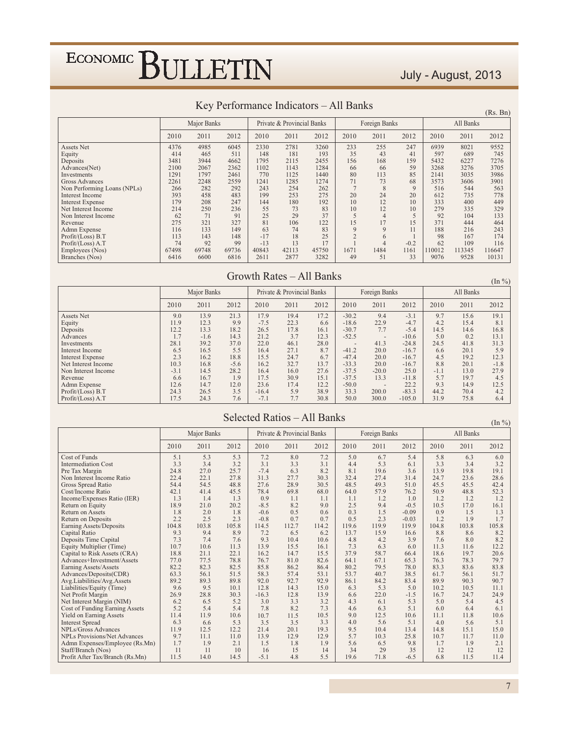## Key Performance Indicators – All Banks

(Rs. Bn)

| | Major Banks | | | Private & Provincial Banks | | | Foreign Banks | | | All Banks | | |
|---|---|---|---|---|---|---|---|---|---|---|---|---|
| | 2010 | 2011 | 2012 | 2010 | 2011 | 2012 | 2010 | 2011 | 2012 | 2010 | 2011 | 2012 |
| Assets Net | 4376 | 4985 | 6045 | 2330 | 2781 | 3260 | 233 | 255 | 247 | 6939 | 8021 | 9552 |
| Equity | 414 | 465 | 511 | 148 | 181 | 193 | 35 | 43 | 41 | 597 | 689 | 745 |
| Deposits | 3481 | 3944 | 4662 | 1795 | 2115 | 2455 | 156 | 168 | 159 | 5432 | 6227 | 7276 |
| Advances(Net) | 2100 | 2067 | 2362 | 1102 | 1143 | 1284 | 66 | 66 | 59 | 3268 | 3276 | 3705 |
| Investments | 1291 | 1797 | 2461 | 770 | 1125 | 1440 | 80 | 113 | 85 | 2141 | 3035 | 3986 |
| Gross Advances | 2261 | 2248 | 2559 | 1241 | 1285 | 1274 | 71 | 73 | 68 | 3573 | 3606 | 3901 |
| Non Performing Loans (NPLs) | 266 | 282 | 292 | 243 | 254 | 262 | 7 | 8 | 9 | 516 | 544 | 563 |
| Interest Income | 393 | 458 | 483 | 199 | 253 | 275 | 20 | 24 | 20 | 612 | 735 | 778 |
| Interest Expense | 179 | 208 | 247 | 144 | 180 | 192 | 10 | 12 | 10 | 333 | 400 | 449 |
| Net Interest Income | 214 | 250 | 236 | 55 | 73 | 83 | 10 | 12 | 10 | 279 | 335 | 329 |
| Non Interest Income | 62 | 71 | 91 | 25 | 29 | 37 | 5 | 4 | 5 | 92 | 104 | 133 |
| Revenue | 275 | 321 | 327 | 81 | 106 | 122 | 15 | 17 | 15 | 371 | 444 | 464 |
| Admn Expense | 116 | 133 | 149 | 63 | 74 | 83 | 9 | 9 | 11 | 188 | 216 | 243 |
| Profit/(Loss) B.T | 113 | 143 | 148 | -17 | 18 | 25 | 2 | 6 | 1 | 98 | 167 | 174 |
| Profit/(Loss) A.T | 74 | 92 | 99 | -13 | 13 | 17 | 1 | 4 | -0.2 | 62 | 109 | 116 |
| Employees (Nos) | 67498 | 69748 | 69736 | 40843 | 42113 | 45750 | 1671 | 1484 | 1161 | 110012 | 113345 | 116647 |
| Branches (Nos) | 6416 | 6600 | 6816 | 2611 | 2877 | 3282 | 49 | 51 | 33 | 9076 | 9528 | 10131 |

## Growth Rates – All Banks

(In %)

| | Major Banks | | | Private & Provincial Banks | | | Foreign Banks | | | All Banks | | |
|---|---|---|---|---|---|---|---|---|---|---|---|---|
| | 2010 | 2011 | 2012 | 2010 | 2011 | 2012 | 2010 | 2011 | 2012 | 2010 | 2011 | 2012 |
| Assets Net | 9.0 | 13.9 | 21.3 | 17.9 | 19.4 | 17.2 | -30.2 | 9.4 | -3.1 | 9.7 | 15.6 | 19.1 |
| Equity | 11.9 | 12.3 | 9.9 | -7.5 | 22.3 | 6.6 | -18.6 | 22.9 | -4.7 | 4.2 | 15.4 | 8.1 |
| Deposits | 12.2 | 13.3 | 18.2 | 26.5 | 17.8 | 16.1 | -30.7 | 7.7 | -5.4 | 14.5 | 14.6 | 16.8 |
| Advances | 1.7 | -1.6 | 14.3 | 21.2 | 3.7 | 12.3 | -52.5 | - | -10.6 | 5.0 | 0.2 | 13.1 |
| Investments | 28.1 | 39.2 | 37.0 | 22.0 | 46.1 | 28.0 | - | 41.3 | -24.8 | 24.5 | 41.8 | 31.3 |
| Interest Income | 6.5 | 16.5 | 5.5 | 16.4 | 27.1 | 8.7 | -41.2 | 20.0 | -16.7 | 6.6 | 20.1 | 5.9 |
| Interest Expense | 2.3 | 16.2 | 18.8 | 15.5 | 24.7 | 6.7 | -47.4 | 20.0 | -16.7 | 4.5 | 19.2 | 12.3 |
| Net Interest Income | 10.3 | 16.8 | -5.6 | 16.2 | 32.7 | 13.7 | -33.3 | 20.0 | -16.7 | 8.8 | 20.1 | -1.8 |
| Non Interest Income | -3.1 | 14.5 | 28.2 | 16.4 | 16.0 | 27.6 | -37.5 | -20.0 | 25.0 | -1.1 | 13.0 | 27.9 |
| Revenue | 6.6 | 16.7 | 1.9 | 17.5 | 30.9 | 15.1 | -37.5 | 13.3 | -11.8 | 5.7 | 19.7 | 4.5 |
| Admn Expense | 12.6 | 14.7 | 12.0 | 23.6 | 17.4 | 12.2 | -50.0 | - | 22.2 | 9.3 | 14.9 | 12.5 |
| Profit/(Loss) B.T | 24.3 | 26.5 | 3.5 | -16.4 | 5.9 | 38.9 | 33.3 | 200.0 | -83.3 | 44.2 | 70.4 | 4.2 |
| Profit/(Loss) A.T | 17.5 | 24.3 | 7.6 | -7.1 | 7.7 | 30.8 | 50.0 | 300.0 | -105.0 | 31.9 | 75.8 | 6.4 |

## Selected Ratios – All Banks

(In %)

| | Major Banks | | | Private & Provincial Banks | | | Foreign Banks | | | All Banks | | |
|---|---|---|---|---|---|---|---|---|---|---|---|---|
| | 2010 | 2011 | 2012 | 2010 | 2011 | 2012 | 2010 | 2011 | 2012 | 2010 | 2011 | 2012 |
| Cost of Funds | 5.1 | 5.3 | 5.3 | 7.2 | 8.0 | 7.2 | 5.0 | 6.7 | 5.4 | 5.8 | 6.3 | 6.0 |
| Intermediation Cost | 3.3 | 3.4 | 3.2 | 3.1 | 3.3 | 3.1 | 4.4 | 5.3 | 6.1 | 3.3 | 3.4 | 3.2 |
| Pre Tax Margin | 24.8 | 27.0 | 25.7 | -7.4 | 6.3 | 8.2 | 8.1 | 19.6 | 3.6 | 13.9 | 19.8 | 19.1 |
| Non Interest Income Ratio | 22.4 | 22.1 | 27.8 | 31.3 | 27.7 | 30.3 | 32.4 | 27.4 | 31.4 | 24.7 | 23.6 | 28.6 |
| Gross Spread Ratio | 54.4 | 54.5 | 48.8 | 27.6 | 28.9 | 30.5 | 48.5 | 49.3 | 51.0 | 45.5 | 45.5 | 42.4 |
| Cost/Income Ratio | 42.1 | 41.4 | 45.5 | 78.4 | 69.8 | 68.0 | 64.0 | 57.9 | 76.2 | 50.9 | 48.8 | 52.3 |
| Income/Expenses Ratio (IER) | 1.3 | 1.4 | 1.3 | 0.9 | 1.1 | 1.1 | 1.1 | 1.2 | 1.0 | 1.2 | 1.2 | 1.2 |
| Return on Equity | 18.9 | 21.0 | 20.2 | -8.5 | 8.2 | 9.0 | 2.5 | 9.4 | -0.5 | 10.5 | 17.0 | 16.1 |
| Return on Assets | 1.8 | 2.0 | 1.8 | -0.6 | 0.5 | 0.6 | 0.3 | 1.5 | -0.09 | 0.9 | 1.5 | 1.3 |
| Return on Deposits | 2.2 | 2.5 | 2.3 | -0.8 | 0.7 | 0.7 | 0.5 | 2.3 | -0.03 | 1.2 | 1.9 | 1.7 |
| Earning Assets/Deposits | 104.8 | 103.8 | 105.8 | 114.5 | 112.7 | 114.2 | 119.6 | 119.9 | 119.9 | 104.8 | 103.8 | 105.8 |
| Capital Ratio | 9.3 | 9.4 | 8.9 | 7.2 | 6.5 | 6.2 | 13.7 | 15.9 | 16.6 | 8.8 | 8.6 | 8.2 |
| Deposits Time Capital | 7.3 | 7.4 | 7.6 | 9.3 | 10.4 | 10.6 | 4.8 | 4.2 | 3.9 | 7.6 | 8.0 | 8.2 |
| Equity Multiplier (Time) | 10.7 | 10.6 | 11.3 | 13.9 | 15.5 | 16.1 | 7.3 | 6.3 | 6.0 | 11.3 | 11.6 | 12.2 |
| Capital to Risk Assets (CRA) | 18.8 | 21.1 | 22.1 | 16.2 | 14.7 | 15.5 | 37.9 | 58.7 | 66.4 | 18.6 | 19.7 | 20.6 |
| Advances+Investment/Assets | 77.0 | 77.5 | 78.8 | 76.7 | 81.0 | 82.6 | 64.1 | 67.1 | 65.3 | 76.3 | 78.3 | 79.7 |
| Earning Assets/Assets | 82.2 | 82.3 | 82.5 | 85.8 | 86.2 | 86.4 | 80.2 | 79.5 | 78.0 | 83.3 | 83.6 | 83.8 |
| Advances/Deposits(CDR) | 63.3 | 56.1 | 51.5 | 58.3 | 57.4 | 53.1 | 53.7 | 40.7 | 38.5 | 61.7 | 56.1 | 51.7 |
| Avg.Liabilities/Avg.Assets | 89.2 | 89.3 | 89.8 | 92.0 | 92.7 | 92.9 | 86.1 | 84.2 | 83.4 | 89.9 | 90.3 | 90.7 |
| Liabilities/Equity (Time) | 9.6 | 9.5 | 10.1 | 12.8 | 14.3 | 15.0 | 6.3 | 5.3 | 5.0 | 10.2 | 10.5 | 11.1 |
| Net Profit Margin | 26.9 | 28.8 | 30.3 | -16.3 | 12.8 | 13.9 | 6.6 | 22.0 | -1.5 | 16.7 | 24.7 | 24.9 |
| Net Interest Margin (NIM) | 6.2 | 6.5 | 5.2 | 3.0 | 3.3 | 3.2 | 4.3 | 6.1 | 5.3 | 5.0 | 5.4 | 4.5 |
| Cost of Funding Earning Assets | 5.2 | 5.4 | 5.4 | 7.8 | 8.2 | 7.3 | 4.6 | 6.3 | 5.1 | 6.0 | 6.4 | 6.1 |
| Yield on Earning Assets | 11.4 | 11.9 | 10.6 | 10.7 | 11.5 | 10.5 | 9.0 | 12.5 | 10.6 | 11.1 | 11.8 | 10.6 |
| Interest Spread | 6.3 | 6.6 | 5.3 | 3.5 | 3.5 | 3.3 | 4.0 | 5.6 | 5.1 | 4.0 | 5.6 | 5.1 |
| NPLs/Gross Advances | 11.9 | 12.5 | 12.2 | 21.4 | 20.1 | 19.3 | 9.5 | 10.4 | 13.4 | 14.8 | 15.1 | 15.0 |
| NPLs Provisions/Net Advances | 9.7 | 11.1 | 11.0 | 13.9 | 12.9 | 12.9 | 5.7 | 10.3 | 25.8 | 10.7 | 11.7 | 11.0 |
| Admn Expenses/Employee (Rs.Mn) | 1.7 | 1.9 | 2.1 | 1.5 | 1.8 | 1.9 | 5.6 | 6.5 | 9.8 | 1.7 | 1.9 | 2.1 |
| Staff/Branch (Nos) | 11 | 11 | 10 | 16 | 15 | 14 | 34 | 29 | 35 | 12 | 12 | 12 |
| Profit After Tax/Branch (Rs.Mn) | 11.5 | 14.0 | 14.5 | -5.1 | 4.8 | 5.5 | 19.6 | 71.8 | -6.5 | 6.8 | 11.5 | 11.4 |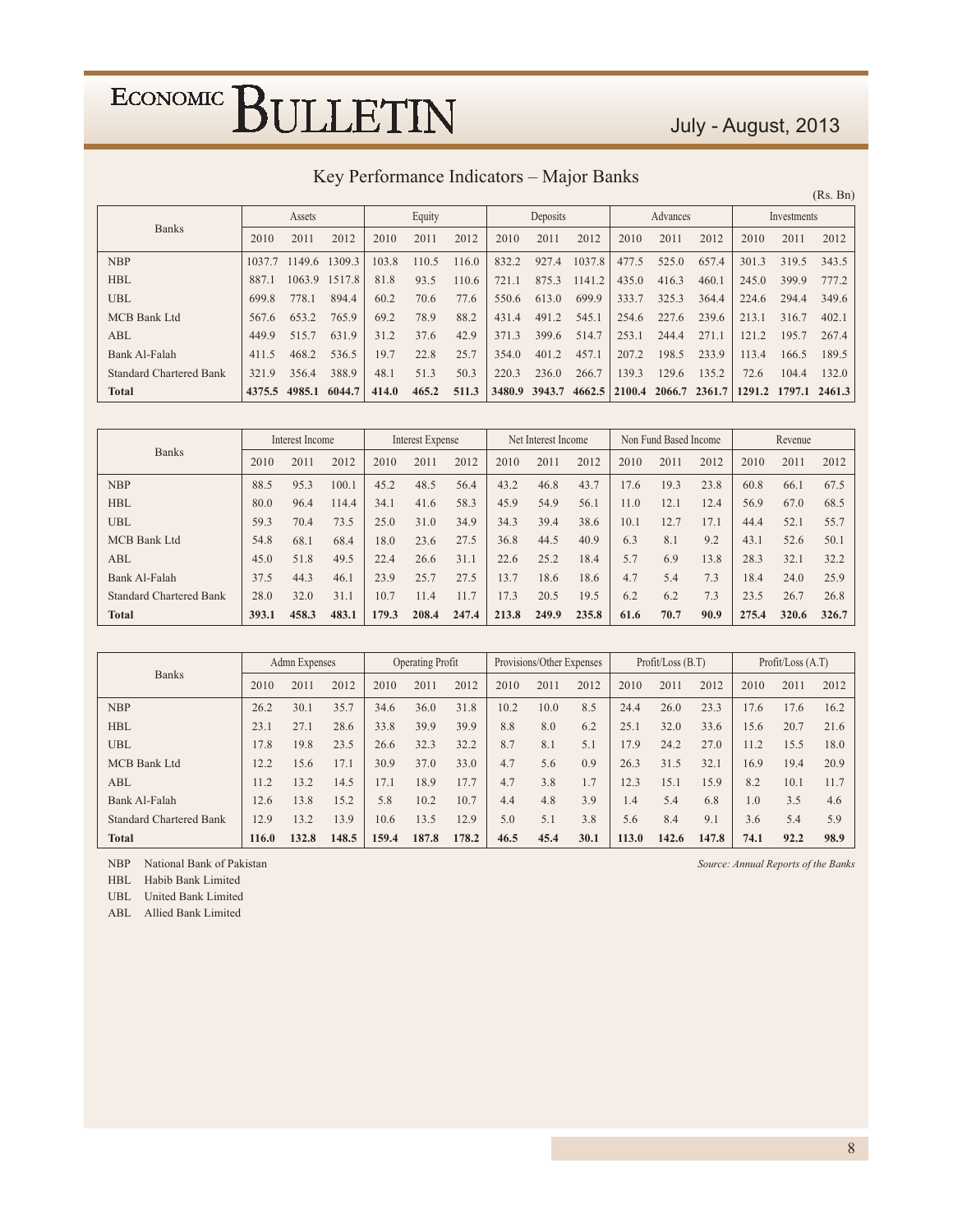## Key Performance Indicators – Major Banks

(Rs. Bn)

| Banks | Assets | | | Equity | | | Deposits | | | Advances | | | Investments | | |
|---|---|---|---|---|---|---|---|---|---|---|---|---|---|---|---|
| | 2010 | 2011 | 2012 | 2010 | 2011 | 2012 | 2010 | 2011 | 2012 | 2010 | 2011 | 2012 | 2010 | 2011 | 2012 |
| NBP | 1037.7 | 1149.6 | 1309.3 | 103.8 | 110.5 | 116.0 | 832.2 | 927.4 | 1037.8 | 477.5 | 525.0 | 657.4 | 301.3 | 319.5 | 343.5 |
| HBL | 887.1 | 1063.9 | 1517.8 | 81.8 | 93.5 | 110.6 | 721.1 | 875.3 | 1141.2 | 435.0 | 416.3 | 460.1 | 245.0 | 399.9 | 777.2 |
| UBL | 699.8 | 778.1 | 894.4 | 60.2 | 70.6 | 77.6 | 550.6 | 613.0 | 699.9 | 333.7 | 325.3 | 364.4 | 224.6 | 294.4 | 349.6 |
| MCB Bank Ltd | 567.6 | 653.2 | 765.9 | 69.2 | 78.9 | 88.2 | 431.4 | 491.2 | 545.1 | 254.6 | 227.6 | 239.6 | 213.1 | 316.7 | 402.1 |
| ABL | 449.9 | 515.7 | 631.9 | 31.2 | 37.6 | 42.9 | 371.3 | 399.6 | 514.7 | 253.1 | 244.4 | 271.1 | 121.2 | 195.7 | 267.4 |
| Bank Al-Falah | 411.5 | 468.2 | 536.5 | 19.7 | 22.8 | 25.7 | 354.0 | 401.2 | 457.1 | 207.2 | 198.5 | 233.9 | 113.4 | 166.5 | 189.5 |
| Standard Chartered Bank | 321.9 | 356.4 | 388.9 | 48.1 | 51.3 | 50.3 | 220.3 | 236.0 | 266.7 | 139.3 | 129.6 | 135.2 | 72.6 | 104.4 | 132.0 |
| **Total** | **4375.5** | **4985.1** | **6044.7** | **414.0** | **465.2** | **511.3** | **3480.9** | **3943.7** | **4662.5** | **2100.4** | **2066.7** | **2361.7** | **1291.2** | **1797.1** | **2461.3** |

| Banks | Interest Income | | | Interest Expense | | | Net Interest Income | | | Non Fund Based Income | | | Revenue | | |
|---|---|---|---|---|---|---|---|---|---|---|---|---|---|---|---|
| | 2010 | 2011 | 2012 | 2010 | 2011 | 2012 | 2010 | 2011 | 2012 | 2010 | 2011 | 2012 | 2010 | 2011 | 2012 |
| NBP | 88.5 | 95.3 | 100.1 | 45.2 | 48.5 | 56.4 | 43.2 | 46.8 | 43.7 | 17.6 | 19.3 | 23.8 | 60.8 | 66.1 | 67.5 |
| HBL | 80.0 | 96.4 | 114.4 | 34.1 | 41.6 | 58.3 | 45.9 | 54.9 | 56.1 | 11.0 | 12.1 | 12.4 | 56.9 | 67.0 | 68.5 |
| UBL | 59.3 | 70.4 | 73.5 | 25.0 | 31.0 | 34.9 | 34.3 | 39.4 | 38.6 | 10.1 | 12.7 | 17.1 | 44.4 | 52.1 | 55.7 |
| MCB Bank Ltd | 54.8 | 68.1 | 68.4 | 18.0 | 23.6 | 27.5 | 36.8 | 44.5 | 40.9 | 6.3 | 8.1 | 9.2 | 43.1 | 52.6 | 50.1 |
| ABL | 45.0 | 51.8 | 49.5 | 22.4 | 26.6 | 31.1 | 22.6 | 25.2 | 18.4 | 5.7 | 6.9 | 13.8 | 28.3 | 32.1 | 32.2 |
| Bank Al-Falah | 37.5 | 44.3 | 46.1 | 23.9 | 25.7 | 27.5 | 13.7 | 18.6 | 18.6 | 4.7 | 5.4 | 7.3 | 18.4 | 24.0 | 25.9 |
| Standard Chartered Bank | 28.0 | 32.0 | 31.1 | 10.7 | 11.4 | 11.7 | 17.3 | 20.5 | 19.5 | 6.2 | 6.2 | 7.3 | 23.5 | 26.7 | 26.8 |
| **Total** | **393.1** | **458.3** | **483.1** | **179.3** | **208.4** | **247.4** | **213.8** | **249.9** | **235.8** | **61.6** | **70.7** | **90.9** | **275.4** | **320.6** | **326.7** |

| Banks | Admn Expenses | | | Operating Profit | | | Provisions/Other Expenses | | | Profit/Loss (B.T) | | | Profit/Loss (A.T) | | |
|---|---|---|---|---|---|---|---|---|---|---|---|---|---|---|---|
| | 2010 | 2011 | 2012 | 2010 | 2011 | 2012 | 2010 | 2011 | 2012 | 2010 | 2011 | 2012 | 2010 | 2011 | 2012 |
| NBP | 26.2 | 30.1 | 35.7 | 34.6 | 36.0 | 31.8 | 10.2 | 10.0 | 8.5 | 24.4 | 26.0 | 23.3 | 17.6 | 17.6 | 16.2 |
| HBL | 23.1 | 27.1 | 28.6 | 33.8 | 39.9 | 39.9 | 8.8 | 8.0 | 6.2 | 25.1 | 32.0 | 33.6 | 15.6 | 20.7 | 21.6 |
| UBL | 17.8 | 19.8 | 23.5 | 26.6 | 32.3 | 32.2 | 8.7 | 8.1 | 5.1 | 17.9 | 24.2 | 27.0 | 11.2 | 15.5 | 18.0 |
| MCB Bank Ltd | 12.2 | 15.6 | 17.1 | 30.9 | 37.0 | 33.0 | 4.7 | 5.6 | 0.9 | 26.3 | 31.5 | 32.1 | 16.9 | 19.4 | 20.9 |
| ABL | 11.2 | 13.2 | 14.5 | 17.1 | 18.9 | 17.7 | 4.7 | 3.8 | 1.7 | 12.3 | 15.1 | 15.9 | 8.2 | 10.1 | 11.7 |
| Bank Al-Falah | 12.6 | 13.8 | 15.2 | 5.8 | 10.2 | 10.7 | 4.4 | 4.8 | 3.9 | 1.4 | 5.4 | 6.8 | 1.0 | 3.5 | 4.6 |
| Standard Chartered Bank | 12.9 | 13.2 | 13.9 | 10.6 | 13.5 | 12.9 | 5.0 | 5.1 | 3.8 | 5.6 | 8.4 | 9.1 | 3.6 | 5.4 | 5.9 |
| **Total** | **116.0** | **132.8** | **148.5** | **159.4** | **187.8** | **178.2** | **46.5** | **45.4** | **30.1** | **113.0** | **142.6** | **147.8** | **74.1** | **92.2** | **98.9** |

NBP National Bank of Pakistan
HBL Habib Bank Limited
UBL United Bank Limited
ABL Allied Bank Limited

*Source: Annual Reports of the Banks*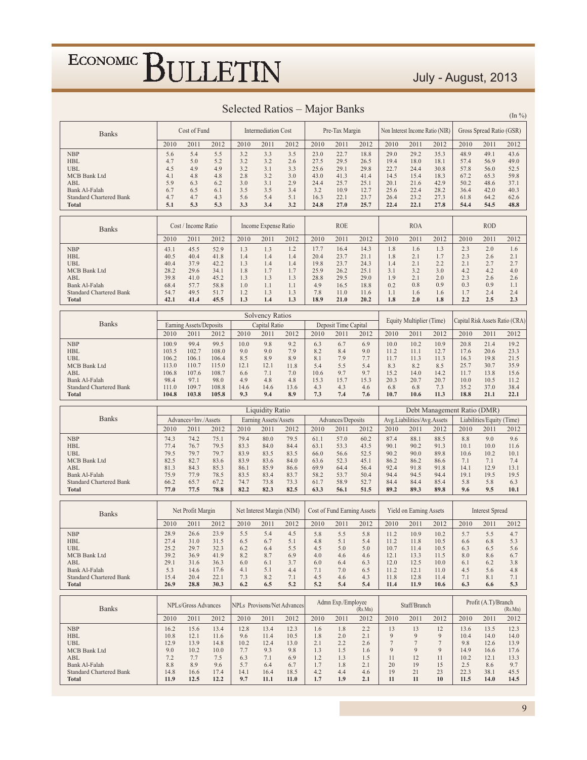# Selected Ratios – Major Banks

(In %)

| Banks | Cost of Fund | | | Intermediation Cost | | | Pre-Tax Margin | | | Non Interest Income Ratio (NIR) | | | Gross Spread Ratio (GSR) | | |
|---|---|---|---|---|---|---|---|---|---|---|---|---|---|---|---|
| | 2010 | 2011 | 2012 | 2010 | 2011 | 2012 | 2010 | 2011 | 2012 | 2010 | 2011 | 2012 | 2010 | 2011 | 2012 |
| NBP | 5.6 | 5.4 | 5.5 | 3.2 | 3.3 | 3.5 | 23.0 | 22.7 | 18.8 | 29.0 | 29.2 | 35.3 | 48.9 | 49.1 | 43.6 |
| HBL | 4.7 | 5.0 | 5.2 | 3.2 | 3.2 | 2.6 | 27.5 | 29.5 | 26.5 | 19.4 | 18.0 | 18.1 | 57.4 | 56.9 | 49.0 |
| UBL | 4.5 | 4.9 | 4.9 | 3.2 | 3.1 | 3.3 | 25.6 | 29.1 | 29.8 | 22.7 | 24.4 | 30.8 | 57.8 | 56.0 | 52.5 |
| MCB Bank Ltd | 4.1 | 4.8 | 4.8 | 2.8 | 3.2 | 3.0 | 43.0 | 41.3 | 41.4 | 14.5 | 15.4 | 18.3 | 67.2 | 65.3 | 59.8 |
| ABL | 5.9 | 6.3 | 6.2 | 3.0 | 3.1 | 2.9 | 24.4 | 25.7 | 25.1 | 20.1 | 21.6 | 42.9 | 50.2 | 48.6 | 37.1 |
| Bank Al-Falah | 6.7 | 6.5 | 6.1 | 3.5 | 3.5 | 3.4 | 3.2 | 10.9 | 12.7 | 25.6 | 22.4 | 28.2 | 36.4 | 42.0 | 40.3 |
| Standard Chartered Bank | 4.7 | 4.7 | 4.3 | 5.6 | 5.4 | 5.1 | 16.3 | 22.1 | 23.7 | 26.4 | 23.2 | 27.3 | 61.8 | 64.2 | 62.6 |
| **Total** | **5.1** | **5.3** | **5.3** | **3.3** | **3.4** | **3.2** | **24.8** | **27.0** | **25.7** | **22.4** | **22.1** | **27.8** | **54.4** | **54.5** | **48.8** |

| Banks | Cost / Income Ratio | | | Income Expense Ratio | | | ROE | | | ROA | | | ROD | | |
|---|---|---|---|---|---|---|---|---|---|---|---|---|---|---|---|
| | 2010 | 2011 | 2012 | 2010 | 2011 | 2012 | 2010 | 2011 | 2012 | 2010 | 2011 | 2012 | 2010 | 2011 | 2012 |
| NBP | 43.1 | 45.5 | 52.9 | 1.3 | 1.3 | 1.2 | 17.7 | 16.4 | 14.3 | 1.8 | 1.6 | 1.3 | 2.3 | 2.0 | 1.6 |
| HBL | 40.5 | 40.4 | 41.8 | 1.4 | 1.4 | 1.4 | 20.4 | 23.7 | 21.1 | 1.8 | 2.1 | 1.7 | 2.3 | 2.6 | 2.1 |
| UBL | 40.4 | 37.9 | 42.2 | 1.3 | 1.4 | 1.4 | 19.8 | 23.7 | 24.3 | 1.4 | 2.1 | 2.2 | 2.1 | 2.7 | 2.7 |
| MCB Bank Ltd | 28.2 | 29.6 | 34.1 | 1.8 | 1.7 | 1.7 | 25.9 | 26.2 | 25.1 | 3.1 | 3.2 | 3.0 | 4.2 | 4.2 | 4.0 |
| ABL | 39.8 | 41.0 | 45.2 | 1.3 | 1.3 | 1.3 | 28.8 | 29.5 | 29.0 | 1.9 | 2.1 | 2.0 | 2.3 | 2.6 | 2.6 |
| Bank Al-Falah | 68.4 | 57.7 | 58.8 | 1.0 | 1.1 | 1.1 | 4.9 | 16.5 | 18.8 | 0.2 | 0.8 | 0.9 | 0.3 | 0.9 | 1.1 |
| Standard Chartered Bank | 54.7 | 49.5 | 51.7 | 1.2 | 1.3 | 1.3 | 7.8 | 11.0 | 11.6 | 1.1 | 1.6 | 1.6 | 1.7 | 2.4 | 2.4 |
| **Total** | **42.1** | **41.4** | **45.5** | **1.3** | **1.4** | **1.3** | **18.9** | **21.0** | **20.2** | **1.8** | **2.0** | **1.8** | **2.2** | **2.5** | **2.3** |

| Banks | Solvency Ratios | | | | | | | | | Equity Multiplier (Time) | | | Capital Risk Assets Ratio (CRA) | | |
|---|---|---|---|---|---|---|---|---|---|---|---|---|---|---|---|
| | Earning Assets/Deposits | | | Capital Ratio | | | Deposit Time Capital | | | | | | | | |
| | 2010 | 2011 | 2012 | 2010 | 2011 | 2012 | 2010 | 2011 | 2012 | 2010 | 2011 | 2012 | 2010 | 2011 | 2012 |
| NBP | 100.9 | 99.4 | 99.5 | 10.0 | 9.8 | 9.2 | 6.3 | 6.7 | 6.9 | 10.0 | 10.2 | 10.9 | 20.8 | 21.4 | 19.2 |
| HBL | 103.5 | 102.7 | 108.0 | 9.0 | 9.0 | 7.9 | 8.2 | 8.4 | 9.0 | 11.2 | 11.1 | 12.7 | 17.6 | 20.6 | 23.3 |
| UBL | 106.2 | 106.1 | 106.4 | 8.5 | 8.9 | 8.9 | 8.1 | 7.9 | 7.7 | 11.7 | 11.3 | 11.3 | 16.3 | 19.8 | 21.5 |
| MCB Bank Ltd | 113.0 | 110.7 | 115.0 | 12.1 | 12.1 | 11.8 | 5.4 | 5.5 | 5.4 | 8.3 | 8.2 | 8.5 | 25.7 | 30.7 | 35.9 |
| ABL | 106.8 | 107.6 | 108.7 | 6.6 | 7.1 | 7.0 | 10.6 | 9.7 | 9.7 | 15.2 | 14.0 | 14.2 | 11.7 | 13.8 | 15.6 |
| Bank Al-Falah | 98.4 | 97.1 | 98.0 | 4.9 | 4.8 | 4.8 | 15.3 | 15.7 | 15.3 | 20.3 | 20.7 | 20.7 | 10.0 | 10.5 | 11.2 |
| Standard Chartered Bank | 111.0 | 109.7 | 108.8 | 14.6 | 14.6 | 13.6 | 4.3 | 4.3 | 4.6 | 6.8 | 6.8 | 7.3 | 35.2 | 37.0 | 38.4 |
| **Total** | **104.8** | **103.8** | **105.8** | **9.3** | **9.4** | **8.9** | **7.3** | **7.4** | **7.6** | **10.7** | **10.6** | **11.3** | **18.8** | **21.1** | **22.1** |

| Banks | Liquidity Ratio | | | | | | | | | Debt Management Ratio (DMR) | | | | | |
|---|---|---|---|---|---|---|---|---|---|---|---|---|---|---|---|
| | Advances+Inv./Assets | | | Earning Assets/Assets | | | Advances/Deposits | | | Avg.Liabilities/Avg.Assets | | | Liabilities/Equity (Time) | | |
| | 2010 | 2011 | 2012 | 2010 | 2011 | 2012 | 2010 | 2011 | 2012 | 2010 | 2011 | 2012 | 2010 | 2011 | 2012 |
| NBP | 74.3 | 74.2 | 75.1 | 79.4 | 80.0 | 79.5 | 61.1 | 57.0 | 60.2 | 87.4 | 88.1 | 88.5 | 8.8 | 9.0 | 9.6 |
| HBL | 77.4 | 76.7 | 79.5 | 83.3 | 84.0 | 84.4 | 63.1 | 53.3 | 43.5 | 90.1 | 90.2 | 91.3 | 10.1 | 10.0 | 11.6 |
| UBL | 79.5 | 79.7 | 79.7 | 83.9 | 83.5 | 83.5 | 66.0 | 56.6 | 52.5 | 90.2 | 90.0 | 89.8 | 10.6 | 10.2 | 10.1 |
| MCB Bank Ltd | 82.5 | 82.7 | 83.6 | 83.9 | 83.6 | 84.0 | 63.6 | 52.3 | 45.1 | 86.2 | 86.2 | 86.6 | 7.1 | 7.1 | 7.4 |
| ABL | 81.3 | 84.3 | 85.3 | 86.1 | 85.9 | 86.6 | 69.9 | 64.4 | 56.4 | 92.4 | 91.8 | 91.8 | 14.1 | 12.9 | 13.1 |
| Bank Al-Falah | 75.9 | 77.9 | 78.5 | 83.5 | 83.4 | 83.7 | 58.2 | 53.7 | 50.4 | 94.4 | 94.5 | 94.4 | 19.1 | 19.5 | 19.5 |
| Standard Chartered Bank | 66.2 | 65.7 | 67.2 | 74.7 | 73.8 | 73.3 | 61.7 | 58.9 | 52.7 | 84.4 | 84.4 | 85.4 | 5.8 | 5.8 | 6.3 |
| **Total** | **77.0** | **77.5** | **78.8** | **82.2** | **82.3** | **82.5** | **63.3** | **56.1** | **51.5** | **89.2** | **89.3** | **89.8** | **9.6** | **9.5** | **10.1** |

| Banks | Net Profit Margin | | | Net Interest Margin (NIM) | | | Cost of Fund Earning Assets | | | Yield on Earning Assets | | | Interest Spread | | |
|---|---|---|---|---|---|---|---|---|---|---|---|---|---|---|---|
| | 2010 | 2011 | 2012 | 2010 | 2011 | 2012 | 2010 | 2011 | 2012 | 2010 | 2011 | 2012 | 2010 | 2011 | 2012 |
| NBP | 28.9 | 26.6 | 23.9 | 5.5 | 5.4 | 4.5 | 5.8 | 5.5 | 5.8 | 11.2 | 10.9 | 10.2 | 5.7 | 5.5 | 4.7 |
| HBL | 27.4 | 31.0 | 31.5 | 6.5 | 6.7 | 5.1 | 4.8 | 5.1 | 5.4 | 11.2 | 11.8 | 10.5 | 6.6 | 6.8 | 5.3 |
| UBL | 25.2 | 29.7 | 32.3 | 6.2 | 6.4 | 5.5 | 4.5 | 5.0 | 5.0 | 10.7 | 11.4 | 10.5 | 6.3 | 6.5 | 5.6 |
| MCB Bank Ltd | 39.2 | 36.9 | 41.9 | 8.2 | 8.7 | 6.9 | 4.0 | 4.6 | 4.6 | 12.1 | 13.3 | 11.5 | 8.0 | 8.6 | 6.7 |
| ABL | 29.1 | 31.6 | 36.3 | 6.0 | 6.1 | 3.7 | 6.0 | 6.4 | 6.3 | 12.0 | 12.5 | 10.0 | 6.1 | 6.2 | 3.8 |
| Bank Al-Falah | 5.3 | 14.6 | 17.6 | 4.1 | 5.1 | 4.4 | 7.1 | 7.0 | 6.5 | 11.2 | 12.1 | 11.0 | 4.5 | 5.6 | 4.8 |
| Standard Chartered Bank | 15.4 | 20.4 | 22.1 | 7.3 | 8.2 | 7.1 | 4.5 | 4.6 | 4.3 | 11.8 | 12.8 | 11.4 | 7.1 | 8.1 | 7.1 |
| **Total** | **26.9** | **28.8** | **30.3** | **6.2** | **6.5** | **5.2** | **5.2** | **5.4** | **5.4** | **11.4** | **11.9** | **10.6** | **6.3** | **6.6** | **5.3** |

| Banks | NPLs/Gross Advances | | | NPLs Provisons/Net Advances | | | Admn Exp./Employee (Rs.Mn) | | | Staff/Branch | | | Profit (A.T)/Branch (Rs.Mn) | | |
|---|---|---|---|---|---|---|---|---|---|---|---|---|---|---|---|
| | 2010 | 2011 | 2012 | 2010 | 2011 | 2012 | 2010 | 2011 | 2012 | 2010 | 2011 | 2012 | 2010 | 2011 | 2012 |
| NBP | 16.2 | 15.6 | 13.4 | 12.8 | 13.4 | 12.3 | 1.6 | 1.8 | 2.2 | 13 | 13 | 12 | 13.6 | 13.5 | 12.3 |
| HBL | 10.8 | 12.1 | 11.6 | 9.6 | 11.4 | 10.5 | 1.8 | 2.0 | 2.1 | 9 | 9 | 9 | 10.4 | 14.0 | 14.0 |
| UBL | 12.9 | 13.9 | 14.8 | 10.2 | 12.4 | 13.0 | 2.1 | 2.2 | 2.6 | 7 | 7 | 7 | 9.8 | 12.6 | 13.9 |
| MCB Bank Ltd | 9.0 | 10.2 | 10.0 | 7.7 | 9.3 | 9.8 | 1.3 | 1.5 | 1.6 | 9 | 9 | 9 | 14.9 | 16.6 | 17.6 |
| ABL | 7.2 | 7.7 | 7.5 | 6.3 | 7.1 | 6.9 | 1.2 | 1.3 | 1.5 | 11 | 12 | 11 | 10.2 | 12.1 | 13.3 |
| Bank Al-Falah | 8.8 | 8.9 | 9.6 | 5.7 | 6.4 | 6.7 | 1.7 | 1.8 | 2.1 | 20 | 19 | 15 | 2.5 | 8.6 | 9.7 |
| Standard Chartered Bank | 14.8 | 16.6 | 17.4 | 14.1 | 16.4 | 18.5 | 4.2 | 4.4 | 4.6 | 19 | 21 | 23 | 22.3 | 38.1 | 45.5 |
| **Total** | **11.9** | **12.5** | **12.2** | **9.7** | **11.1** | **11.0** | **1.7** | **1.9** | **2.1** | **11** | **11** | **10** | **11.5** | **14.0** | **14.5** |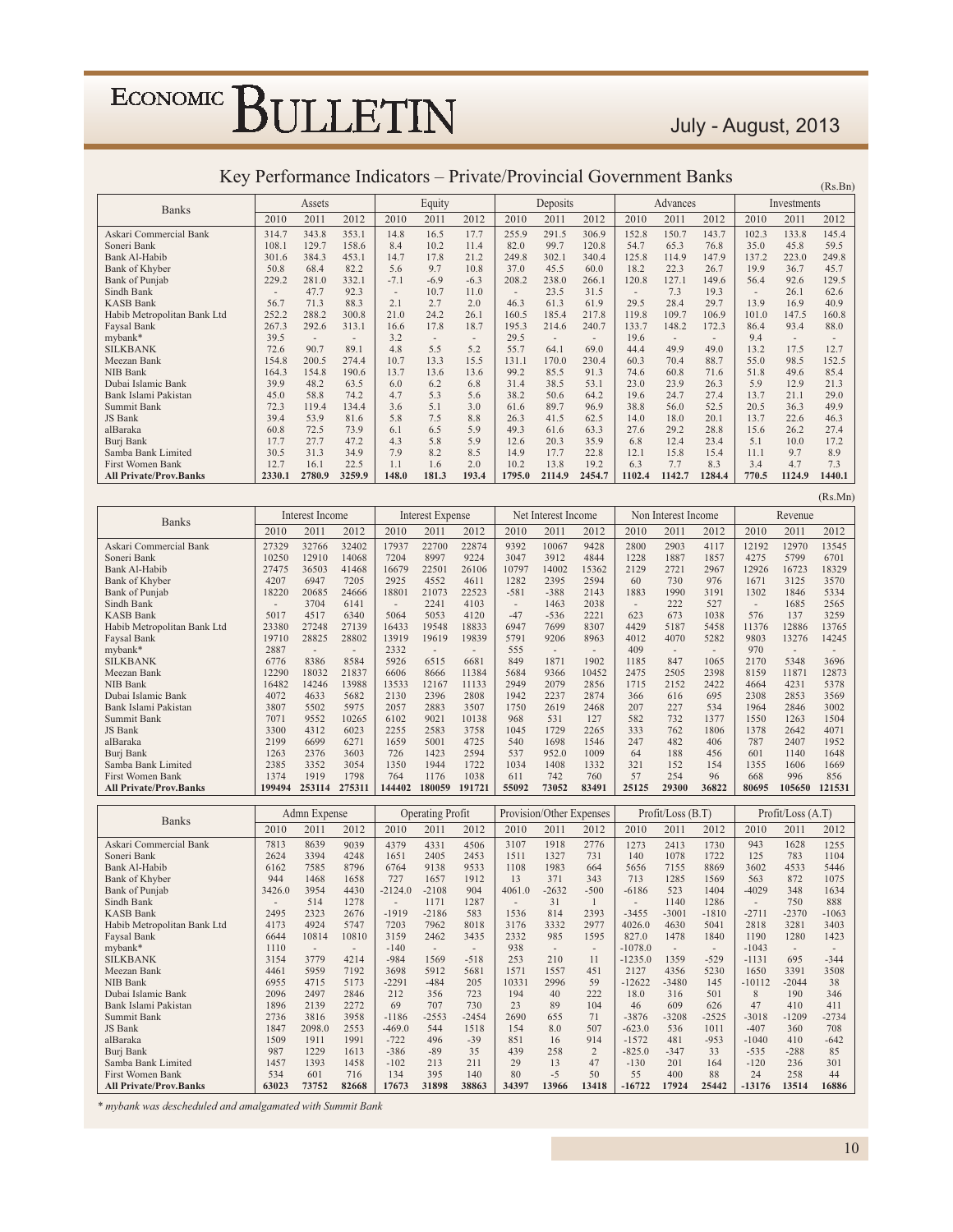## Key Performance Indicators – Private/Provincial Government Banks

(Rs.Bn)

| Banks | Assets | | | Equity | | | Deposits | | | Advances | | | Investments | | |
|---|---|---|---|---|---|---|---|---|---|---|---|---|---|---|---|
| | 2010 | 2011 | 2012 | 2010 | 2011 | 2012 | 2010 | 2011 | 2012 | 2010 | 2011 | 2012 | 2010 | 2011 | 2012 |
| Askari Commercial Bank | 314.7 | 343.8 | 353.1 | 14.8 | 16.5 | 17.7 | 255.9 | 291.5 | 306.9 | 152.8 | 150.7 | 143.7 | 102.3 | 133.8 | 145.4 |
| Soneri Bank | 108.1 | 129.7 | 158.6 | 8.4 | 10.2 | 11.4 | 82.0 | 99.7 | 120.8 | 54.7 | 65.3 | 76.8 | 35.0 | 45.8 | 59.5 |
| Bank Al-Habib | 301.6 | 384.3 | 453.1 | 14.7 | 17.8 | 21.2 | 249.8 | 302.1 | 340.4 | 125.8 | 114.9 | 147.9 | 137.2 | 223.0 | 249.8 |
| Bank of Khyber | 50.8 | 68.4 | 82.2 | 5.6 | 9.7 | 10.8 | 37.0 | 45.5 | 60.0 | 18.2 | 22.3 | 26.7 | 19.9 | 36.7 | 45.7 |
| Bank of Punjab | 229.2 | 281.0 | 332.1 | -7.1 | -6.9 | -6.3 | 208.2 | 238.0 | 266.1 | 120.8 | 127.1 | 149.6 | 56.4 | 92.6 | 129.5 |
| Sindh Bank | - | 47.7 | 92.3 | - | 10.7 | 11.0 | - | 23.5 | 31.5 | - | 7.3 | 19.3 | - | 26.1 | 62.6 |
| KASB Bank | 56.7 | 71.3 | 88.3 | 2.1 | 2.7 | 2.0 | 46.3 | 61.3 | 61.9 | 29.5 | 28.4 | 29.7 | 13.9 | 16.9 | 40.9 |
| Habib Metropolitan Bank Ltd | 252.2 | 288.2 | 300.8 | 21.0 | 24.2 | 26.1 | 160.5 | 185.4 | 217.8 | 119.8 | 109.7 | 106.9 | 101.0 | 147.5 | 160.8 |
| Faysal Bank | 267.3 | 292.6 | 313.1 | 16.6 | 17.8 | 18.7 | 195.3 | 214.6 | 240.7 | 133.7 | 148.2 | 172.3 | 86.4 | 93.4 | 88.0 |
| mybank* | 39.5 | - | - | 3.2 | - | - | 29.5 | - | - | 19.6 | - | - | 9.4 | - | - |
| SILKBANK | 72.6 | 90.7 | 89.1 | 4.8 | 5.5 | 5.2 | 55.7 | 64.1 | 69.0 | 44.4 | 49.9 | 49.0 | 13.2 | 17.5 | 12.7 |
| Meezan Bank | 154.8 | 200.5 | 274.4 | 10.7 | 13.3 | 15.5 | 131.1 | 170.0 | 230.4 | 60.3 | 70.4 | 88.7 | 55.0 | 98.5 | 152.5 |
| NIB Bank | 164.3 | 154.8 | 190.6 | 13.7 | 13.6 | 13.6 | 99.2 | 85.5 | 91.3 | 74.6 | 60.8 | 71.6 | 51.8 | 49.6 | 85.4 |
| Dubai Islamic Bank | 39.9 | 48.2 | 63.5 | 6.0 | 6.2 | 6.8 | 31.4 | 38.5 | 53.1 | 23.0 | 23.9 | 26.3 | 5.9 | 12.9 | 21.3 |
| Bank Islami Pakistan | 45.0 | 58.8 | 74.2 | 4.7 | 5.3 | 5.6 | 38.2 | 50.6 | 64.2 | 19.6 | 24.7 | 27.4 | 13.7 | 21.1 | 29.0 |
| Summit Bank | 72.3 | 119.4 | 134.4 | 3.6 | 5.1 | 3.0 | 61.6 | 89.7 | 96.9 | 38.8 | 56.0 | 52.5 | 20.5 | 36.3 | 49.9 |
| JS Bank | 39.4 | 53.9 | 81.6 | 5.8 | 7.5 | 8.8 | 26.3 | 41.5 | 62.5 | 14.0 | 18.0 | 20.1 | 13.7 | 22.6 | 46.3 |
| alBaraka | 60.8 | 72.5 | 73.9 | 6.1 | 6.5 | 5.9 | 49.3 | 61.6 | 63.3 | 27.6 | 29.2 | 28.8 | 15.6 | 26.2 | 27.4 |
| Burj Bank | 17.7 | 27.7 | 47.2 | 4.3 | 5.8 | 5.9 | 12.6 | 20.3 | 35.9 | 6.8 | 12.4 | 23.4 | 5.1 | 10.0 | 17.2 |
| Samba Bank Limited | 30.5 | 31.3 | 34.9 | 7.9 | 8.2 | 8.5 | 14.9 | 17.7 | 22.8 | 12.1 | 15.8 | 15.4 | 11.1 | 9.7 | 8.9 |
| First Women Bank | 12.7 | 16.1 | 22.5 | 1.1 | 1.6 | 2.0 | 10.2 | 13.8 | 19.2 | 6.3 | 7.7 | 8.3 | 3.4 | 4.7 | 7.3 |
| **All Private/Prov.Banks** | **2330.1** | **2780.9** | **3259.9** | **148.0** | **181.3** | **193.4** | **1795.0** | **2114.9** | **2454.7** | **1102.4** | **1142.7** | **1284.4** | **770.5** | **1124.9** | **1440.1** |

(Rs.Mn)

| Banks | Interest Income | | | Interest Expense | | | Net Interest Income | | | Non Interest Income | | | Revenue | | |
|---|---|---|---|---|---|---|---|---|---|---|---|---|---|---|---|
| | 2010 | 2011 | 2012 | 2010 | 2011 | 2012 | 2010 | 2011 | 2012 | 2010 | 2011 | 2012 | 2010 | 2011 | 2012 |
| Askari Commercial Bank | 27329 | 32766 | 32402 | 17937 | 22700 | 22874 | 9392 | 10067 | 9428 | 2800 | 2903 | 4117 | 12192 | 12970 | 13545 |
| Soneri Bank | 10250 | 12910 | 14068 | 7204 | 8997 | 9224 | 3047 | 3912 | 4844 | 1228 | 1887 | 1857 | 4275 | 5799 | 6701 |
| Bank Al-Habib | 27475 | 36503 | 41468 | 16679 | 22501 | 26106 | 10797 | 14002 | 15362 | 2129 | 2721 | 2967 | 12926 | 16723 | 18329 |
| Bank of Khyber | 4207 | 6947 | 7205 | 2925 | 4552 | 4611 | 1282 | 2395 | 2594 | 60 | 730 | 976 | 1671 | 3125 | 3570 |
| Bank of Punjab | 18220 | 20685 | 24666 | 18801 | 21073 | 22523 | -581 | -388 | 2143 | 1883 | 1990 | 3191 | 1302 | 1846 | 5334 |
| Sindh Bank | - | 3704 | 6141 | - | 2241 | 4103 | - | 1463 | 2038 | - | 222 | 527 | - | 1685 | 2565 |
| KASB Bank | 5017 | 4517 | 6340 | 5064 | 5053 | 4120 | -47 | -536 | 2221 | 623 | 673 | 1038 | 576 | 137 | 3259 |
| Habib Metropolitan Bank Ltd | 23380 | 27248 | 27139 | 16433 | 19548 | 18833 | 6947 | 7699 | 8307 | 4429 | 5187 | 5458 | 11376 | 12886 | 13765 |
| Faysal Bank | 19710 | 28825 | 28802 | 13919 | 19619 | 19839 | 5791 | 9206 | 8963 | 4012 | 4070 | 5282 | 9803 | 13276 | 14245 |
| mybank* | 2887 | - | - | 2332 | - | - | 555 | - | - | 409 | - | - | 970 | - | - |
| SILKBANK | 6776 | 8386 | 8584 | 5926 | 6515 | 6681 | 849 | 1871 | 1902 | 1185 | 847 | 1065 | 2170 | 5348 | 3696 |
| Meezan Bank | 12290 | 18032 | 21837 | 6606 | 8666 | 11384 | 5684 | 9366 | 10452 | 2475 | 2505 | 2398 | 8159 | 11871 | 12873 |
| NIB Bank | 16482 | 14246 | 13988 | 13533 | 12167 | 11133 | 2949 | 2079 | 2856 | 1715 | 2152 | 2422 | 4664 | 4231 | 5378 |
| Dubai Islamic Bank | 4072 | 4633 | 5682 | 2130 | 2396 | 2808 | 1942 | 2237 | 2874 | 366 | 616 | 695 | 2308 | 2853 | 3569 |
| Bank Islami Pakistan | 3807 | 5502 | 5975 | 2057 | 2883 | 3507 | 1750 | 2619 | 2468 | 207 | 227 | 534 | 1964 | 2846 | 3002 |
| Summit Bank | 7071 | 9552 | 10265 | 6102 | 9021 | 10138 | 968 | 531 | 127 | 582 | 732 | 1377 | 1550 | 1263 | 1504 |
| JS Bank | 3300 | 4312 | 6023 | 2255 | 2583 | 3758 | 1045 | 1729 | 2265 | 333 | 762 | 1806 | 1378 | 2642 | 4071 |
| alBaraka | 2199 | 6699 | 6271 | 1659 | 5001 | 4725 | 540 | 1698 | 1546 | 247 | 482 | 406 | 787 | 2407 | 1952 |
| Burj Bank | 1263 | 2376 | 3603 | 726 | 1423 | 2594 | 537 | 952.0 | 1009 | 64 | 188 | 456 | 601 | 1140 | 1648 |
| Samba Bank Limited | 2385 | 3352 | 3054 | 1350 | 1944 | 1722 | 1034 | 1408 | 1332 | 321 | 152 | 154 | 1355 | 1606 | 1669 |
| First Women Bank | 1374 | 1919 | 1798 | 764 | 1176 | 1038 | 611 | 742 | 760 | 57 | 254 | 96 | 668 | 996 | 856 |
| **All Private/Prov.Banks** | **199494** | **253114** | **275311** | **144402** | **180059** | **191721** | **55092** | **73052** | **83491** | **25125** | **29300** | **36822** | **80695** | **105650** | **121531** |

| Banks | Admn Expense | | | Operating Profit | | | Provision/Other Expenses | | | Profit/Loss (B.T) | | | Profit/Loss (A.T) | | |
|---|---|---|---|---|---|---|---|---|---|---|---|---|---|---|---|
| | 2010 | 2011 | 2012 | 2010 | 2011 | 2012 | 2010 | 2011 | 2012 | 2010 | 2011 | 2012 | 2010 | 2011 | 2012 |
| Askari Commercial Bank | 7813 | 8639 | 9039 | 4379 | 4331 | 4506 | 3107 | 1918 | 2776 | 1273 | 2413 | 1730 | 943 | 1628 | 1255 |
| Soneri Bank | 2624 | 3394 | 4248 | 1651 | 2405 | 2453 | 1511 | 1327 | 731 | 140 | 1078 | 1722 | 125 | 783 | 1104 |
| Bank Al-Habib | 6162 | 7585 | 8796 | 6764 | 9138 | 9533 | 1108 | 1983 | 664 | 5656 | 7155 | 8869 | 3602 | 4533 | 5446 |
| Bank of Khyber | 944 | 1468 | 1658 | 727 | 1657 | 1912 | 13 | 371 | 343 | 713 | 1285 | 1569 | 563 | 872 | 1075 |
| Bank of Punjab | 3426.0 | 3954 | 4430 | -2124.0 | -2108 | 904 | 4061.0 | -2632 | -500 | -6186 | 523 | 1404 | -4029 | 348 | 1634 |
| Sindh Bank | - | 514 | 1278 | - | 1171 | 1287 | - | 31 | 1 | - | 1140 | 1286 | - | 750 | 888 |
| KASB Bank | 2495 | 2323 | 2676 | -1919 | -2186 | 583 | 1536 | 814 | 2393 | -3455 | -3001 | -1810 | -2711 | -2370 | -1063 |
| Habib Metropolitan Bank Ltd | 4173 | 4924 | 5747 | 7203 | 7962 | 8018 | 3176 | 3332 | 2977 | 4026.0 | 4630 | 5041 | 2818 | 3281 | 3403 |
| Faysal Bank | 6644 | 10814 | 10810 | 3159 | 2462 | 3435 | 2332 | 985 | 1595 | 827.0 | 1478 | 1840 | 1190 | 1280 | 1423 |
| mybank* | 1110 | - | - | -140 | - | - | 938 | - | - | -1078.0 | - | - | -1043 | - | - |
| SILKBANK | 3154 | 3779 | 4214 | -984 | 1569 | -518 | 253 | 210 | 11 | -1235.0 | 1359 | -529 | -1131 | 695 | -344 |
| Meezan Bank | 4461 | 5959 | 7192 | 3698 | 5912 | 5681 | 1571 | 1557 | 451 | 2127 | 4356 | 5230 | 1650 | 3391 | 3508 |
| NIB Bank | 6955 | 4715 | 5173 | -2291 | -484 | 205 | 10331 | 2996 | 59 | -12622 | -3480 | 145 | -10112 | -2044 | 38 |
| Dubai Islamic Bank | 2096 | 2497 | 2846 | 212 | 356 | 723 | 194 | 40 | 222 | 18.0 | 316 | 501 | 8 | 190 | 346 |
| Bank Islami Pakistan | 1896 | 2139 | 2272 | 69 | 707 | 730 | 23 | 89 | 104 | 46 | 609 | 626 | 47 | 410 | 411 |
| Summit Bank | 2736 | 3816 | 3958 | -1186 | -2553 | -2454 | 2690 | 655 | 71 | -3876 | -3208 | -2525 | -3018 | -1209 | -2734 |
| JS Bank | 1847 | 2098.0 | 2553 | -469.0 | 544 | 1518 | 154 | 8.0 | 507 | -623.0 | 536 | 1011 | -407 | 360 | 708 |
| alBaraka | 1509 | 1911 | 1991 | -722 | 496 | -39 | 851 | 16 | 914 | -1572 | 481 | -953 | -1040 | 410 | -642 |
| Burj Bank | 987 | 1229 | 1613 | -386 | -89 | 35 | 439 | 258 | 2 | -825.0 | -347 | 33 | -535 | -288 | 85 |
| Samba Bank Limited | 1457 | 1393 | 1458 | -102 | 213 | 211 | 29 | 13 | 47 | -130 | 201 | 164 | -120 | 236 | 301 |
| First Women Bank | 534 | 601 | 716 | 134 | 395 | 140 | 80 | -5 | 50 | 55 | 400 | 88 | 24 | 258 | 44 |
| **All Private/Prov.Banks** | **63023** | **73752** | **82668** | **17673** | **31898** | **38863** | **34397** | **13966** | **13418** | **-16722** | **17924** | **25442** | **-13176** | **13514** | **16886** |

*\* mybank was descheduled and amalgamated with Summit Bank*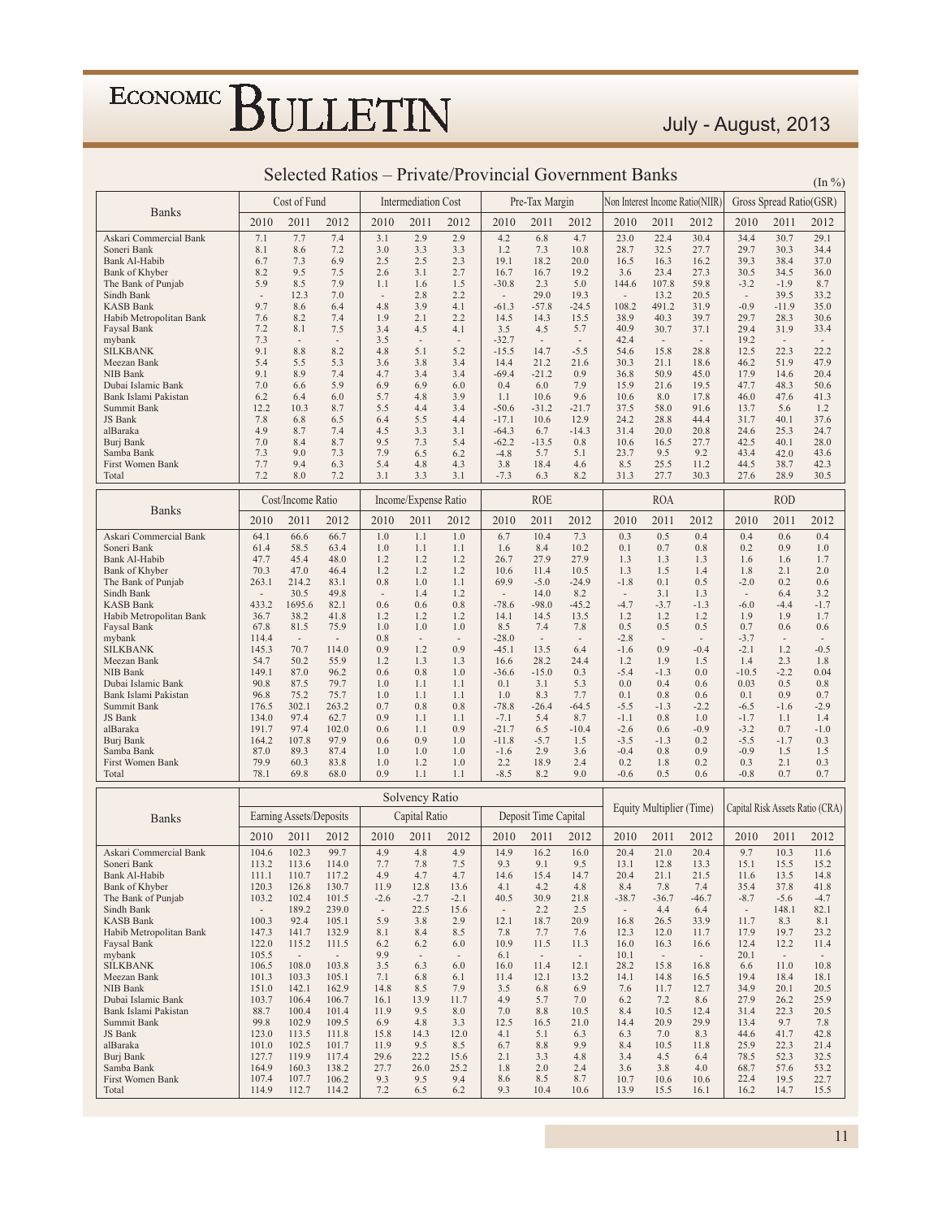## Selected Ratios – Private/Provincial Government Banks

(In %)

| Banks | Cost of Fund | | | Intermediation Cost | | | Pre-Tax Margin | | | Non Interest Income Ratio(NIIR) | | | Gross Spread Ratio(GSR) | | |
|---|---|---|---|---|---|---|---|---|---|---|---|---|---|---|---|
| | 2010 | 2011 | 2012 | 2010 | 2011 | 2012 | 2010 | 2011 | 2012 | 2010 | 2011 | 2012 | 2010 | 2011 | 2012 |
| Askari Commercial Bank | 7.1 | 7.7 | 7.4 | 3.1 | 2.9 | 2.9 | 4.2 | 6.8 | 4.7 | 23.0 | 22.4 | 30.4 | 34.4 | 30.7 | 29.1 |
| Soneri Bank | 8.1 | 8.6 | 7.2 | 3.0 | 3.3 | 3.3 | 1.2 | 7.3 | 10.8 | 28.7 | 32.5 | 27.7 | 29.7 | 30.3 | 34.4 |
| Bank Al-Habib | 6.7 | 7.3 | 6.9 | 2.5 | 2.5 | 2.3 | 19.1 | 18.2 | 20.0 | 16.5 | 16.3 | 16.2 | 39.3 | 38.4 | 37.0 |
| Bank of Khyber | 8.2 | 9.5 | 7.5 | 2.6 | 3.1 | 2.7 | 16.7 | 16.7 | 19.2 | 3.6 | 23.4 | 27.3 | 30.5 | 34.5 | 36.0 |
| The Bank of Punjab | 5.9 | 8.5 | 7.9 | 1.1 | 1.6 | 1.5 | -30.8 | 2.3 | 5.0 | 144.6 | 107.8 | 59.8 | -3.2 | -1.9 | 8.7 |
| Sindh Bank | - | 12.3 | 7.0 | - | 2.8 | 2.2 | - | 29.0 | 19.3 | - | 13.2 | 20.5 | - | 39.5 | 33.2 |
| KASB Bank | 9.7 | 8.6 | 6.4 | 4.8 | 3.9 | 4.1 | -61.3 | -57.8 | -24.5 | 108.2 | 491.2 | 31.9 | -0.9 | -11.9 | 35.0 |
| Habib Metropolitan Bank | 7.6 | 8.2 | 7.4 | 1.9 | 2.1 | 2.2 | 14.5 | 14.3 | 15.5 | 38.9 | 40.3 | 39.7 | 29.7 | 28.3 | 30.6 |
| Faysal Bank | 7.2 | 8.1 | 7.5 | 3.4 | 4.5 | 4.1 | 3.5 | 4.5 | 5.7 | 40.9 | 30.7 | 37.1 | 29.4 | 31.9 | 33.4 |
| mybank | 7.3 | - | - | 3.5 | - | - | -32.7 | - | - | 42.4 | - | - | 19.2 | | |
| SILKBANK | 9.1 | 8.8 | 8.2 | 4.8 | 5.1 | 5.2 | -15.5 | 14.7 | -5.5 | 54.6 | 15.8 | 28.8 | 12.5 | 22.3 | 22.2 |
| Meezan Bank | 5.4 | 5.5 | 5.3 | 3.6 | 3.8 | 3.4 | 14.4 | 21.2 | 21.6 | 30.3 | 21.1 | 18.6 | 46.2 | 51.9 | 47.9 |
| NIB Bank | 9.1 | 8.9 | 7.4 | 4.7 | 3.4 | 3.4 | -69.4 | -21.2 | 0.9 | 36.8 | 50.9 | 45.0 | 17.9 | 14.6 | 20.4 |
| Dubai Islamic Bank | 7.0 | 6.6 | 5.9 | 6.9 | 6.9 | 6.0 | 0.4 | 6.0 | 7.9 | 15.9 | 21.6 | 19.5 | 47.7 | 48.3 | 50.6 |
| Bank Islami Pakistan | 6.2 | 6.4 | 6.0 | 5.7 | 4.8 | 3.9 | 1.1 | 10.6 | 9.6 | 10.6 | 8.0 | 17.8 | 46.0 | 47.6 | 41.3 |
| Summit Bank | 12.2 | 10.3 | 8.7 | 5.5 | 4.4 | 3.4 | -50.6 | -31.2 | -21.7 | 37.5 | 58.0 | 91.6 | 13.7 | 5.6 | 1.2 |
| JS Bank | 7.8 | 6.8 | 6.5 | 6.4 | 5.5 | 4.4 | -17.1 | 10.6 | 12.9 | 24.2 | 28.8 | 44.4 | 31.7 | 40.1 | 37.6 |
| alBaraka | 4.9 | 8.7 | 7.4 | 4.5 | 3.3 | 3.1 | -64.3 | 6.7 | -14.3 | 31.4 | 20.0 | 20.8 | 24.6 | 25.3 | 24.7 |
| Burj Bank | 7.0 | 8.4 | 8.7 | 9.5 | 7.3 | 5.4 | -62.2 | -13.5 | 0.8 | 10.6 | 16.5 | 27.7 | 42.5 | 40.1 | 28.0 |
| Samba Bank | 7.3 | 9.0 | 7.3 | 7.9 | 6.5 | 6.2 | -4.8 | 5.7 | 5.1 | 23.7 | 9.5 | 9.2 | 43.4 | 42.0 | 43.6 |
| First Women Bank | 7.7 | 9.4 | 6.3 | 5.4 | 4.8 | 4.3 | 3.8 | 18.4 | 4.6 | 8.5 | 25.5 | 11.2 | 44.5 | 38.7 | 42.3 |
| Total | 7.2 | 8.0 | 7.2 | 3.1 | 3.3 | 3.1 | -7.3 | 6.3 | 8.2 | 31.3 | 27.7 | 30.3 | 27.6 | 28.9 | 30.5 |

| Banks | Cost/Income Ratio | | | Income/Expense Ratio | | | ROE | | | ROA | | | ROD | | |
|---|---|---|---|---|---|---|---|---|---|---|---|---|---|---|---|
| | 2010 | 2011 | 2012 | 2010 | 2011 | 2012 | 2010 | 2011 | 2012 | 2010 | 2011 | 2012 | 2010 | 2011 | 2012 |
| Askari Commercial Bank | 64.1 | 66.6 | 66.7 | 1.0 | 1.1 | 1.0 | 6.7 | 10.4 | 7.3 | 0.3 | 0.5 | 0.4 | 0.4 | 0.6 | 0.4 |
| Soneri Bank | 61.4 | 58.5 | 63.4 | 1.0 | 1.1 | 1.1 | 1.6 | 8.4 | 10.2 | 0.1 | 0.7 | 0.8 | 0.2 | 0.9 | 1.0 |
| Bank Al-Habib | 47.7 | 45.4 | 48.0 | 1.2 | 1.2 | 1.2 | 26.7 | 27.9 | 27.9 | 1.3 | 1.3 | 1.3 | 1.6 | 1.6 | 1.7 |
| Bank of Khyber | 70.3 | 47.0 | 46.4 | 1.2 | 1.2 | 1.2 | 10.6 | 11.4 | 10.5 | 1.3 | 1.5 | 1.4 | 1.8 | 2.1 | 2.0 |
| The Bank of Punjab | 263.1 | 214.2 | 83.1 | 0.8 | 1.0 | 1.1 | 69.9 | -5.0 | -24.9 | -1.8 | 0.1 | 0.5 | -2.0 | 0.2 | 0.6 |
| Sindh Bank | - | 30.5 | 49.8 | - | 1.4 | 1.2 | - | 14.0 | 8.2 | - | 3.1 | 1.3 | - | 6.4 | 3.2 |
| KASB Bank | 433.2 | 1695.6 | 82.1 | 0.6 | 0.6 | 0.8 | -78.6 | -98.0 | -45.2 | -4.7 | -3.7 | -1.3 | -6.0 | -4.4 | -1.7 |
| Habib Metropolitan Bank | 36.7 | 38.2 | 41.8 | 1.2 | 1.2 | 1.2 | 14.1 | 14.5 | 13.5 | 1.2 | 1.2 | 1.2 | 1.9 | 1.9 | 1.7 |
| Faysal Bank | 67.8 | 81.5 | 75.9 | 1.0 | 1.0 | 1.0 | 8.5 | 7.4 | 7.8 | 0.5 | 0.5 | 0.5 | 0.7 | 0.6 | 0.6 |
| mybank | 114.4 | - | - | 0.8 | - | - | -28.0 | - | - | -2.8 | - | - | -3.7 | - | - |
| SILKBANK | 145.3 | 70.7 | 114.0 | 0.9 | 1.2 | 0.9 | -45.1 | 13.5 | 6.4 | -1.6 | 0.9 | -0.4 | -2.1 | 1.2 | -0.5 |
| Meezan Bank | 54.7 | 50.2 | 55.9 | 1.2 | 1.3 | 1.3 | 16.6 | 28.2 | 24.4 | 1.2 | 1.9 | 1.5 | 1.4 | 2.3 | 1.8 |
| NIB Bank | 149.1 | 87.0 | 96.2 | 0.6 | 0.8 | 1.0 | -36.6 | -15.0 | 0.3 | -5.4 | -1.3 | 0.0 | -10.5 | -2.2 | 0.04 |
| Dubai Islamic Bank | 90.8 | 87.5 | 79.7 | 1.0 | 1.1 | 1.1 | 0.1 | 3.1 | 5.3 | 0.0 | 0.4 | 0.6 | 0.03 | 0.5 | 0.8 |
| Bank Islami Pakistan | 96.8 | 75.2 | 75.7 | 1.0 | 1.1 | 1.1 | 1.0 | 8.3 | 7.7 | 0.1 | 0.8 | 0.6 | 0.1 | 0.9 | 0.7 |
| Summit Bank | 176.5 | 302.1 | 263.2 | 0.7 | 0.8 | 0.8 | -78.8 | -26.4 | -64.5 | -5.5 | -1.3 | -2.2 | -6.5 | -1.6 | -2.9 |
| JS Bank | 134.0 | 97.4 | 62.7 | 0.9 | 1.1 | 1.1 | -7.1 | 5.4 | 8.7 | -1.1 | 0.8 | 1.0 | -1.7 | 1.1 | 1.4 |
| alBaraka | 191.7 | 97.4 | 102.0 | 0.6 | 1.1 | 0.9 | -21.7 | 6.5 | -10.4 | -2.6 | 0.6 | -0.9 | -3.2 | 0.7 | -1.0 |
| Burj Bank | 164.2 | 107.8 | 97.9 | 0.6 | 0.9 | 1.0 | -11.8 | -5.7 | 1.5 | -3.5 | -1.3 | 0.2 | -5.5 | -1.7 | 0.3 |
| Samba Bank | 87.0 | 89.3 | 87.4 | 1.0 | 1.0 | 1.0 | -1.6 | 2.9 | 3.6 | -0.4 | 0.8 | 0.9 | -0.9 | 1.5 | 1.5 |
| First Women Bank | 79.9 | 60.3 | 83.8 | 1.0 | 1.2 | 1.0 | 2.2 | 18.9 | 2.4 | 0.2 | 1.8 | 0.2 | 0.3 | 2.1 | 0.3 |
| Total | 78.1 | 69.8 | 68.0 | 0.9 | 1.1 | 1.1 | -8.5 | 8.2 | 9.0 | -0.6 | 0.5 | 0.6 | -0.8 | 0.7 | 0.7 |

| Banks | Solvency Ratio | | | | | | | | | Equity Multiplier (Time) | | | Capital Risk Assets Ratio (CRA) | | |
|---|---|---|---|---|---|---|---|---|---|---|---|---|---|---|---|
| | Earning Assets/Deposits | | | Capital Ratio | | | Deposit Time Capital | | | | | | | | |
| | 2010 | 2011 | 2012 | 2010 | 2011 | 2012 | 2010 | 2011 | 2012 | 2010 | 2011 | 2012 | 2010 | 2011 | 2012 |
| Askari Commercial Bank | 104.6 | 102.3 | 99.7 | 4.9 | 4.8 | 4.9 | 14.9 | 16.2 | 16.0 | 20.4 | 21.0 | 20.4 | 9.7 | 10.3 | 11.6 |
| Soneri Bank | 113.2 | 113.6 | 114.0 | 7.7 | 7.8 | 7.5 | 9.3 | 9.1 | 9.5 | 13.1 | 12.8 | 13.3 | 15.1 | 15.5 | 15.2 |
| Bank Al-Habib | 111.1 | 110.7 | 117.2 | 4.9 | 4.7 | 4.7 | 14.6 | 15.4 | 14.7 | 20.4 | 21.1 | 21.5 | 11.6 | 13.5 | 14.8 |
| Bank of Khyber | 120.3 | 126.8 | 130.7 | 11.9 | 12.8 | 13.6 | 4.1 | 4.2 | 4.8 | 8.4 | 7.8 | 7.4 | 35.4 | 37.8 | 41.8 |
| The Bank of Punjab | 103.2 | 102.4 | 101.5 | -2.6 | -2.7 | -2.1 | 40.5 | 30.9 | 21.8 | -38.7 | -36.7 | -46.7 | -8.7 | -5.6 | -4.7 |
| Sindh Bank | - | 189.2 | 239.0 | - | 22.5 | 15.6 | - | 2.2 | 2.5 | - | 4.4 | 6.4 | - | 148.1 | 82.1 |
| KASB Bank | 100.3 | 92.4 | 105.1 | 5.9 | 3.8 | 2.9 | 12.1 | 18.7 | 20.9 | 16.8 | 26.5 | 33.9 | 11.7 | 8.3 | 8.1 |
| Habib Metropolitan Bank | 147.3 | 141.7 | 132.9 | 8.1 | 8.4 | 8.5 | 7.8 | 7.7 | 7.6 | 12.3 | 12.0 | 11.7 | 17.9 | 19.7 | 23.2 |
| Faysal Bank | 122.0 | 115.2 | 111.5 | 6.2 | 6.2 | 6.0 | 10.9 | 11.5 | 11.3 | 16.0 | 16.3 | 16.6 | 12.4 | 12.2 | 11.4 |
| mybank | 105.5 | - | - | 9.9 | - | - | 6.1 | - | - | 10.1 | - | - | 20.1 | - | - |
| SILKBANK | 106.5 | 108.0 | 103.8 | 3.5 | 6.3 | 6.0 | 16.0 | 11.4 | 12.1 | 28.2 | 15.8 | 16.8 | 6.6 | 11.0 | 10.8 |
| Meezan Bank | 101.3 | 103.3 | 105.1 | 7.1 | 6.8 | 6.1 | 11.4 | 12.1 | 13.2 | 14.1 | 14.8 | 16.5 | 19.4 | 18.4 | 18.1 |
| NIB Bank | 151.0 | 142.1 | 162.9 | 14.8 | 8.5 | 7.9 | 3.5 | 6.8 | 6.9 | 7.6 | 11.7 | 12.7 | 34.9 | 20.1 | 20.5 |
| Dubai Islamic Bank | 103.7 | 106.4 | 106.7 | 16.1 | 13.9 | 11.7 | 4.9 | 5.7 | 7.0 | 6.2 | 7.2 | 8.6 | 27.9 | 26.2 | 25.9 |
| Bank Islami Pakistan | 88.7 | 100.4 | 101.4 | 11.9 | 9.5 | 8.0 | 7.0 | 8.8 | 10.5 | 8.4 | 10.5 | 12.4 | 31.4 | 22.3 | 20.5 |
| Summit Bank | 99.8 | 102.9 | 109.5 | 6.9 | 4.8 | 3.3 | 12.5 | 16.5 | 21.0 | 14.4 | 20.9 | 29.9 | 13.4 | 9.7 | 7.8 |
| JS Bank | 123.0 | 113.5 | 111.8 | 15.8 | 14.3 | 12.0 | 4.1 | 5.1 | 6.3 | 6.3 | 7.0 | 8.3 | 44.6 | 41.7 | 42.8 |
| alBaraka | 101.0 | 102.5 | 101.7 | 11.9 | 9.5 | 8.5 | 6.7 | 8.8 | 9.9 | 8.4 | 10.5 | 11.8 | 25.9 | 22.3 | 21.4 |
| Burj Bank | 127.7 | 119.9 | 117.4 | 29.6 | 22.2 | 15.6 | 2.1 | 3.3 | 4.8 | 3.4 | 4.5 | 6.4 | 78.5 | 52.3 | 32.5 |
| Samba Bank | 164.9 | 160.3 | 138.2 | 27.7 | 26.0 | 25.2 | 1.8 | 2.0 | 2.4 | 3.6 | 3.8 | 4.0 | 68.7 | 57.6 | 53.2 |
| First Women Bank | 107.4 | 107.7 | 106.2 | 9.3 | 9.5 | 9.4 | 8.6 | 8.5 | 8.7 | 10.7 | 10.6 | 10.6 | 22.4 | 19.5 | 22.7 |
| Total | 114.9 | 112.7 | 114.2 | 7.2 | 6.5 | 6.2 | 9.3 | 10.4 | 10.6 | 13.9 | 15.5 | 16.1 | 16.2 | 14.7 | 15.5 |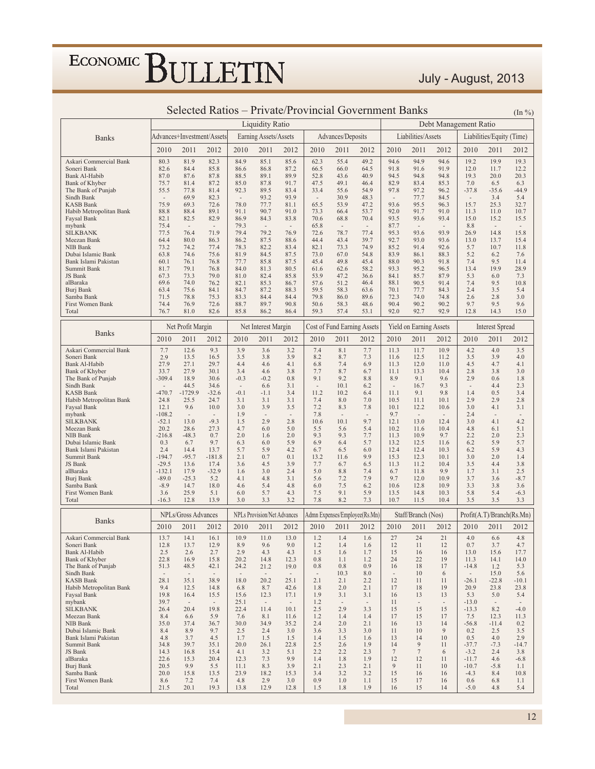## Selected Ratios – Private/Provincial Government Banks

(In %)

| Banks | Liquidity Ratio | | | | | | | | | Debt Management Ratio | | | | | |
|---|---|---|---|---|---|---|---|---|---|---|---|---|---|---|---|
| | Advances+Investment/Assets | | | Earning Assets/Assets | | | Advances/Deposits | | | Liabilities/Assets | | | Liabilities/Equity (Time) | | |
| | 2010 | 2011 | 2012 | 2010 | 2011 | 2012 | 2010 | 2011 | 2012 | 2010 | 2011 | 2012 | 2010 | 2011 | 2012 |
| Askari Commercial Bank | 80.3 | 81.9 | 82.3 | 84.9 | 85.1 | 85.6 | 62.3 | 55.4 | 49.2 | 94.6 | 94.9 | 94.6 | 19.2 | 19.9 | 19.3 |
| Soneri Bank | 82.6 | 84.4 | 85.8 | 86.6 | 86.8 | 87.2 | 66.5 | 66.0 | 64.5 | 91.8 | 91.6 | 91.9 | 12.0 | 11.7 | 12.2 |
| Bank Al-Habib | 87.0 | 87.6 | 87.8 | 88.5 | 89.1 | 89.9 | 52.8 | 43.6 | 40.9 | 94.5 | 94.8 | 94.8 | 19.3 | 20.0 | 20.3 |
| Bank of Khyber | 75.7 | 81.4 | 87.2 | 85.0 | 87.8 | 91.7 | 47.5 | 49.1 | 46.4 | 82.9 | 83.4 | 85.3 | 7.0 | 6.5 | 6.3 |
| The Bank of Punjab | 55.5 | 77.8 | 81.4 | 92.3 | 89.5 | 83.4 | 33.4 | 55.6 | 54.9 | 97.8 | 97.2 | 96.2 | -37.8 | -35.6 | -44.9 |
| Sindh Bank | - | 69.9 | 82.3 | - | 93.2 | 93.9 | - | 30.9 | 48.3 | - | 77.7 | 84.5 | - | 3.4 | 5.4 |
| KASB Bank | 75.9 | 69.3 | 72.6 | 78.0 | 77.7 | 81.1 | 65.5 | 53.9 | 47.2 | 93.6 | 95.5 | 96.3 | 15.7 | 25.3 | 32.7 |
| Habib Metropolitan Bank | 88.8 | 88.4 | 89.1 | 91.1 | 90.7 | 91.0 | 73.3 | 66.4 | 53.7 | 92.0 | 91.7 | 91.0 | 11.3 | 11.0 | 10.7 |
| Faysal Bank | 82.1 | 82.5 | 82.9 | 86.9 | 84.3 | 83.8 | 70.6 | 68.8 | 70.4 | 93.5 | 93.6 | 93.4 | 15.0 | 15.2 | 15.5 |
| mybank | 75.4 | - | - | 79.3 | - | - | 65.8 | - | - | 87.7 | - | - | 8.8 | - | - |
| SILKBANK | 77.5 | 76.4 | 71.9 | 79.4 | 79.2 | 76.9 | 72.6 | 78.7 | 77.4 | 95.3 | 93.6 | 93.9 | 26.9 | 14.8 | 15.8 |
| Meezan Bank | 64.4 | 80.0 | 86.3 | 86.2 | 87.5 | 88.6 | 44.4 | 43.4 | 39.7 | 92.7 | 93.0 | 93.6 | 13.0 | 13.7 | 15.4 |
| NIB Bank | 73.2 | 74.2 | 77.4 | 78.3 | 82.2 | 83.4 | 82.1 | 73.3 | 74.9 | 85.2 | 91.4 | 92.6 | 5.7 | 10.7 | 11.8 |
| Dubai Islamic Bank | 63.8 | 74.6 | 75.6 | 81.9 | 84.5 | 87.5 | 73.0 | 67.0 | 54.8 | 83.9 | 86.1 | 88.3 | 5.2 | 6.2 | 7.6 |
| Bank Islami Pakistan | 60.1 | 76.1 | 76.8 | 77.7 | 85.8 | 87.5 | 45.4 | 49.8 | 45.4 | 88.0 | 90.3 | 91.8 | 7.4 | 9.5 | 11.4 |
| Summit Bank | 81.7 | 79.1 | 76.8 | 84.0 | 81.3 | 80.5 | 61.6 | 62.6 | 58.2 | 93.3 | 95.2 | 96.5 | 13.4 | 19.9 | 28.9 |
| JS Bank | 67.3 | 73.3 | 79.0 | 81.0 | 82.4 | 85.8 | 53.9 | 47.2 | 36.6 | 84.1 | 85.7 | 87.9 | 5.3 | 6.0 | 7.3 |
| alBaraka | 69.6 | 74.0 | 76.2 | 82.1 | 85.3 | 86.7 | 57.6 | 51.2 | 46.4 | 88.1 | 90.5 | 91.4 | 7.4 | 9.5 | 10.8 |
| Burj Bank | 63.4 | 75.6 | 84.1 | 84.7 | 87.2 | 88.3 | 59.5 | 58.3 | 63.6 | 70.1 | 77.7 | 84.3 | 2.4 | 3.5 | 5.4 |
| Samba Bank | 71.5 | 78.8 | 75.3 | 83.3 | 84.4 | 84.4 | 79.8 | 86.0 | 89.6 | 72.3 | 74.0 | 74.8 | 2.6 | 2.8 | 3.0 |
| First Women Bank | 74.4 | 76.9 | 72.6 | 88.7 | 89.7 | 90.8 | 50.6 | 58.3 | 48.6 | 90.4 | 90.2 | 90.2 | 9.7 | 9.5 | 9.6 |
| Total | 76.7 | 81.0 | 82.6 | 85.8 | 86.2 | 86.4 | 59.3 | 57.4 | 53.1 | 92.0 | 92.7 | 92.9 | 12.8 | 14.3 | 15.0 |

| Banks | Net Profit Margin | | | Net Interest Margin | | | Cost of Fund Earning Assets | | | Yield on Earning Assets | | | Interest Spread | | |
|---|---|---|---|---|---|---|---|---|---|---|---|---|---|---|---|
| | 2010 | 2011 | 2012 | 2010 | 2011 | 2012 | 2010 | 2011 | 2012 | 2010 | 2011 | 2012 | 2010 | 2011 | 2012 |
| Askari Commercial Bank | 7.7 | 12.6 | 9.3 | 3.9 | 3.6 | 3.2 | 7.4 | 8.1 | 7.7 | 11.3 | 11.7 | 10.9 | 4.2 | 4.0 | 3.5 |
| Soneri Bank | 2.9 | 13.5 | 16.5 | 3.5 | 3.8 | 3.9 | 8.2 | 8.7 | 7.3 | 11.6 | 12.5 | 11.2 | 3.5 | 3.9 | 4.0 |
| Bank Al-Habib | 27.9 | 27.1 | 29.7 | 4.4 | 4.6 | 4.1 | 6.8 | 7.4 | 6.9 | 11.3 | 12.0 | 11.0 | 4.5 | 4.7 | 4.1 |
| Bank of Khyber | 33.7 | 27.9 | 30.1 | 3.4 | 4.6 | 3.8 | 7.7 | 8.7 | 6.7 | 11.1 | 13.3 | 10.4 | 2.8 | 3.8 | 3.0 |
| The Bank of Punjab | -309.4 | 18.9 | 30.6 | -0.3 | -0.2 | 0.8 | 9.1 | 9.2 | 8.8 | 8.9 | 9.1 | 9.6 | 2.9 | 0.6 | 1.8 |
| Sindh Bank | - | 44.5 | 34.6 | - | 6.6 | 3.1 | - | 10.1 | 6.2 | - | 16.7 | 9.3 | - | 4.4 | 2.3 |
| KASB Bank | -470.7 | -1729.9 | -32.6 | -0.1 | -1.1 | 3.4 | 11.2 | 10.2 | 6.4 | 11.1 | 9.1 | 9.8 | 1.4 | 0.5 | 3.4 |
| Habib Metropolitan Bank | 24.8 | 25.5 | 24.7 | 3.1 | 3.1 | 3.1 | 7.4 | 8.0 | 7.0 | 10.5 | 11.1 | 10.1 | 2.9 | 2.9 | 2.8 |
| Faysal Bank | 12.1 | 9.6 | 10.0 | 3.0 | 3.9 | 3.5 | 7.2 | 8.3 | 7.8 | 10.1 | 12.2 | 10.6 | 3.0 | 4.1 | 3.1 |
| mybank | -108.2 | - | - | 1.9 | - | - | 7.8 | - | - | 9.7 | - | - | 2.4 | - | - |
| SILKBANK | -52.1 | 13.0 | -9.3 | 1.5 | 2.9 | 2.8 | 10.6 | 10.1 | 9.7 | 12.1 | 13.0 | 12.4 | 3.0 | 4.1 | 4.2 |
| Meezan Bank | 20.2 | 28.6 | 27.3 | 4.7 | 6.0 | 5.0 | 5.5 | 5.6 | 5.4 | 10.2 | 11.6 | 10.4 | 4.8 | 6.1 | 5.1 |
| NIB Bank | -216.8 | -48.3 | 0.7 | 2.0 | 1.6 | 2.0 | 9.3 | 9.3 | 7.7 | 11.3 | 10.9 | 9.7 | 2.2 | 2.0 | 2.3 |
| Dubai Islamic Bank | 0.3 | 6.7 | 9.7 | 6.3 | 6.0 | 5.9 | 6.9 | 6.4 | 5.7 | 13.2 | 12.5 | 11.6 | 6.2 | 5.9 | 5.7 |
| Bank Islami Pakistan | 2.4 | 14.4 | 13.7 | 5.7 | 5.9 | 4.2 | 6.7 | 6.5 | 6.0 | 12.4 | 12.4 | 10.3 | 6.2 | 5.9 | 4.3 |
| Summit Bank | -194.7 | -95.7 | -181.8 | 2.1 | 0.7 | 0.1 | 13.2 | 11.6 | 9.9 | 15.3 | 12.3 | 10.1 | 3.0 | 2.0 | 1.4 |
| JS Bank | -29.5 | 13.6 | 17.4 | 3.6 | 4.5 | 3.9 | 7.7 | 6.7 | 6.5 | 11.3 | 11.2 | 10.4 | 3.5 | 4.4 | 3.8 |
| alBaraka | -132.1 | 17.9 | -32.9 | 1.6 | 3.0 | 2.4 | 5.0 | 8.8 | 7.4 | 6.7 | 11.8 | 9.9 | 1.7 | 3.1 | 2.5 |
| Burj Bank | -89.0 | -25.3 | 5.2 | 4.1 | 4.8 | 3.1 | 5.6 | 7.2 | 7.9 | 9.7 | 12.0 | 10.9 | 3.7 | 3.6 | -8.7 |
| Samba Bank | -8.9 | 14.7 | 18.0 | 4.6 | 5.4 | 4.8 | 6.0 | 7.5 | 6.2 | 10.6 | 12.8 | 10.9 | 3.3 | 3.8 | 3.6 |
| First Women Bank | 3.6 | 25.9 | 5.1 | 6.0 | 5.7 | 4.3 | 7.5 | 9.1 | 5.9 | 13.5 | 14.8 | 10.3 | 5.8 | 5.4 | -6.3 |
| Total | -16.3 | 12.8 | 13.9 | 3.0 | 3.3 | 3.2 | 7.8 | 8.2 | 7.3 | 10.7 | 11.5 | 10.4 | 3.5 | 3.5 | 3.3 |

| Banks | NPLs/Gross Advances | | | NPLs Provision/Net Advances | | | Admn Expenses/Employee(Rs.Mn) | | | Staff/Branch (Nos) | | | Profit(A.T)/Branch(Rs.Mn) | | |
|---|---|---|---|---|---|---|---|---|---|---|---|---|---|---|---|
| | 2010 | 2011 | 2012 | 2010 | 2011 | 2012 | 2010 | 2011 | 2012 | 2010 | 2011 | 2012 | 2010 | 2011 | 2012 |
| Askari Commercial Bank | 13.7 | 14.1 | 16.1 | 10.9 | 11.0 | 13.0 | 1.2 | 1.4 | 1.6 | 27 | 24 | 21 | 4.0 | 6.6 | 4.8 |
| Soneri Bank | 12.8 | 13.7 | 12.9 | 8.9 | 9.6 | 9.0 | 1.2 | 1.4 | 1.6 | 12 | 11 | 12 | 0.7 | 3.7 | 4.7 |
| Bank Al-Habib | 2.5 | 2.6 | 2.7 | 2.9 | 4.3 | 4.3 | 1.5 | 1.6 | 1.7 | 15 | 16 | 16 | 13.0 | 15.6 | 17.7 |
| Bank of Khyber | 22.8 | 16.9 | 15.8 | 20.2 | 14.8 | 12.3 | 0.8 | 1.1 | 1.2 | 24 | 22 | 19 | 11.3 | 14.1 | 14.0 |
| The Bank of Punjab | 51.3 | 48.5 | 42.1 | 24.2 | 21.2 | 19.0 | 0.8 | 0.8 | 0.9 | 16 | 18 | 17 | -14.8 | 1.2 | 5.3 |
| Sindh Bank | - | - | - | - | - | - | - | 10.3 | 8.0 | - | 10 | 6 | - | 15.0 | 5.6 |
| KASB Bank | 28.1 | 35.1 | 38.9 | 18.0 | 20.2 | 25.1 | 2.1 | 2.1 | 2.2 | 12 | 11 | 11 | -26.1 | -22.8 | -10.1 |
| Habib Metropolitan Bank | 9.4 | 12.5 | 14.8 | 6.8 | 8.7 | 42.6 | 1.8 | 2.0 | 2.1 | 17 | 18 | 19 | 20.9 | 23.8 | 23.8 |
| Faysal Bank | 19.8 | 16.4 | 15.5 | 15.6 | 12.3 | 17.1 | 1.9 | 3.1 | 3.1 | 16 | 13 | 13 | 5.3 | 5.0 | 5.4 |
| mybank | 39.7 | - | - | 25.1 | - | - | 1.2 | - | - | 11 | - | - | -13.0 | - | - |
| SILKBANK | 26.4 | 20.4 | 19.8 | 22.4 | 11.4 | 10.1 | 2.5 | 2.9 | 3.3 | 15 | 15 | 15 | -13.3 | 8.2 | -4.0 |
| Meezan Bank | 8.4 | 6.6 | 5.9 | 7.6 | 8.1 | 11.6 | 1.2 | 1.4 | 1.4 | 17 | 15 | 17 | 7.5 | 12.3 | 11.3 |
| NIB Bank | 35.0 | 37.4 | 36.7 | 30.0 | 34.9 | 35.2 | 2.4 | 2.0 | 2.1 | 16 | 13 | 14 | -56.8 | -11.4 | 0.2 |
| Dubai Islamic Bank | 8.4 | 8.9 | 9.7 | 2.5 | 2.4 | 3.0 | 3.6 | 3.3 | 3.0 | 11 | 10 | 9 | 0.2 | 2.5 | 3.5 |
| Bank Islami Pakistan | 4.8 | 3.7 | 4.5 | 1.7 | 1.5 | 1.5 | 1.4 | 1.5 | 1.6 | 13 | 14 | 10 | 0.5 | 4.0 | 2.9 |
| Summit Bank | 34.8 | 39.7 | 35.1 | 20.0 | 26.1 | 22.8 | 2.5 | 2.6 | 1.9 | 14 | 9 | 11 | -37.7 | -7.3 | -14.7 |
| JS Bank | 14.3 | 16.8 | 15.4 | 4.1 | 3.2 | 5.1 | 2.2 | 2.2 | 2.3 | 7 | 7 | 6 | -3.2 | 2.4 | 3.8 |
| alBaraka | 22.6 | 15.3 | 20.4 | 12.3 | 7.3 | 9.9 | 1.4 | 1.8 | 1.9 | 12 | 12 | 11 | -11.7 | 4.6 | -6.8 |
| Burj Bank | 20.5 | 9.9 | 5.5 | 11.1 | 8.3 | 3.9 | 2.1 | 2.3 | 2.1 | 9 | 11 | 10 | -10.7 | -5.8 | 1.1 |
| Samba Bank | 20.0 | 15.8 | 13.5 | 23.9 | 18.2 | 15.3 | 3.4 | 3.2 | 3.2 | 15 | 16 | 16 | -4.3 | 8.4 | 10.8 |
| First Women Bank | 8.6 | 7.2 | 7.4 | 4.8 | 2.9 | 3.0 | 0.9 | 1.0 | 1.1 | 15 | 17 | 16 | 0.6 | 6.8 | 1.1 |
| Total | 21.5 | 20.1 | 19.3 | 13.8 | 12.9 | 12.8 | 1.5 | 1.8 | 1.9 | 16 | 15 | 14 | -5.0 | 4.8 | 5.4 |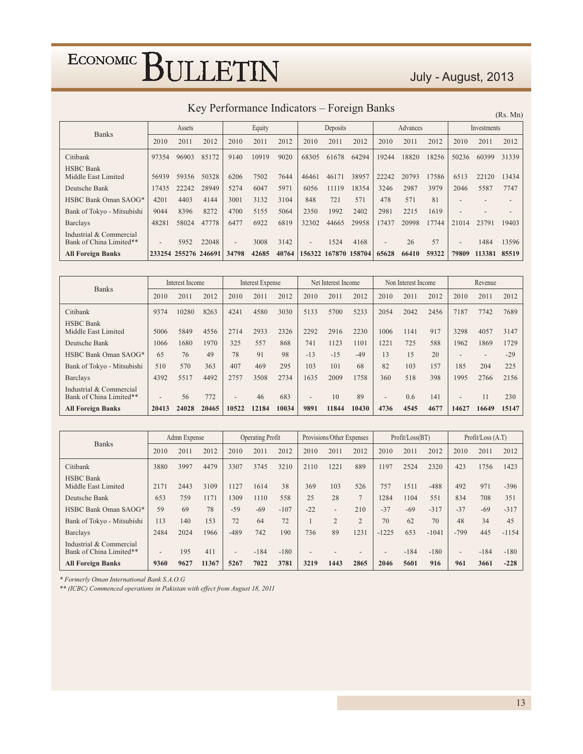## Key Performance Indicators – Foreign Banks

(Rs. Mn)

| Banks | Assets | | | Equity | | | Deposits | | | Advances | | | Investments | | |
|---|---|---|---|---|---|---|---|---|---|---|---|---|---|---|---|
| | 2010 | 2011 | 2012 | 2010 | 2011 | 2012 | 2010 | 2011 | 2012 | 2010 | 2011 | 2012 | 2010 | 2011 | 2012 |
| Citibank | 97354 | 96903 | 85172 | 9140 | 10919 | 9020 | 68305 | 61678 | 64294 | 19244 | 18820 | 18256 | 50236 | 60399 | 31339 |
| HSBC Bank Middle East Limited | 56939 | 59356 | 50328 | 6206 | 7502 | 7644 | 46461 | 46171 | 38957 | 22242 | 20793 | 17586 | 6513 | 22120 | 13434 |
| Deutsche Bank | 17435 | 22242 | 28949 | 5274 | 6047 | 5971 | 6056 | 11119 | 18354 | 3246 | 2987 | 3979 | 2046 | 5587 | 7747 |
| HSBC Bank Oman SAOG* | 4201 | 4403 | 4144 | 3001 | 3132 | 3104 | 848 | 721 | 571 | 478 | 571 | 81 | - | - | - |
| Bank of Tokyo - Mitsubishi | 9044 | 8396 | 8272 | 4700 | 5155 | 5064 | 2350 | 1992 | 2402 | 2981 | 2215 | 1619 | - | - | - |
| Barclays | 48281 | 58024 | 47778 | 6477 | 6922 | 6819 | 32302 | 44665 | 29958 | 17437 | 20998 | 17744 | 21014 | 23791 | 19403 |
| Industrial & Commercial Bank of China Limited** | - | 5952 | 22048 | - | 3008 | 3142 | - | 1524 | 4168 | - | 26 | 57 | - | 1484 | 13596 |
| **All Foreign Banks** | **233254** | **255276** | **246691** | **34798** | **42685** | **40764** | **156322** | **167870** | **158704** | **65628** | **66410** | **59322** | **79809** | **113381** | **85519** |

| Banks | Interest Income | | | Interest Expense | | | Net Interest Income | | | Non Interest Income | | | Revenue | | |
|---|---|---|---|---|---|---|---|---|---|---|---|---|---|---|---|
| | 2010 | 2011 | 2012 | 2010 | 2011 | 2012 | 2010 | 2011 | 2012 | 2010 | 2011 | 2012 | 2010 | 2011 | 2012 |
| Citibank | 9374 | 10280 | 8263 | 4241 | 4580 | 3030 | 5133 | 5700 | 5233 | 2054 | 2042 | 2456 | 7187 | 7742 | 7689 |
| HSBC Bank Middle East Limited | 5006 | 5849 | 4556 | 2714 | 2933 | 2326 | 2292 | 2916 | 2230 | 1006 | 1141 | 917 | 3298 | 4057 | 3147 |
| Deutsche Bank | 1066 | 1680 | 1970 | 325 | 557 | 868 | 741 | 1123 | 1101 | 1221 | 725 | 588 | 1962 | 1869 | 1729 |
| HSBC Bank Oman SAOG* | 65 | 76 | 49 | 78 | 91 | 98 | -13 | -15 | -49 | 13 | 15 | 20 | - | - | -29 |
| Bank of Tokyo - Mitsubishi | 510 | 570 | 363 | 407 | 469 | 295 | 103 | 101 | 68 | 82 | 103 | 157 | 185 | 204 | 225 |
| Barclays | 4392 | 5517 | 4492 | 2757 | 3508 | 2734 | 1635 | 2009 | 1758 | 360 | 518 | 398 | 1995 | 2766 | 2156 |
| Industrial & Commercial Bank of China Limited** | - | 56 | 772 | - | 46 | 683 | - | 10 | 89 | - | 0.6 | 141 | - | 11 | 230 |
| **All Foreign Banks** | **20413** | **24028** | **20465** | **10522** | **12184** | **10034** | **9891** | **11844** | **10430** | **4736** | **4545** | **4677** | **14627** | **16649** | **15147** |

| Banks | Admn Expense | | | Operating Profit | | | Provisions/Other Expenses | | | Profit/Loss(BT) | | | Profit/Loss (A.T) | | |
|---|---|---|---|---|---|---|---|---|---|---|---|---|---|---|---|
| | 2010 | 2011 | 2012 | 2010 | 2011 | 2012 | 2010 | 2011 | 2012 | 2010 | 2011 | 2012 | 2010 | 2011 | 2012 |
| Citibank | 3880 | 3997 | 4479 | 3307 | 3745 | 3210 | 2110 | 1221 | 889 | 1197 | 2524 | 2320 | 423 | 1756 | 1423 |
| HSBC Bank Middle East Limited | 2171 | 2443 | 3109 | 1127 | 1614 | 38 | 369 | 103 | 526 | 757 | 1511 | -488 | 492 | 971 | -396 |
| Deutsche Bank | 653 | 759 | 1171 | 1309 | 1110 | 558 | 25 | 28 | 7 | 1284 | 1104 | 551 | 834 | 708 | 351 |
| HSBC Bank Oman SAOG* | 59 | 69 | 78 | -59 | -69 | -107 | -22 | - | 210 | -37 | -69 | -317 | -37 | -69 | -317 |
| Bank of Tokyo - Mitsubishi | 113 | 140 | 153 | 72 | 64 | 72 | 1 | 2 | 2 | 70 | 62 | 70 | 48 | 34 | 45 |
| Barclays | 2484 | 2024 | 1966 | -489 | 742 | 190 | 736 | 89 | 1231 | -1225 | 653 | -1041 | -799 | 445 | -1154 |
| Industrial & Commercial Bank of China Limited** | - | 195 | 411 | - | -184 | -180 | - | - | - | - | -184 | -180 | - | -184 | -180 |
| **All Foreign Banks** | **9360** | **9627** | **11367** | **5267** | **7022** | **3781** | **3219** | **1443** | **2865** | **2046** | **5601** | **916** | **961** | **3661** | **-228** |

*\* Formerly Oman International Bank S.A.O.G*

*\*\* (ICBC) Commenced operations in Pakistan with effect from August 18, 2011*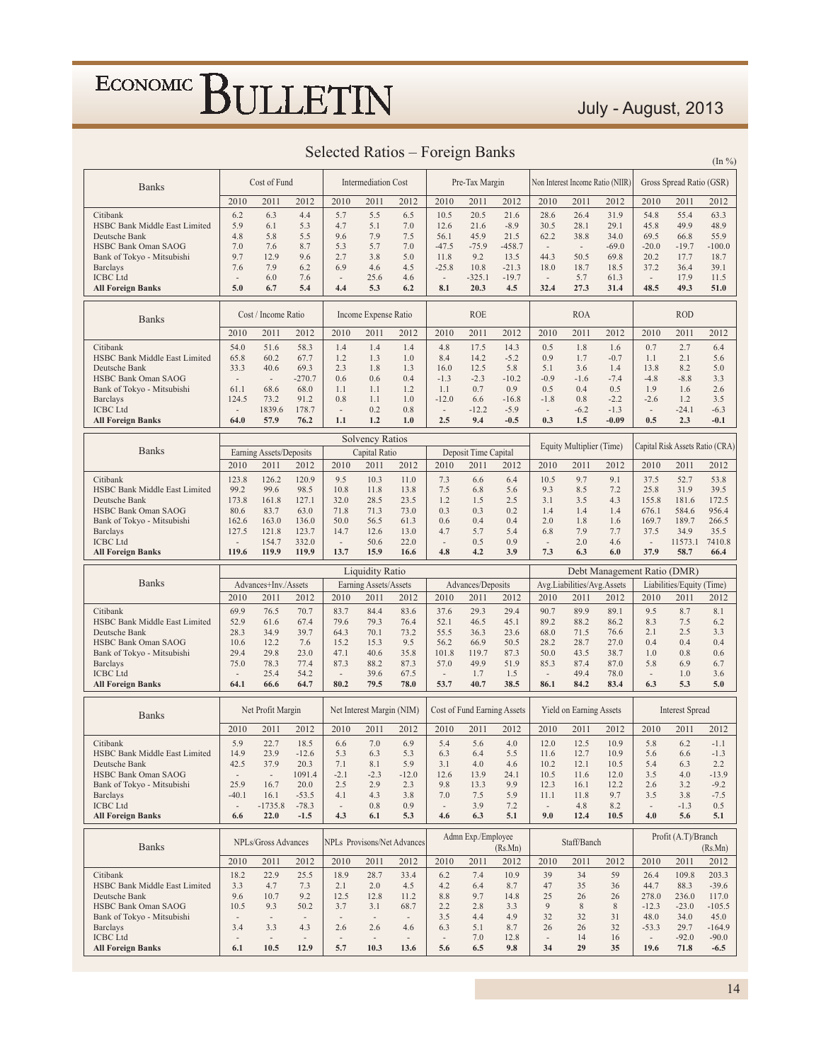## Selected Ratios – Foreign Banks

(In %)

| Banks | Cost of Fund | | | Intermediation Cost | | | Pre-Tax Margin | | | Non Interest Income Ratio (NIIR) | | | Gross Spread Ratio (GSR) | | |
|---|---|---|---|---|---|---|---|---|---|---|---|---|---|---|---|
| | 2010 | 2011 | 2012 | 2010 | 2011 | 2012 | 2010 | 2011 | 2012 | 2010 | 2011 | 2012 | 2010 | 2011 | 2012 |
| Citibank | 6.2 | 6.3 | 4.4 | 5.7 | 5.5 | 6.5 | 10.5 | 20.5 | 21.6 | 28.6 | 26.4 | 31.9 | 54.8 | 55.4 | 63.3 |
| HSBC Bank Middle East Limited | 5.9 | 6.1 | 5.3 | 4.7 | 5.1 | 7.0 | 12.6 | 21.6 | -8.9 | 30.5 | 28.1 | 29.1 | 45.8 | 49.9 | 48.9 |
| Deutsche Bank | 4.8 | 5.8 | 5.5 | 9.6 | 7.9 | 7.5 | 56.1 | 45.9 | 21.5 | 62.2 | 38.8 | 34.0 | 69.5 | 66.8 | 55.9 |
| HSBC Bank Oman SAOG | 7.0 | 7.6 | 8.7 | 5.3 | 5.7 | 7.0 | -47.5 | -75.9 | -458.7 | - | - | -69.0 | -20.0 | -19.7 | -100.0 |
| Bank of Tokyo - Mitsubishi | 9.7 | 12.9 | 9.6 | 2.7 | 3.8 | 5.0 | 11.8 | 9.2 | 13.5 | 44.3 | 50.5 | 69.8 | 20.2 | 17.7 | 18.7 |
| Barclays | 7.6 | 7.9 | 6.2 | 6.9 | 4.6 | 4.5 | -25.8 | 10.8 | -21.3 | 18.0 | 18.7 | 18.5 | 37.2 | 36.4 | 39.1 |
| ICBC Ltd | - | 6.0 | 7.6 | - | 25.6 | 4.6 | - | -325.1 | -19.7 | - | 5.7 | 61.3 | - | 17.9 | 11.5 |
| **All Foreign Banks** | **5.0** | **6.7** | **5.4** | **4.4** | **5.3** | **6.2** | **8.1** | **20.3** | **4.5** | **32.4** | **27.3** | **31.4** | **48.5** | **49.3** | **51.0** |

| Banks | Cost / Income Ratio | | | Income Expense Ratio | | | ROE | | | ROA | | | ROD | | |
|---|---|---|---|---|---|---|---|---|---|---|---|---|---|---|---|
| | 2010 | 2011 | 2012 | 2010 | 2011 | 2012 | 2010 | 2011 | 2012 | 2010 | 2011 | 2012 | 2010 | 2011 | 2012 |
| Citibank | 54.0 | 51.6 | 58.3 | 1.4 | 1.4 | 1.4 | 4.8 | 17.5 | 14.3 | 0.5 | 1.8 | 1.6 | 0.7 | 2.7 | 6.4 |
| HSBC Bank Middle East Limited | 65.8 | 60.2 | 67.7 | 1.2 | 1.3 | 1.0 | 8.4 | 14.2 | -5.2 | 0.9 | 1.7 | -0.7 | 1.1 | 2.1 | 5.6 |
| Deutsche Bank | 33.3 | 40.6 | 69.3 | 2.3 | 1.8 | 1.3 | 16.0 | 12.5 | 5.8 | 5.1 | 3.6 | 1.4 | 13.8 | 8.2 | 5.0 |
| HSBC Bank Oman SAOG | - | - | -270.7 | 0.6 | 0.6 | 0.4 | -1.3 | -2.3 | -10.2 | -0.9 | -1.6 | -7.4 | -4.8 | -8.8 | 3.3 |
| Bank of Tokyo - Mitsubishi | 61.1 | 68.6 | 68.0 | 1.1 | 1.1 | 1.2 | 1.1 | 0.7 | 0.9 | 0.5 | 0.4 | 0.5 | 1.9 | 1.6 | 2.6 |
| Barclays | 124.5 | 73.2 | 91.2 | 0.8 | 1.1 | 1.0 | -12.0 | 6.6 | -16.8 | -1.8 | 0.8 | -2.2 | -2.6 | 1.2 | 3.5 |
| ICBC Ltd | - | 1839.6 | 178.7 | - | 0.2 | 0.8 | - | -12.2 | -5.9 | - | -6.2 | -1.3 | - | -24.1 | -6.3 |
| **All Foreign Banks** | **64.0** | **57.9** | **76.2** | **1.1** | **1.2** | **1.0** | **2.5** | **9.4** | **-0.5** | **0.3** | **1.5** | **-0.09** | **0.5** | **2.3** | **-0.1** |

| Banks | Solvency Ratios | | | | | | | | | Equity Multiplier (Time) | | | Capital Risk Assets Ratio (CRA) | | |
|---|---|---|---|---|---|---|---|---|---|---|---|---|---|---|---|
| | Earning Assets/Deposits | | | Capital Ratio | | | Deposit Time Capital | | | | | | | | |
| | 2010 | 2011 | 2012 | 2010 | 2011 | 2012 | 2010 | 2011 | 2012 | 2010 | 2011 | 2012 | 2010 | 2011 | 2012 |
| Citibank | 123.8 | 126.2 | 120.9 | 9.5 | 10.3 | 11.0 | 7.3 | 6.6 | 6.4 | 10.5 | 9.7 | 9.1 | 37.5 | 52.7 | 53.8 |
| HSBC Bank Middle East Limited | 99.2 | 99.6 | 98.5 | 10.8 | 11.8 | 13.8 | 7.5 | 6.8 | 5.6 | 9.3 | 8.5 | 7.2 | 25.8 | 31.9 | 39.5 |
| Deutsche Bank | 173.8 | 161.8 | 127.1 | 32.0 | 28.5 | 23.5 | 1.2 | 1.5 | 2.5 | 3.1 | 3.5 | 4.3 | 155.8 | 181.6 | 172.5 |
| HSBC Bank Oman SAOG | 80.6 | 83.7 | 63.0 | 71.8 | 71.3 | 73.0 | 0.3 | 0.3 | 0.2 | 1.4 | 1.4 | 1.4 | 676.1 | 584.6 | 956.4 |
| Bank of Tokyo - Mitsubishi | 162.6 | 163.0 | 136.0 | 50.0 | 56.5 | 61.3 | 0.6 | 0.4 | 0.4 | 2.0 | 1.8 | 1.6 | 169.7 | 189.7 | 266.5 |
| Barclays | 127.5 | 121.8 | 123.7 | 14.7 | 12.6 | 13.0 | 4.7 | 5.7 | 5.4 | 6.8 | 7.9 | 7.7 | 37.5 | 34.9 | 35.5 |
| ICBC Ltd | - | 154.7 | 332.0 | - | 50.6 | 22.0 | - | 0.5 | 0.9 | - | 2.0 | 4.6 | - | 11573.1 | 7410.8 |
| **All Foreign Banks** | **119.6** | **119.9** | **119.9** | **13.7** | **15.9** | **16.6** | **4.8** | **4.2** | **3.9** | **7.3** | **6.3** | **6.0** | **37.9** | **58.7** | **66.4** |

| Banks | Liquidity Ratio | | | | | | | | | Debt Management Ratio (DMR) | | | | | |
|---|---|---|---|---|---|---|---|---|---|---|---|---|---|---|---|
| | Advances+Inv./Assets | | | Earning Assets/Assets | | | Advances/Deposits | | | Avg.Liabilities/Avg.Assets | | | Liabilities/Equity (Time) | | |
| | 2010 | 2011 | 2012 | 2010 | 2011 | 2012 | 2010 | 2011 | 2012 | 2010 | 2011 | 2012 | 2010 | 2011 | 2012 |
| Citibank | 69.9 | 76.5 | 70.7 | 83.7 | 84.4 | 83.6 | 37.6 | 29.3 | 29.4 | 90.7 | 89.9 | 89.1 | 9.5 | 8.7 | 8.1 |
| HSBC Bank Middle East Limited | 52.9 | 61.6 | 67.4 | 79.6 | 79.3 | 76.4 | 52.1 | 46.5 | 45.1 | 89.2 | 88.2 | 86.2 | 8.3 | 7.5 | 6.2 |
| Deutsche Bank | 28.3 | 34.9 | 39.7 | 64.3 | 70.1 | 73.2 | 55.5 | 36.3 | 23.6 | 68.0 | 71.5 | 76.6 | 2.1 | 2.5 | 3.3 |
| HSBC Bank Oman SAOG | 10.6 | 12.2 | 7.6 | 15.2 | 15.3 | 9.5 | 56.2 | 66.9 | 50.5 | 28.2 | 28.7 | 27.0 | 0.4 | 0.4 | 0.4 |
| Bank of Tokyo - Mitsubishi | 29.4 | 29.8 | 23.0 | 47.1 | 40.6 | 35.8 | 101.8 | 119.7 | 87.3 | 50.0 | 43.5 | 38.7 | 1.0 | 0.8 | 0.6 |
| Barclays | 75.0 | 78.3 | 77.4 | 87.3 | 88.2 | 87.3 | 57.0 | 49.9 | 51.9 | 85.3 | 87.4 | 87.0 | 5.8 | 6.9 | 6.7 |
| ICBC Ltd | - | 25.4 | 54.2 | - | 39.6 | 67.5 | - | 1.7 | 1.5 | - | 49.4 | 78.0 | - | 1.0 | 3.6 |
| **All Foreign Banks** | **64.1** | **66.6** | **64.7** | **80.2** | **79.5** | **78.0** | **53.7** | **40.7** | **38.5** | **86.1** | **84.2** | **83.4** | **6.3** | **5.3** | **5.0** |

| Banks | Net Profit Margin | | | Net Interest Margin (NIM) | | | Cost of Fund Earning Assets | | | Yield on Earning Assets | | | Interest Spread | | |
|---|---|---|---|---|---|---|---|---|---|---|---|---|---|---|---|
| | 2010 | 2011 | 2012 | 2010 | 2011 | 2012 | 2010 | 2011 | 2012 | 2010 | 2011 | 2012 | 2010 | 2011 | 2012 |
| Citibank | 5.9 | 22.7 | 18.5 | 6.6 | 7.0 | 6.9 | 5.4 | 5.6 | 4.0 | 12.0 | 12.5 | 10.9 | 5.8 | 6.2 | -1.1 |
| HSBC Bank Middle East Limited | 14.9 | 23.9 | -12.6 | 5.3 | 6.3 | 5.3 | 6.3 | 6.4 | 5.5 | 11.6 | 12.7 | 10.9 | 5.6 | 6.6 | -1.3 |
| Deutsche Bank | 42.5 | 37.9 | 20.3 | 7.1 | 8.1 | 5.9 | 3.1 | 4.0 | 4.6 | 10.2 | 12.1 | 10.5 | 5.4 | 6.3 | 2.2 |
| HSBC Bank Oman SAOG | - | - | 1091.4 | -2.1 | -2.3 | -12.0 | 12.6 | 13.9 | 24.1 | 10.5 | 11.6 | 12.0 | 3.5 | 4.0 | -13.9 |
| Bank of Tokyo - Mitsubishi | 25.9 | 16.7 | 20.0 | 2.5 | 2.9 | 2.3 | 9.8 | 13.3 | 9.9 | 12.3 | 16.1 | 12.2 | 2.6 | 3.2 | -9.2 |
| Barclays | -40.1 | 16.1 | -53.5 | 4.1 | 4.3 | 3.8 | 7.0 | 7.5 | 5.9 | 11.1 | 11.8 | 9.7 | 3.5 | 3.8 | -7.5 |
| ICBC Ltd | - | -1735.8 | -78.3 | - | 0.8 | 0.9 | - | 3.9 | 7.2 | - | 4.8 | 8.2 | - | -1.3 | 0.5 |
| **All Foreign Banks** | **6.6** | **22.0** | **-1.5** | **4.3** | **6.1** | **5.3** | **4.6** | **6.3** | **5.1** | **9.0** | **12.4** | **10.5** | **4.0** | **5.6** | **5.1** |

| Banks | NPLs/Gross Advances | | | NPLs Provisons/Net Advances | | | Admn Exp./Employee (Rs.Mn) | | | Staff/Banch | | | Profit (A.T)/Branch (Rs.Mn) | | |
|---|---|---|---|---|---|---|---|---|---|---|---|---|---|---|---|
| | 2010 | 2011 | 2012 | 2010 | 2011 | 2012 | 2010 | 2011 | 2012 | 2010 | 2011 | 2012 | 2010 | 2011 | 2012 |
| Citibank | 18.2 | 22.9 | 25.5 | 18.9 | 28.7 | 33.4 | 6.2 | 7.4 | 10.9 | 39 | 34 | 59 | 26.4 | 109.8 | 203.3 |
| HSBC Bank Middle East Limited | 3.3 | 4.7 | 7.3 | 2.1 | 2.0 | 4.5 | 4.2 | 6.4 | 8.7 | 47 | 35 | 36 | 44.7 | 88.3 | -39.6 |
| Deutsche Bank | 9.6 | 10.7 | 9.2 | 12.5 | 12.8 | 11.2 | 8.8 | 9.7 | 14.8 | 25 | 26 | 26 | 278.0 | 236.0 | 117.0 |
| HSBC Bank Oman SAOG | 10.5 | 9.3 | 50.2 | 3.7 | 3.1 | 68.7 | 2.2 | 2.8 | 3.3 | 9 | 8 | 8 | -12.3 | -23.0 | -105.5 |
| Bank of Tokyo - Mitsubishi | - | - | - | - | - | - | 3.5 | 4.4 | 4.9 | 32 | 32 | 31 | 48.0 | 34.0 | 45.0 |
| Barclays | 3.4 | 3.3 | 4.3 | 2.6 | 2.6 | 4.6 | 6.3 | 5.1 | 8.7 | 26 | 26 | 32 | -53.3 | 29.7 | -164.9 |
| ICBC Ltd | - | - | - | - | - | - | - | 7.0 | 12.8 | - | 14 | 16 | - | -92.0 | -90.0 |
| **All Foreign Banks** | **6.1** | **10.5** | **12.9** | **5.7** | **10.3** | **13.6** | **5.6** | **6.5** | **9.8** | **34** | **29** | **35** | **19.6** | **71.8** | **-6.5** |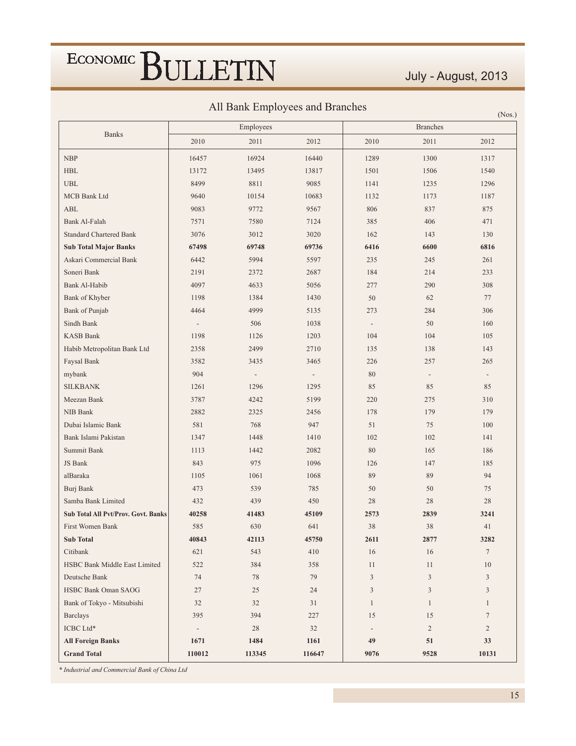## All Bank Employees and Branches

(Nos.)

| Banks | Employees | | | Branches | | |
|---|---|---|---|---|---|---|
| | 2010 | 2011 | 2012 | 2010 | 2011 | 2012 |
| NBP | 16457 | 16924 | 16440 | 1289 | 1300 | 1317 |
| HBL | 13172 | 13495 | 13817 | 1501 | 1506 | 1540 |
| UBL | 8499 | 8811 | 9085 | 1141 | 1235 | 1296 |
| MCB Bank Ltd | 9640 | 10154 | 10683 | 1132 | 1173 | 1187 |
| ABL | 9083 | 9772 | 9567 | 806 | 837 | 875 |
| Bank Al-Falah | 7571 | 7580 | 7124 | 385 | 406 | 471 |
| Standard Chartered Bank | 3076 | 3012 | 3020 | 162 | 143 | 130 |
| **Sub Total Major Banks** | **67498** | **69748** | **69736** | **6416** | **6600** | **6816** |
| Askari Commercial Bank | 6442 | 5994 | 5597 | 235 | 245 | 261 |
| Soneri Bank | 2191 | 2372 | 2687 | 184 | 214 | 233 |
| Bank Al-Habib | 4097 | 4633 | 5056 | 277 | 290 | 308 |
| Bank of Khyber | 1198 | 1384 | 1430 | 50 | 62 | 77 |
| Bank of Punjab | 4464 | 4999 | 5135 | 273 | 284 | 306 |
| Sindh Bank | - | 506 | 1038 | - | 50 | 160 |
| KASB Bank | 1198 | 1126 | 1203 | 104 | 104 | 105 |
| Habib Metropolitan Bank Ltd | 2358 | 2499 | 2710 | 135 | 138 | 143 |
| Faysal Bank | 3582 | 3435 | 3465 | 226 | 257 | 265 |
| mybank | 904 | - | - | 80 | - | - |
| SILKBANK | 1261 | 1296 | 1295 | 85 | 85 | 85 |
| Meezan Bank | 3787 | 4242 | 5199 | 220 | 275 | 310 |
| NIB Bank | 2882 | 2325 | 2456 | 178 | 179 | 179 |
| Dubai Islamic Bank | 581 | 768 | 947 | 51 | 75 | 100 |
| Bank Islami Pakistan | 1347 | 1448 | 1410 | 102 | 102 | 141 |
| Summit Bank | 1113 | 1442 | 2082 | 80 | 165 | 186 |
| JS Bank | 843 | 975 | 1096 | 126 | 147 | 185 |
| alBaraka | 1105 | 1061 | 1068 | 89 | 89 | 94 |
| Burj Bank | 473 | 539 | 785 | 50 | 50 | 75 |
| Samba Bank Limited | 432 | 439 | 450 | 28 | 28 | 28 |
| **Sub Total All Pvt/Prov. Govt. Banks** | **40258** | **41483** | **45109** | **2573** | **2839** | **3241** |
| First Women Bank | 585 | 630 | 641 | 38 | 38 | 41 |
| **Sub Total** | **40843** | **42113** | **45750** | **2611** | **2877** | **3282** |
| Citibank | 621 | 543 | 410 | 16 | 16 | 7 |
| HSBC Bank Middle East Limited | 522 | 384 | 358 | 11 | 11 | 10 |
| Deutsche Bank | 74 | 78 | 79 | 3 | 3 | 3 |
| HSBC Bank Oman SAOG | 27 | 25 | 24 | 3 | 3 | 3 |
| Bank of Tokyo - Mitsubishi | 32 | 32 | 31 | 1 | 1 | 1 |
| Barclays | 395 | 394 | 227 | 15 | 15 | 7 |
| ICBC Ltd* | - | 28 | 32 | - | 2 | 2 |
| **All Foreign Banks** | **1671** | **1484** | **1161** | **49** | **51** | **33** |
| **Grand Total** | **110012** | **113345** | **116647** | **9076** | **9528** | **10131** |

*\* Industrial and Commercial Bank of China Ltd*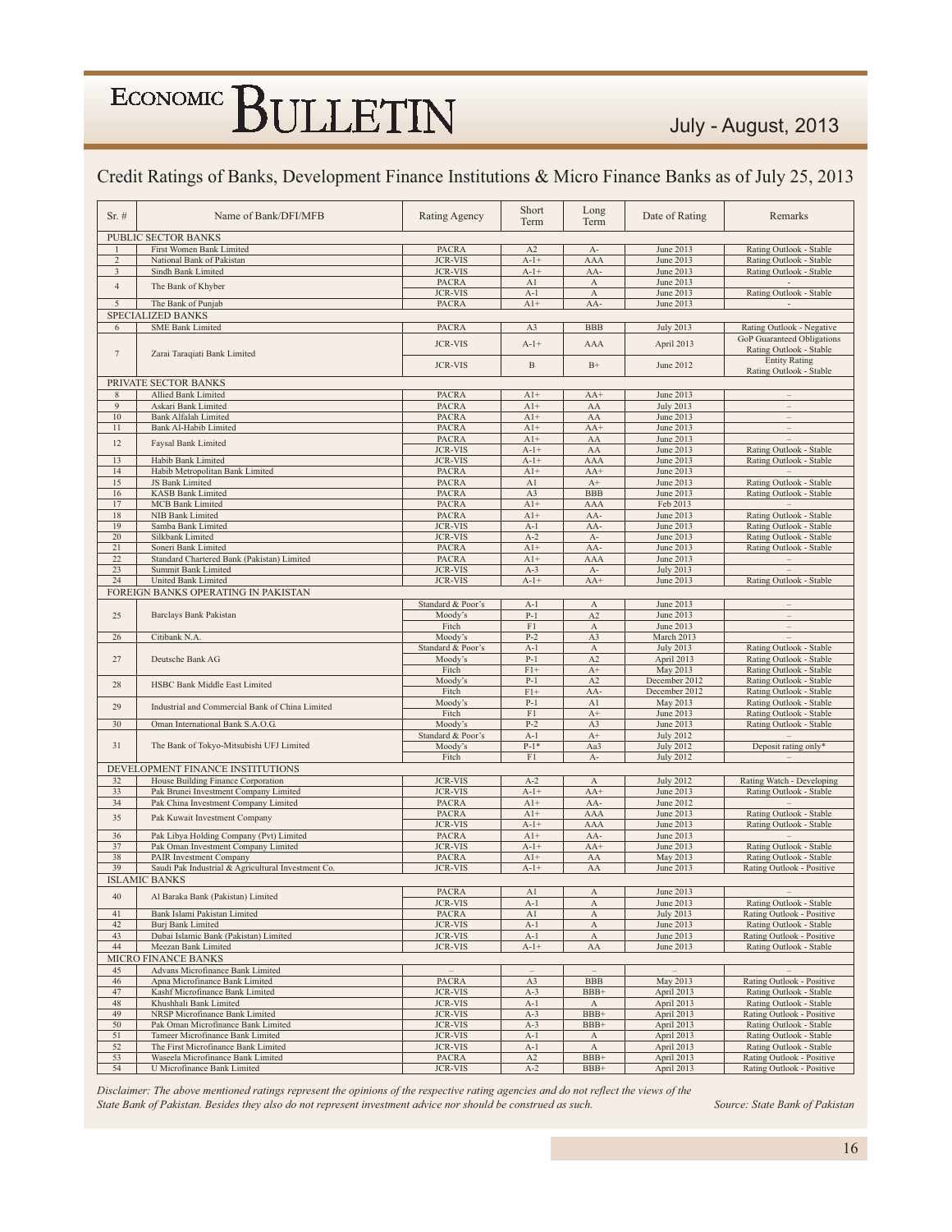## Credit Ratings of Banks, Development Finance Institutions & Micro Finance Banks as of July 25, 2013

| Sr. # | Name of Bank/DFI/MFB | Rating Agency | Short Term | Long Term | Date of Rating | Remarks |
|---|---|---|---|---|---|---|
| **PUBLIC SECTOR BANKS** | | | | | | |
| 1 | First Women Bank Limited | PACRA | A2 | A- | June 2013 | Rating Outlook - Stable |
| 2 | National Bank of Pakistan | JCR-VIS | A-1+ | AAA | June 2013 | Rating Outlook - Stable |
| 3 | Sindh Bank Limited | JCR-VIS | A-1+ | AA- | June 2013 | Rating Outlook - Stable |
| 4 | The Bank of Khyber | PACRA | A1 | A | June 2013 | - |
| | | JCR-VIS | A-1 | A | June 2013 | Rating Outlook - Stable |
| 5 | The Bank of Punjab | PACRA | A1+ | AA- | June 2013 | - |
| **SPECIALIZED BANKS** | | | | | | |
| 6 | SME Bank Limited | PACRA | A3 | BBB | July 2013 | Rating Outlook - Negative |
| 7 | Zarai Taraqiati Bank Limited | JCR-VIS | A-1+ | AAA | April 2013 | GoP Guaranteed Obligations Rating Outlook - Stable |
| | | JCR-VIS | B | B+ | June 2012 | Entity Rating Rating Outlook - Stable |
| **PRIVATE SECTOR BANKS** | | | | | | |
| 8 | Allied Bank Limited | PACRA | A1+ | AA+ | June 2013 | – |
| 9 | Askari Bank Limited | PACRA | A1+ | AA | July 2013 | – |
| 10 | Bank Alfalah Limited | PACRA | A1+ | AA | June 2013 | – |
| 11 | Bank Al-Habib Limited | PACRA | A1+ | AA+ | June 2013 | – |
| 12 | Faysal Bank Limited | PACRA | A1+ | AA | June 2013 | – |
| | | JCR-VIS | A-1+ | AA | June 2013 | Rating Outlook - Stable |
| 13 | Habib Bank Limited | JCR-VIS | A-1+ | AAA | June 2013 | Rating Outlook - Stable |
| 14 | Habib Metropolitan Bank Limited | PACRA | A1+ | AA+ | June 2013 | – |
| 15 | JS Bank Limited | PACRA | A1 | A+ | June 2013 | Rating Outlook - Stable |
| 16 | KASB Bank Limited | PACRA | A3 | BBB | June 2013 | Rating Outlook - Stable |
| 17 | MCB Bank Limited | PACRA | A1+ | AAA | Feb 2013 | – |
| 18 | NIB Bank Limited | PACRA | A1+ | AA- | June 2013 | Rating Outlook - Stable |
| 19 | Samba Bank Limited | JCR-VIS | A-1 | AA- | June 2013 | Rating Outlook - Stable |
| 20 | Silkbank Limited | JCR-VIS | A-2 | A- | June 2013 | Rating Outlook - Stable |
| 21 | Soneri Bank Limited | PACRA | A1+ | AA- | June 2013 | Rating Outlook - Stable |
| 22 | Standard Chartered Bank (Pakistan) Limited | PACRA | A1+ | AAA | June 2013 | – |
| 23 | Summit Bank Limited | JCR-VIS | A-3 | A- | July 2013 | – |
| 24 | United Bank Limited | JCR-VIS | A-1+ | AA+ | June 2013 | Rating Outlook - Stable |
| **FOREIGN BANKS OPERATING IN PAKISTAN** | | | | | | |
| 25 | Barclays Bank Pakistan | Standard & Poor's | A-1 | A | June 2013 | – |
| | | Moody's | P-1 | A2 | June 2013 | – |
| | | Fitch | F1 | A | June 2013 | – |
| 26 | Citibank N.A. | Moody's | P-2 | A3 | March 2013 | – |
| 27 | Deutsche Bank AG | Standard & Poor's | A-1 | A | July 2013 | Rating Outlook - Stable |
| | | Moody's | P-1 | A2 | April 2013 | Rating Outlook - Stable |
| | | Fitch | F1+ | A+ | May 2013 | Rating Outlook - Stable |
| 28 | HSBC Bank Middle East Limited | Moody's | P-1 | A2 | December 2012 | Rating Outlook - Stable |
| | | Fitch | F1+ | AA- | December 2012 | Rating Outlook - Stable |
| 29 | Industrial and Commercial Bank of China Limited | Moody's | P-1 | A1 | May 2013 | Rating Outlook - Stable |
| | | Fitch | F1 | A+ | June 2013 | Rating Outlook - Stable |
| 30 | Oman International Bank S.A.O.G. | Moody's | P-2 | A3 | June 2013 | Rating Outlook - Stable |
| 31 | The Bank of Tokyo-Mitsubishi UFJ Limited | Standard & Poor's | A-1 | A+ | July 2012 | – |
| | | Moody's | P-1* | Aa3 | July 2012 | Deposit rating only* |
| | | Fitch | F1 | A- | July 2012 | – |
| **DEVELOPMENT FINANCE INSTITUTIONS** | | | | | | |
| 32 | House Building Finance Corporation | JCR-VIS | A-2 | A | July 2012 | Rating Watch - Developing |
| 33 | Pak Brunei Investment Company Limited | JCR-VIS | A-1+ | AA+ | June 2013 | Rating Outlook - Stable |
| 34 | Pak China Investment Company Limited | PACRA | A1+ | AA- | June 2012 | – |
| 35 | Pak Kuwait Investment Company | PACRA | A1+ | AAA | June 2013 | Rating Outlook - Stable |
| | | JCR-VIS | A-1+ | AAA | June 2013 | Rating Outlook - Stable |
| 36 | Pak Libya Holding Company (Pvt) Limited | PACRA | A1+ | AA- | June 2013 | – |
| 37 | Pak Oman Investment Company Limited | JCR-VIS | A-1+ | AA+ | June 2013 | Rating Outlook - Stable |
| 38 | PAIR Investment Company | PACRA | A1+ | AA | May 2013 | Rating Outlook - Stable |
| 39 | Saudi Pak Industrial & Agricultural Investment Co. | JCR-VIS | A-1+ | AA | June 2013 | Rating Outlook - Positive |
| **ISLAMIC BANKS** | | | | | | |
| 40 | Al Baraka Bank (Pakistan) Limited | PACRA | A1 | A | June 2013 | – |
| | | JCR-VIS | A-1 | A | June 2013 | Rating Outlook - Stable |
| 41 | Bank Islami Pakistan Limited | PACRA | A1 | A | July 2013 | Rating Outlook - Positive |
| 42 | Burj Bank Limited | JCR-VIS | A-1 | A | June 2013 | Rating Outlook - Stable |
| 43 | Dubai Islamic Bank (Pakistan) Limited | JCR-VIS | A-1 | A | June 2013 | Rating Outlook - Positive |
| 44 | Meezan Bank Limited | JCR-VIS | A-1+ | AA | June 2013 | Rating Outlook - Stable |
| **MICRO FINANCE BANKS** | | | | | | |
| 45 | Advans Microfinance Bank Limited | – | – | – | – | – |
| 46 | Apna Microfinance Bank Limited | PACRA | A3 | BBB | May 2013 | Rating Outlook - Positive |
| 47 | Kashf Microfinance Bank Limited | JCR-VIS | A-3 | BBB+ | April 2013 | Rating Outlook - Stable |
| 48 | Khushhali Bank Limited | JCR-VIS | A-1 | A | April 2013 | Rating Outlook - Stable |
| 49 | NRSP Microfinance Bank Limited | JCR-VIS | A-3 | BBB+ | April 2013 | Rating Outlook - Positive |
| 50 | Pak Oman Microfinance Bank Limited | JCR-VIS | A-3 | BBB+ | April 2013 | Rating Outlook - Stable |
| 51 | Tameer Microfinance Bank Limited | JCR-VIS | A-1 | A | April 2013 | Rating Outlook - Stable |
| 52 | The First Microfinance Bank Limited | JCR-VIS | A-1 | A | April 2013 | Rating Outlook - Stable |
| 53 | Waseela Microfinance Bank Limited | PACRA | A2 | BBB+ | April 2013 | Rating Outlook - Positive |
| 54 | U Microfinance Bank Limited | JCR-VIS | A-2 | BBB+ | April 2013 | Rating Outlook - Positive |

*Disclaimer: The above mentioned ratings represent the opinions of the respective rating agencies and do not reflect the views of the State Bank of Pakistan. Besides they also do not represent investment advice nor should be construed as such.*

*Source: State Bank of Pakistan*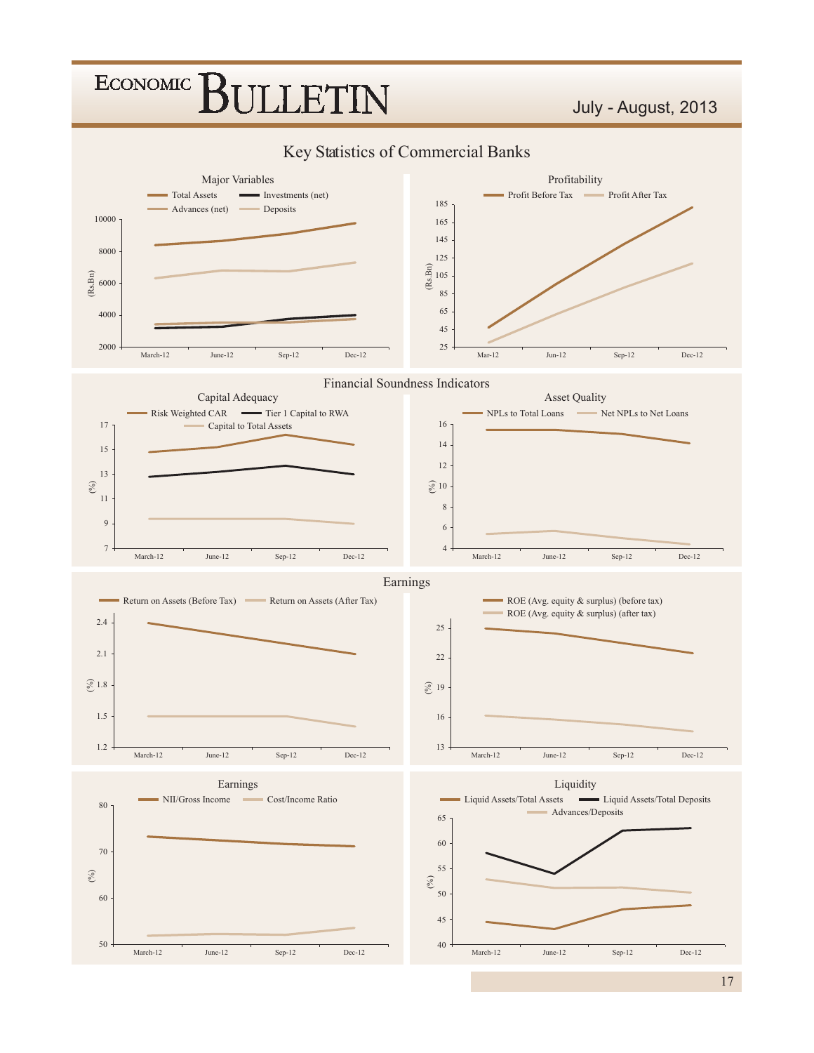# Key Statistics of Commercial Banks

### Major Variables

Total Assets | Investments (net) | Advances (net) | Deposits

(Rs.Bn)

10000, 8000, 6000, 4000, 2000

March-12 | June-12 | Sep-12 | Dec-12

### Profitability

Profit Before Tax | Profit After Tax

(Rs.Bn)

185, 165, 145, 125, 105, 85, 65, 45, 25

Mar-12 | Jun-12 | Sep-12 | Dec-12

## Financial Soundness Indicators

### Capital Adequacy

Risk Weighted CAR | Tier 1 Capital to RWA | Capital to Total Assets

(%)

17, 15, 13, 11, 9, 7

March-12 | June-12 | Sep-12 | Dec-12

### Asset Quality

NPLs to Total Loans | Net NPLs to Net Loans

(%)

16, 14, 12, 10, 8, 6, 4

March-12 | June-12 | Sep-12 | Dec-12

## Earnings

Return on Assets (Before Tax) | Return on Assets (After Tax)

(%)

2.4, 2.1, 1.8, 1.5, 1.2

March-12 | June-12 | Sep-12 | Dec-12

ROE (Avg. equity & surplus) (before tax) | ROE (Avg. equity & surplus) (after tax)

(%)

25, 22, 19, 16, 13

March-12 | June-12 | Sep-12 | Dec-12

### Earnings

NII/Gross Income | Cost/Income Ratio

(%)

80, 70, 60, 50

March-12 | June-12 | Sep-12 | Dec-12

### Liquidity

Liquid Assets/Total Assets | Liquid Assets/Total Deposits | Advances/Deposits

(%)

65, 60, 55, 50, 45, 40

March-12 | June-12 | Sep-12 | Dec-12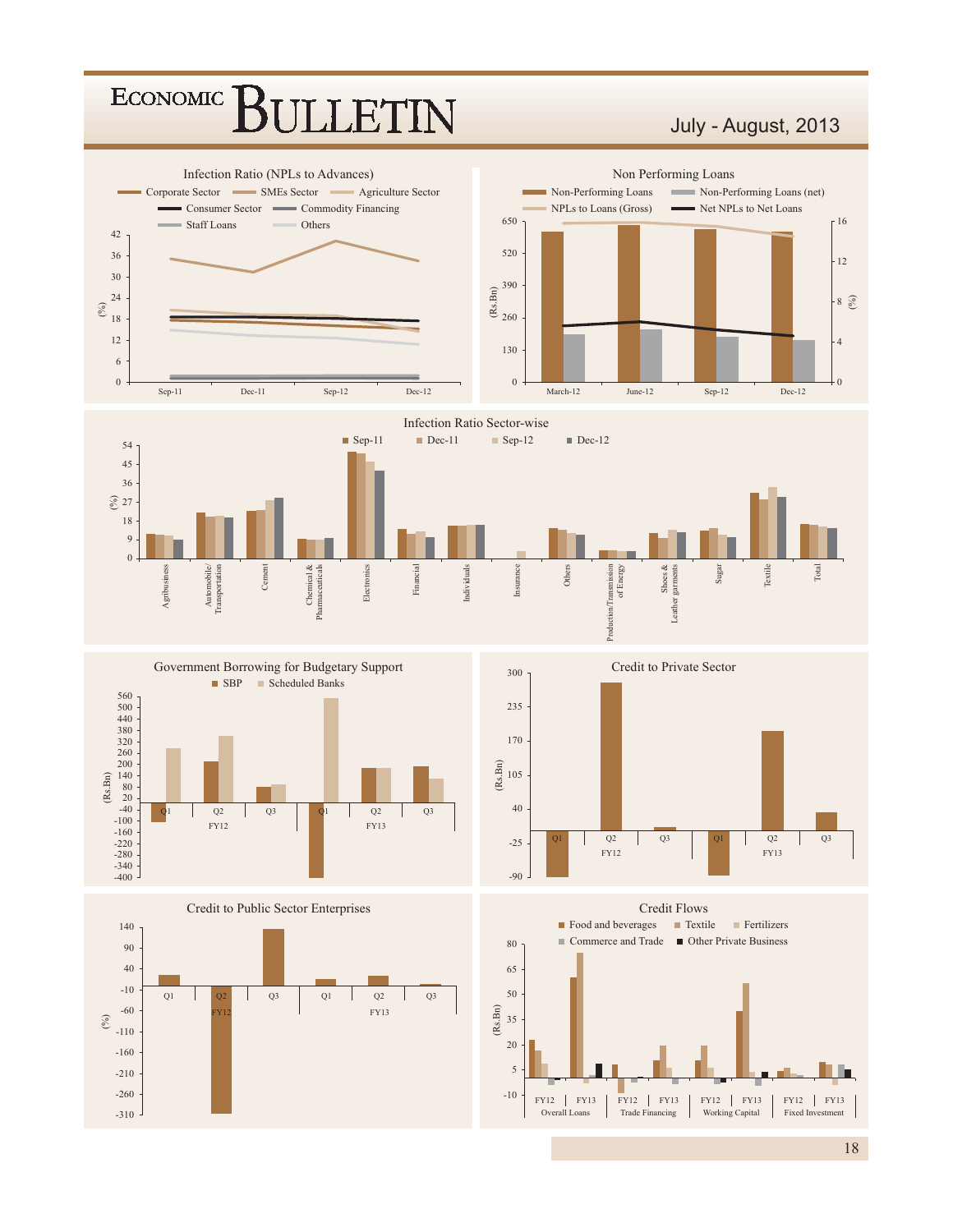## Infection Ratio (NPLs to Advances)

Corporate Sector | SMEs Sector | Agriculture Sector | Consumer Sector | Commodity Financing | Staff Loans | Others

(%) — Sep-11, Dec-11, Sep-12, Dec-12

## Non Performing Loans

Non-Performing Loans | Non-Performing Loans (net) | NPLs to Loans (Gross) | Net NPLs to Net Loans

(Rs.Bn) / (%) — March-12, June-12, Sep-12, Dec-12

## Infection Ratio Sector-wise

Sep-11 | Dec-11 | Sep-12 | Dec-12

(%) — Agribusiness, Automobile/ Transportation, Cement, Chemical & Pharmaceuticals, Electronics, Financial, Individuals, Insurance, Others, Production/Transmission of Energy, Shoes & Leather garments, Sugar, Textile, Total

## Government Borrowing for Budgetary Support

SBP | Scheduled Banks

(Rs.Bn) — Q1, Q2, Q3 (FY12); Q1, Q2, Q3 (FY13)

## Credit to Private Sector

(Rs.Bn) — Q1, Q2, Q3 (FY12); Q1, Q2, Q3 (FY13)

## Credit to Public Sector Enterprises

(%) — Q1, Q2, Q3 (FY12); Q1, Q2, Q3 (FY13)

## Credit Flows

Food and beverages | Textile | Fertilizers | Commerce and Trade | Other Private Business

(Rs.Bn) — FY12, FY13 Overall Loans; FY12, FY13 Trade Financing; FY12, FY13 Working Capital; FY12, FY13 Fixed Investment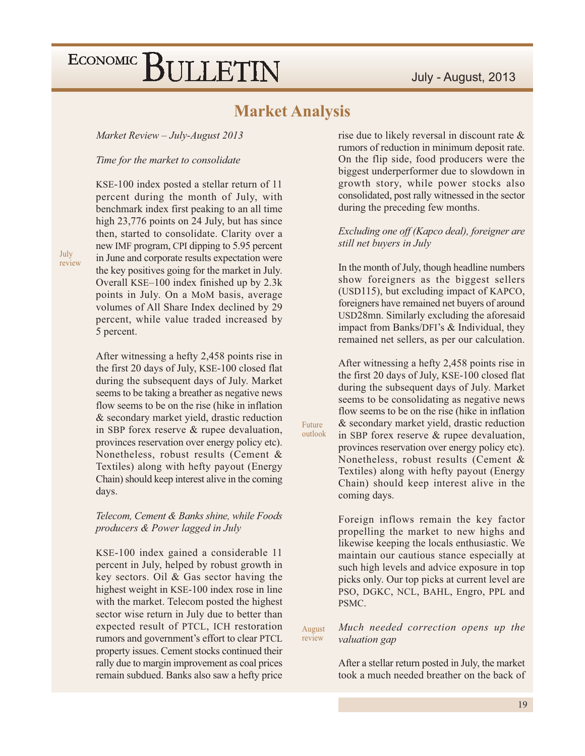# Market Analysis

*Market Review – July-August 2013*

*Time for the market to consolidate*

July review

KSE-100 index posted a stellar return of 11 percent during the month of July, with benchmark index first peaking to an all time high 23,776 points on 24 July, but has since then, started to consolidate. Clarity over a new IMF program, CPI dipping to 5.95 percent in June and corporate results expectation were the key positives going for the market in July. Overall KSE–100 index finished up by 2.3k points in July. On a MoM basis, average volumes of All Share Index declined by 29 percent, while value traded increased by 5 percent.

After witnessing a hefty 2,458 points rise in the first 20 days of July, KSE-100 closed flat during the subsequent days of July. Market seems to be taking a breather as negative news flow seems to be on the rise (hike in inflation & secondary market yield, drastic reduction in SBP forex reserve & rupee devaluation, provinces reservation over energy policy etc). Nonetheless, robust results (Cement & Textiles) along with hefty payout (Energy Chain) should keep interest alive in the coming days.

*Telecom, Cement & Banks shine, while Foods producers & Power lagged in July*

KSE-100 index gained a considerable 11 percent in July, helped by robust growth in key sectors. Oil & Gas sector having the highest weight in KSE-100 index rose in line with the market. Telecom posted the highest sector wise return in July due to better than expected result of PTCL, ICH restoration rumors and government's effort to clear PTCL property issues. Cement stocks continued their rally due to margin improvement as coal prices remain subdued. Banks also saw a hefty price rise due to likely reversal in discount rate & rumors of reduction in minimum deposit rate. On the flip side, food producers were the biggest underperformer due to slowdown in growth story, while power stocks also consolidated, post rally witnessed in the sector during the preceding few months.

*Excluding one off (Kapco deal), foreigner are still net buyers in July*

In the month of July, though headline numbers show foreigners as the biggest sellers (USD115), but excluding impact of KAPCO, foreigners have remained net buyers of around USD28mn. Similarly excluding the aforesaid impact from Banks/DFI's & Individual, they remained net sellers, as per our calculation.

Future outlook

After witnessing a hefty 2,458 points rise in the first 20 days of July, KSE-100 closed flat during the subsequent days of July. Market seems to be consolidating as negative news flow seems to be on the rise (hike in inflation & secondary market yield, drastic reduction in SBP forex reserve & rupee devaluation, provinces reservation over energy policy etc). Nonetheless, robust results (Cement & Textiles) along with hefty payout (Energy Chain) should keep interest alive in the coming days.

Foreign inflows remain the key factor propelling the market to new highs and likewise keeping the locals enthusiastic. We maintain our cautious stance especially at such high levels and advice exposure in top picks only. Our top picks at current level are PSO, DGKC, NCL, BAHL, Engro, PPL and PSMC.

August review

*Much needed correction opens up the valuation gap*

After a stellar return posted in July, the market took a much needed breather on the back of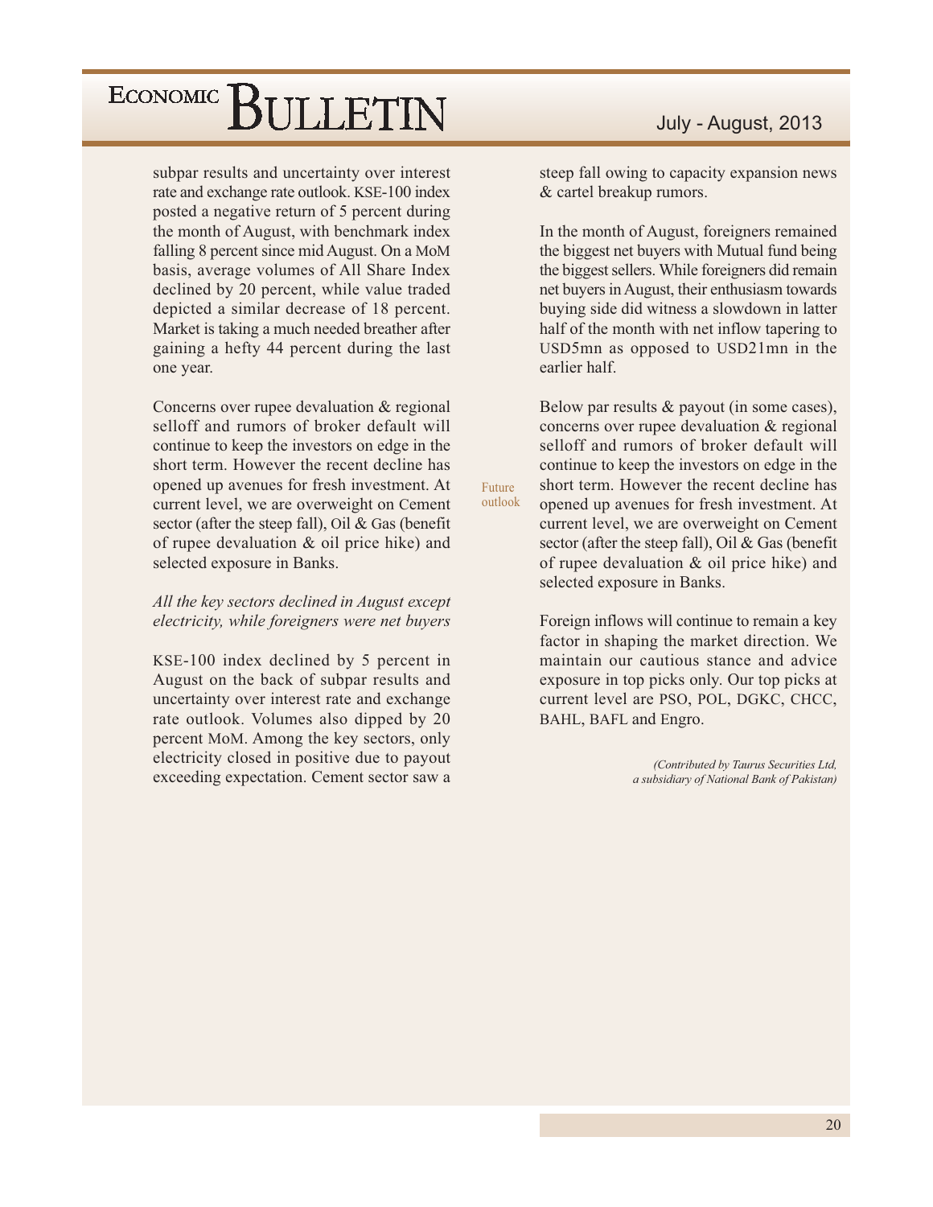subpar results and uncertainty over interest rate and exchange rate outlook. KSE-100 index posted a negative return of 5 percent during the month of August, with benchmark index falling 8 percent since mid August. On a MoM basis, average volumes of All Share Index declined by 20 percent, while value traded depicted a similar decrease of 18 percent. Market is taking a much needed breather after gaining a hefty 44 percent during the last one year.

Concerns over rupee devaluation & regional selloff and rumors of broker default will continue to keep the investors on edge in the short term. However the recent decline has opened up avenues for fresh investment. At current level, we are overweight on Cement sector (after the steep fall), Oil & Gas (benefit of rupee devaluation & oil price hike) and selected exposure in Banks.

*All the key sectors declined in August except electricity, while foreigners were net buyers*

KSE-100 index declined by 5 percent in August on the back of subpar results and uncertainty over interest rate and exchange rate outlook. Volumes also dipped by 20 percent MoM. Among the key sectors, only electricity closed in positive due to payout exceeding expectation. Cement sector saw a steep fall owing to capacity expansion news & cartel breakup rumors.

In the month of August, foreigners remained the biggest net buyers with Mutual fund being the biggest sellers. While foreigners did remain net buyers in August, their enthusiasm towards buying side did witness a slowdown in latter half of the month with net inflow tapering to USD5mn as opposed to USD21mn in the earlier half.

**Future outlook**

Below par results & payout (in some cases), concerns over rupee devaluation & regional selloff and rumors of broker default will continue to keep the investors on edge in the short term. However the recent decline has opened up avenues for fresh investment. At current level, we are overweight on Cement sector (after the steep fall), Oil & Gas (benefit of rupee devaluation & oil price hike) and selected exposure in Banks.

Foreign inflows will continue to remain a key factor in shaping the market direction. We maintain our cautious stance and advice exposure in top picks only. Our top picks at current level are PSO, POL, DGKC, CHCC, BAHL, BAFL and Engro.

*(Contributed by Taurus Securities Ltd, a subsidiary of National Bank of Pakistan)*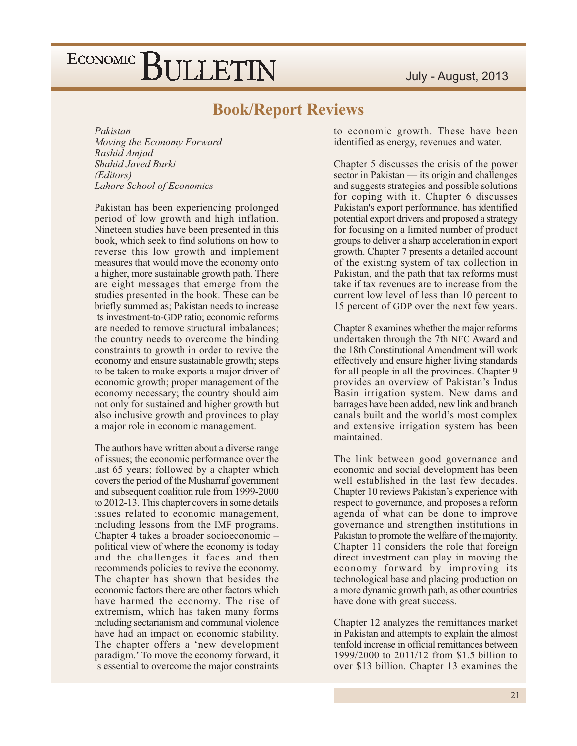## Book/Report Reviews

*Pakistan*
*Moving the Economy Forward*
*Rashid Amjad*
*Shahid Javed Burki*
*(Editors)*
*Lahore School of Economics*

Pakistan has been experiencing prolonged period of low growth and high inflation. Nineteen studies have been presented in this book, which seek to find solutions on how to reverse this low growth and implement measures that would move the economy onto a higher, more sustainable growth path. There are eight messages that emerge from the studies presented in the book. These can be briefly summed as; Pakistan needs to increase its investment-to-GDP ratio; economic reforms are needed to remove structural imbalances; the country needs to overcome the binding constraints to growth in order to revive the economy and ensure sustainable growth; steps to be taken to make exports a major driver of economic growth; proper management of the economy necessary; the country should aim not only for sustained and higher growth but also inclusive growth and provinces to play a major role in economic management.

The authors have written about a diverse range of issues; the economic performance over the last 65 years; followed by a chapter which covers the period of the Musharraf government and subsequent coalition rule from 1999-2000 to 2012-13. This chapter covers in some details issues related to economic management, including lessons from the IMF programs. Chapter 4 takes a broader socioeconomic – political view of where the economy is today and the challenges it faces and then recommends policies to revive the economy. The chapter has shown that besides the economic factors there are other factors which have harmed the economy. The rise of extremism, which has taken many forms including sectarianism and communal violence have had an impact on economic stability. The chapter offers a 'new development paradigm.' To move the economy forward, it is essential to overcome the major constraints to economic growth. These have been identified as energy, revenues and water.

Chapter 5 discusses the crisis of the power sector in Pakistan — its origin and challenges and suggests strategies and possible solutions for coping with it. Chapter 6 discusses Pakistan's export performance, has identified potential export drivers and proposed a strategy for focusing on a limited number of product groups to deliver a sharp acceleration in export growth. Chapter 7 presents a detailed account of the existing system of tax collection in Pakistan, and the path that tax reforms must take if tax revenues are to increase from the current low level of less than 10 percent to 15 percent of GDP over the next few years.

Chapter 8 examines whether the major reforms undertaken through the 7th NFC Award and the 18th Constitutional Amendment will work effectively and ensure higher living standards for all people in all the provinces. Chapter 9 provides an overview of Pakistan's Indus Basin irrigation system. New dams and barrages have been added, new link and branch canals built and the world's most complex and extensive irrigation system has been maintained.

The link between good governance and economic and social development has been well established in the last few decades. Chapter 10 reviews Pakistan's experience with respect to governance, and proposes a reform agenda of what can be done to improve governance and strengthen institutions in Pakistan to promote the welfare of the majority. Chapter 11 considers the role that foreign direct investment can play in moving the economy forward by improving its technological base and placing production on a more dynamic growth path, as other countries have done with great success.

Chapter 12 analyzes the remittances market in Pakistan and attempts to explain the almost tenfold increase in official remittances between 1999/2000 to 2011/12 from $1.5 billion to over $13 billion. Chapter 13 examines the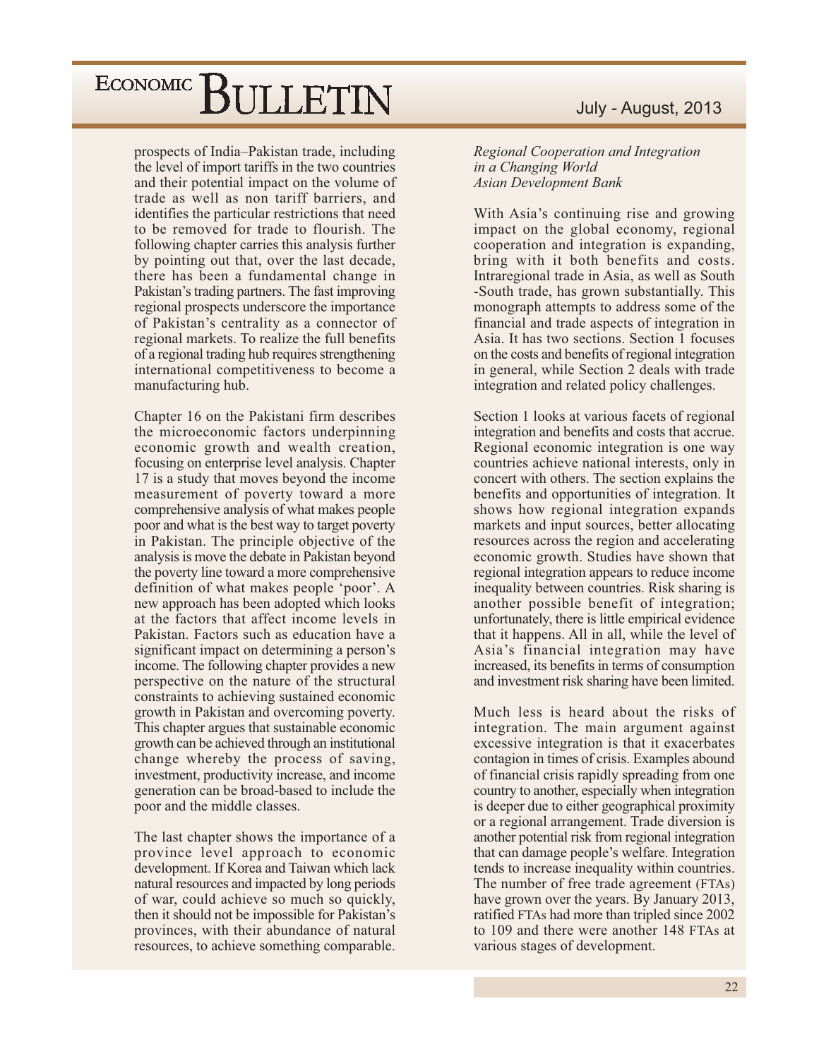prospects of India–Pakistan trade, including the level of import tariffs in the two countries and their potential impact on the volume of trade as well as non tariff barriers, and identifies the particular restrictions that need to be removed for trade to flourish. The following chapter carries this analysis further by pointing out that, over the last decade, there has been a fundamental change in Pakistan's trading partners. The fast improving regional prospects underscore the importance of Pakistan's centrality as a connector of regional markets. To realize the full benefits of a regional trading hub requires strengthening international competitiveness to become a manufacturing hub.

Chapter 16 on the Pakistani firm describes the microeconomic factors underpinning economic growth and wealth creation, focusing on enterprise level analysis. Chapter 17 is a study that moves beyond the income measurement of poverty toward a more comprehensive analysis of what makes people poor and what is the best way to target poverty in Pakistan. The principle objective of the analysis is move the debate in Pakistan beyond the poverty line toward a more comprehensive definition of what makes people 'poor'. A new approach has been adopted which looks at the factors that affect income levels in Pakistan. Factors such as education have a significant impact on determining a person's income. The following chapter provides a new perspective on the nature of the structural constraints to achieving sustained economic growth in Pakistan and overcoming poverty. This chapter argues that sustainable economic growth can be achieved through an institutional change whereby the process of saving, investment, productivity increase, and income generation can be broad-based to include the poor and the middle classes.

The last chapter shows the importance of a province level approach to economic development. If Korea and Taiwan which lack natural resources and impacted by long periods of war, could achieve so much so quickly, then it should not be impossible for Pakistan's provinces, with their abundance of natural resources, to achieve something comparable.

*Regional Cooperation and Integration in a Changing World*
*Asian Development Bank*

With Asia's continuing rise and growing impact on the global economy, regional cooperation and integration is expanding, bring with it both benefits and costs. Intraregional trade in Asia, as well as South -South trade, has grown substantially. This monograph attempts to address some of the financial and trade aspects of integration in Asia. It has two sections. Section 1 focuses on the costs and benefits of regional integration in general, while Section 2 deals with trade integration and related policy challenges.

Section 1 looks at various facets of regional integration and benefits and costs that accrue. Regional economic integration is one way countries achieve national interests, only in concert with others. The section explains the benefits and opportunities of integration. It shows how regional integration expands markets and input sources, better allocating resources across the region and accelerating economic growth. Studies have shown that regional integration appears to reduce income inequality between countries. Risk sharing is another possible benefit of integration; unfortunately, there is little empirical evidence that it happens. All in all, while the level of Asia's financial integration may have increased, its benefits in terms of consumption and investment risk sharing have been limited.

Much less is heard about the risks of integration. The main argument against excessive integration is that it exacerbates contagion in times of crisis. Examples abound of financial crisis rapidly spreading from one country to another, especially when integration is deeper due to either geographical proximity or a regional arrangement. Trade diversion is another potential risk from regional integration that can damage people's welfare. Integration tends to increase inequality within countries. The number of free trade agreement (FTAs) have grown over the years. By January 2013, ratified FTAs had more than tripled since 2002 to 109 and there were another 148 FTAs at various stages of development.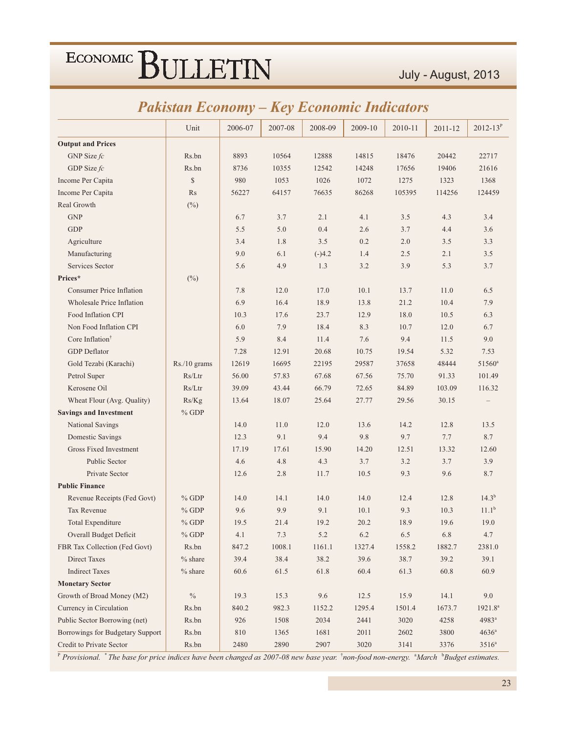## Pakistan Economy – Key Economic Indicators

| | Unit | 2006-07 | 2007-08 | 2008-09 | 2009-10 | 2010-11 | 2011-12 | 2012-13[P] |
|---|---|---|---|---|---|---|---|---|
| **Output and Prices** | | | | | | | | |
| GNP Size *fc* | Rs.bn | 8893 | 10564 | 12888 | 14815 | 18476 | 20442 | 22717 |
| GDP Size *fc* | Rs.bn | 8736 | 10355 | 12542 | 14248 | 17656 | 19406 | 21616 |
| Income Per Capita | $ | 980 | 1053 | 1026 | 1072 | 1275 | 1323 | 1368 |
| Income Per Capita | Rs | 56227 | 64157 | 76635 | 86268 | 105395 | 114256 | 124459 |
| Real Growth | (%) | | | | | | | |
| GNP | | 6.7 | 3.7 | 2.1 | 4.1 | 3.5 | 4.3 | 3.4 |
| GDP | | 5.5 | 5.0 | 0.4 | 2.6 | 3.7 | 4.4 | 3.6 |
| Agriculture | | 3.4 | 1.8 | 3.5 | 0.2 | 2.0 | 3.5 | 3.3 |
| Manufacturing | | 9.0 | 6.1 | (-)4.2 | 1.4 | 2.5 | 2.1 | 3.5 |
| Services Sector | | 5.6 | 4.9 | 1.3 | 3.2 | 3.9 | 5.3 | 3.7 |
| **Prices*** | (%) | | | | | | | |
| Consumer Price Inflation | | 7.8 | 12.0 | 17.0 | 10.1 | 13.7 | 11.0 | 6.5 |
| Wholesale Price Inflation | | 6.9 | 16.4 | 18.9 | 13.8 | 21.2 | 10.4 | 7.9 |
| Food Inflation CPI | | 10.3 | 17.6 | 23.7 | 12.9 | 18.0 | 10.5 | 6.3 |
| Non Food Inflation CPI | | 6.0 | 7.9 | 18.4 | 8.3 | 10.7 | 12.0 | 6.7 |
| Core Inflation[†] | | 5.9 | 8.4 | 11.4 | 7.6 | 9.4 | 11.5 | 9.0 |
| GDP Deflator | | 7.28 | 12.91 | 20.68 | 10.75 | 19.54 | 5.32 | 7.53 |
| Gold Tezabi (Karachi) | Rs./10 grams | 12619 | 16695 | 22195 | 29587 | 37658 | 48444 | 51560[a] |
| Petrol Super | Rs/Ltr | 56.00 | 57.83 | 67.68 | 67.56 | 75.70 | 91.33 | 101.49 |
| Kerosene Oil | Rs/Ltr | 39.09 | 43.44 | 66.79 | 72.65 | 84.89 | 103.09 | 116.32 |
| Wheat Flour (Avg. Quality) | Rs/Kg | 13.64 | 18.07 | 25.64 | 27.77 | 29.56 | 30.15 | – |
| **Savings and Investment** | % GDP | | | | | | | |
| National Savings | | 14.0 | 11.0 | 12.0 | 13.6 | 14.2 | 12.8 | 13.5 |
| Domestic Savings | | 12.3 | 9.1 | 9.4 | 9.8 | 9.7 | 7.7 | 8.7 |
| Gross Fixed Investment | | 17.19 | 17.61 | 15.90 | 14.20 | 12.51 | 13.32 | 12.60 |
| Public Sector | | 4.6 | 4.8 | 4.3 | 3.7 | 3.2 | 3.7 | 3.9 |
| Private Sector | | 12.6 | 2.8 | 11.7 | 10.5 | 9.3 | 9.6 | 8.7 |
| **Public Finance** | | | | | | | | |
| Revenue Receipts (Fed Govt) | % GDP | 14.0 | 14.1 | 14.0 | 14.0 | 12.4 | 12.8 | 14.3[b] |
| Tax Revenue | % GDP | 9.6 | 9.9 | 9.1 | 10.1 | 9.3 | 10.3 | 11.1[b] |
| Total Expenditure | % GDP | 19.5 | 21.4 | 19.2 | 20.2 | 18.9 | 19.6 | 19.0 |
| Overall Budget Deficit | % GDP | 4.1 | 7.3 | 5.2 | 6.2 | 6.5 | 6.8 | 4.7 |
| FBR Tax Collection (Fed Govt) | Rs.bn | 847.2 | 1008.1 | 1161.1 | 1327.4 | 1558.2 | 1882.7 | 2381.0 |
| Direct Taxes | % share | 39.4 | 38.4 | 38.2 | 39.6 | 38.7 | 39.2 | 39.1 |
| Indirect Taxes | % share | 60.6 | 61.5 | 61.8 | 60.4 | 61.3 | 60.8 | 60.9 |
| **Monetary Sector** | | | | | | | | |
| Growth of Broad Money (M2) | % | 19.3 | 15.3 | 9.6 | 12.5 | 15.9 | 14.1 | 9.0 |
| Currency in Circulation | Rs.bn | 840.2 | 982.3 | 1152.2 | 1295.4 | 1501.4 | 1673.7 | 1921.8[a] |
| Public Sector Borrowing (net) | Rs.bn | 926 | 1508 | 2034 | 2441 | 3020 | 4258 | 4983[a] |
| Borrowings for Budgetary Support | Rs.bn | 810 | 1365 | 1681 | 2011 | 2602 | 3800 | 4636[a] |
| Credit to Private Sector | Rs.bn | 2480 | 2890 | 2907 | 3020 | 3141 | 3376 | 3516[a] |

[P] *Provisional.* [*] *The base for price indices have been changed as 2007-08 new base year.* [†]*non-food non-energy.* [a]*March* [b]*Budget estimates.*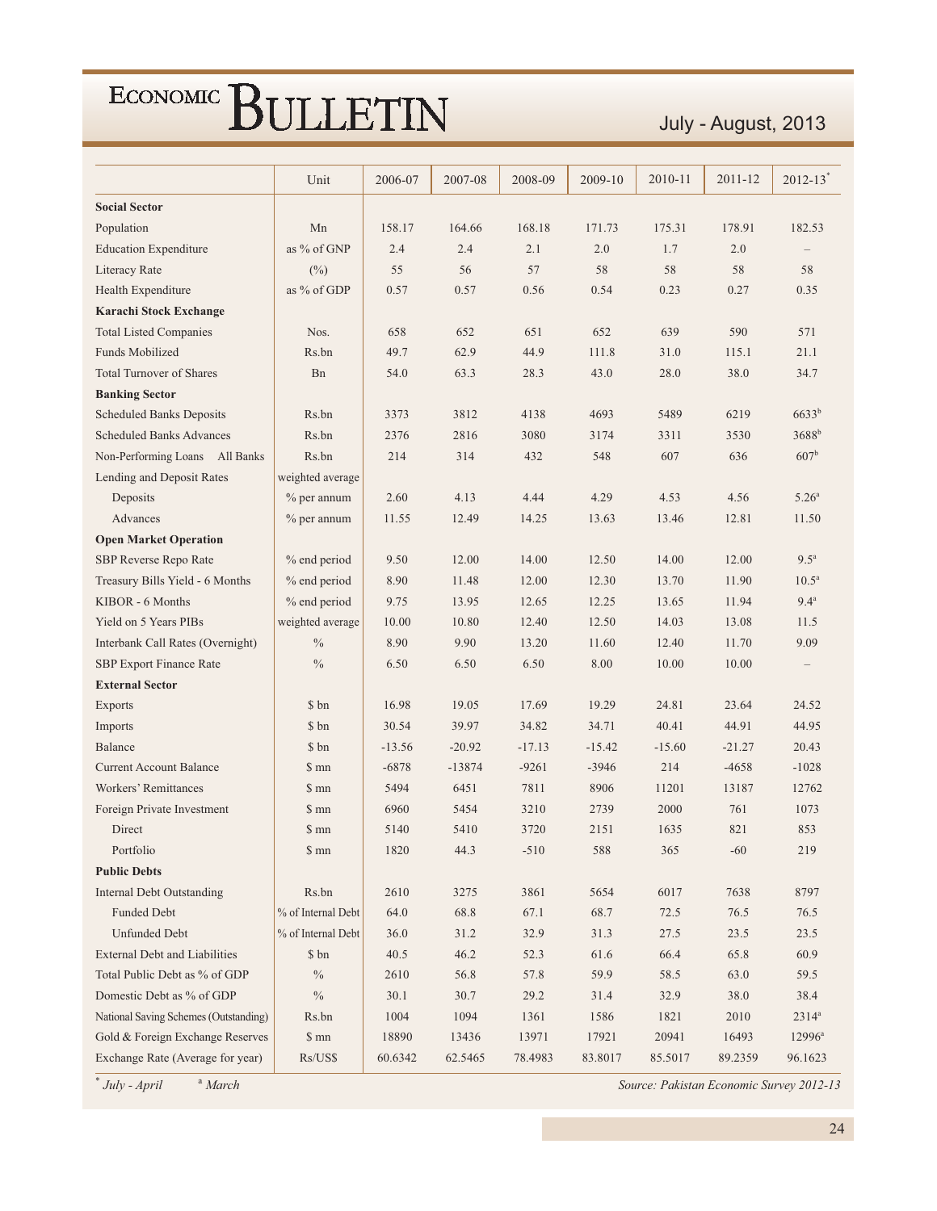| | Unit | 2006-07 | 2007-08 | 2008-09 | 2009-10 | 2010-11 | 2011-12 | 2012-13* |
|---|---|---|---|---|---|---|---|---|
| **Social Sector** | | | | | | | | |
| Population | Mn | 158.17 | 164.66 | 168.18 | 171.73 | 175.31 | 178.91 | 182.53 |
| Education Expenditure | as % of GNP | 2.4 | 2.4 | 2.1 | 2.0 | 1.7 | 2.0 | – |
| Literacy Rate | (%) | 55 | 56 | 57 | 58 | 58 | 58 | 58 |
| Health Expenditure | as % of GDP | 0.57 | 0.57 | 0.56 | 0.54 | 0.23 | 0.27 | 0.35 |
| **Karachi Stock Exchange** | | | | | | | | |
| Total Listed Companies | Nos. | 658 | 652 | 651 | 652 | 639 | 590 | 571 |
| Funds Mobilized | Rs.bn | 49.7 | 62.9 | 44.9 | 111.8 | 31.0 | 115.1 | 21.1 |
| Total Turnover of Shares | Bn | 54.0 | 63.3 | 28.3 | 43.0 | 28.0 | 38.0 | 34.7 |
| **Banking Sector** | | | | | | | | |
| Scheduled Banks Deposits | Rs.bn | 3373 | 3812 | 4138 | 4693 | 5489 | 6219 | 6633[b] |
| Scheduled Banks Advances | Rs.bn | 2376 | 2816 | 3080 | 3174 | 3311 | 3530 | 3688[b] |
| Non-Performing Loans All Banks | Rs.bn | 214 | 314 | 432 | 548 | 607 | 636 | 607[b] |
| Lending and Deposit Rates | weighted average | | | | | | | |
| Deposits | % per annum | 2.60 | 4.13 | 4.44 | 4.29 | 4.53 | 4.56 | 5.26[a] |
| Advances | % per annum | 11.55 | 12.49 | 14.25 | 13.63 | 13.46 | 12.81 | 11.50 |
| **Open Market Operation** | | | | | | | | |
| SBP Reverse Repo Rate | % end period | 9.50 | 12.00 | 14.00 | 12.50 | 14.00 | 12.00 | 9.5[a] |
| Treasury Bills Yield - 6 Months | % end period | 8.90 | 11.48 | 12.00 | 12.30 | 13.70 | 11.90 | 10.5[a] |
| KIBOR - 6 Months | % end period | 9.75 | 13.95 | 12.65 | 12.25 | 13.65 | 11.94 | 9.4[a] |
| Yield on 5 Years PIBs | weighted average | 10.00 | 10.80 | 12.40 | 12.50 | 14.03 | 13.08 | 11.5 |
| Interbank Call Rates (Overnight) | % | 8.90 | 9.90 | 13.20 | 11.60 | 12.40 | 11.70 | 9.09 |
| SBP Export Finance Rate | % | 6.50 | 6.50 | 6.50 | 8.00 | 10.00 | 10.00 | – |
| **External Sector** | | | | | | | | |
| Exports | $ bn | 16.98 | 19.05 | 17.69 | 19.29 | 24.81 | 23.64 | 24.52 |
| Imports | $ bn | 30.54 | 39.97 | 34.82 | 34.71 | 40.41 | 44.91 | 44.95 |
| Balance | $ bn | -13.56 | -20.92 | -17.13 | -15.42 | -15.60 | -21.27 | 20.43 |
| Current Account Balance | $ mn | -6878 | -13874 | -9261 | -3946 | 214 | -4658 | -1028 |
| Workers' Remittances | $ mn | 5494 | 6451 | 7811 | 8906 | 11201 | 13187 | 12762 |
| Foreign Private Investment | $ mn | 6960 | 5454 | 3210 | 2739 | 2000 | 761 | 1073 |
| Direct | $ mn | 5140 | 5410 | 3720 | 2151 | 1635 | 821 | 853 |
| Portfolio | $ mn | 1820 | 44.3 | -510 | 588 | 365 | -60 | 219 |
| **Public Debts** | | | | | | | | |
| Internal Debt Outstanding | Rs.bn | 2610 | 3275 | 3861 | 5654 | 6017 | 7638 | 8797 |
| Funded Debt | % of Internal Debt | 64.0 | 68.8 | 67.1 | 68.7 | 72.5 | 76.5 | 76.5 |
| Unfunded Debt | % of Internal Debt | 36.0 | 31.2 | 32.9 | 31.3 | 27.5 | 23.5 | 23.5 |
| External Debt and Liabilities | $ bn | 40.5 | 46.2 | 52.3 | 61.6 | 66.4 | 65.8 | 60.9 |
| Total Public Debt as % of GDP | % | 2610 | 56.8 | 57.8 | 59.9 | 58.5 | 63.0 | 59.5 |
| Domestic Debt as % of GDP | % | 30.1 | 30.7 | 29.2 | 31.4 | 32.9 | 38.0 | 38.4 |
| National Saving Schemes (Outstanding) | Rs.bn | 1004 | 1094 | 1361 | 1586 | 1821 | 2010 | 2314[a] |
| Gold & Foreign Exchange Reserves | $ mn | 18890 | 13436 | 13971 | 17921 | 20941 | 16493 | 12996[a] |
| Exchange Rate (Average for year) | Rs/US$ | 60.6342 | 62.5465 | 78.4983 | 83.8017 | 85.5017 | 89.2359 | 96.1623 |

*\* July - April* &nbsp;&nbsp;&nbsp; *[a] March*

*Source: Pakistan Economic Survey 2012-13*